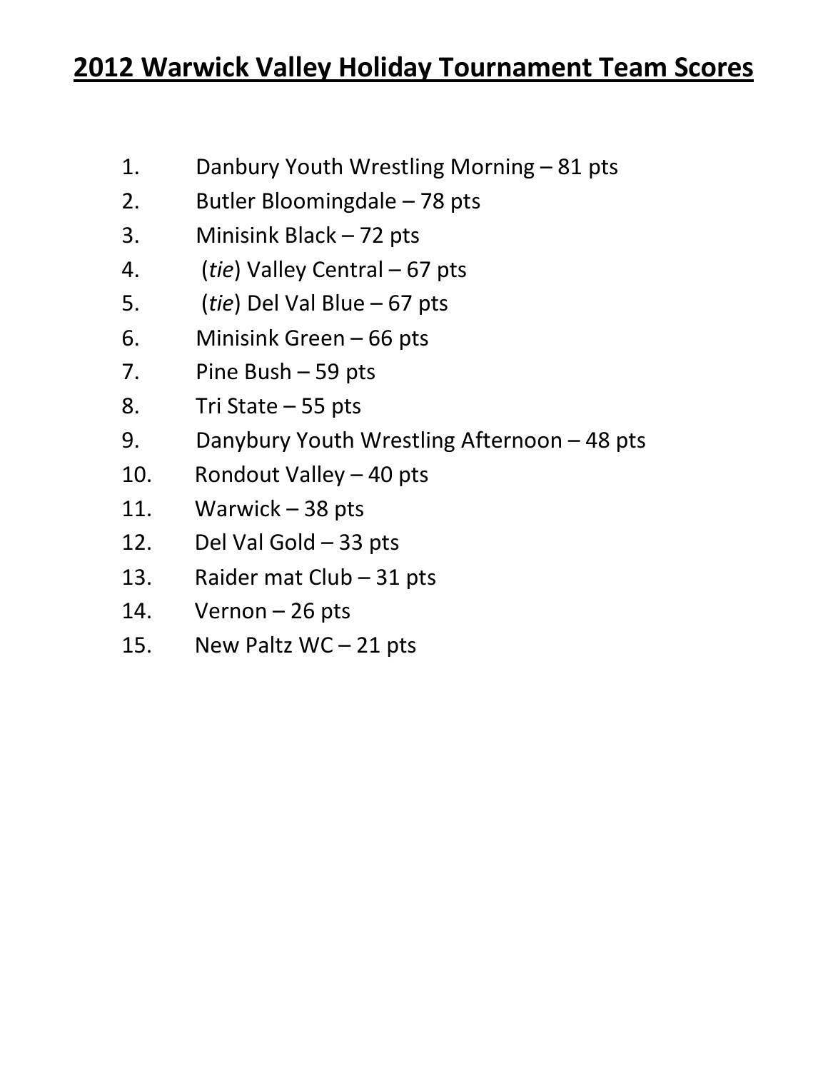# 2012 Warwick Valley Holiday Tournament Team Scores

1. Danbury Youth Wrestling Morning – 81 pts
2. Butler Bloomingdale – 78 pts
3. Minisink Black – 72 pts
4. (*tie*) Valley Central – 67 pts
5. (*tie*) Del Val Blue – 67 pts
6. Minisink Green – 66 pts
7. Pine Bush – 59 pts
8. Tri State – 55 pts
9. Danybury Youth Wrestling Afternoon – 48 pts
10. Rondout Valley – 40 pts
11. Warwick – 38 pts
12. Del Val Gold – 33 pts
13. Raider mat Club – 31 pts
14. Vernon – 26 pts
15. New Paltz WC – 21 pts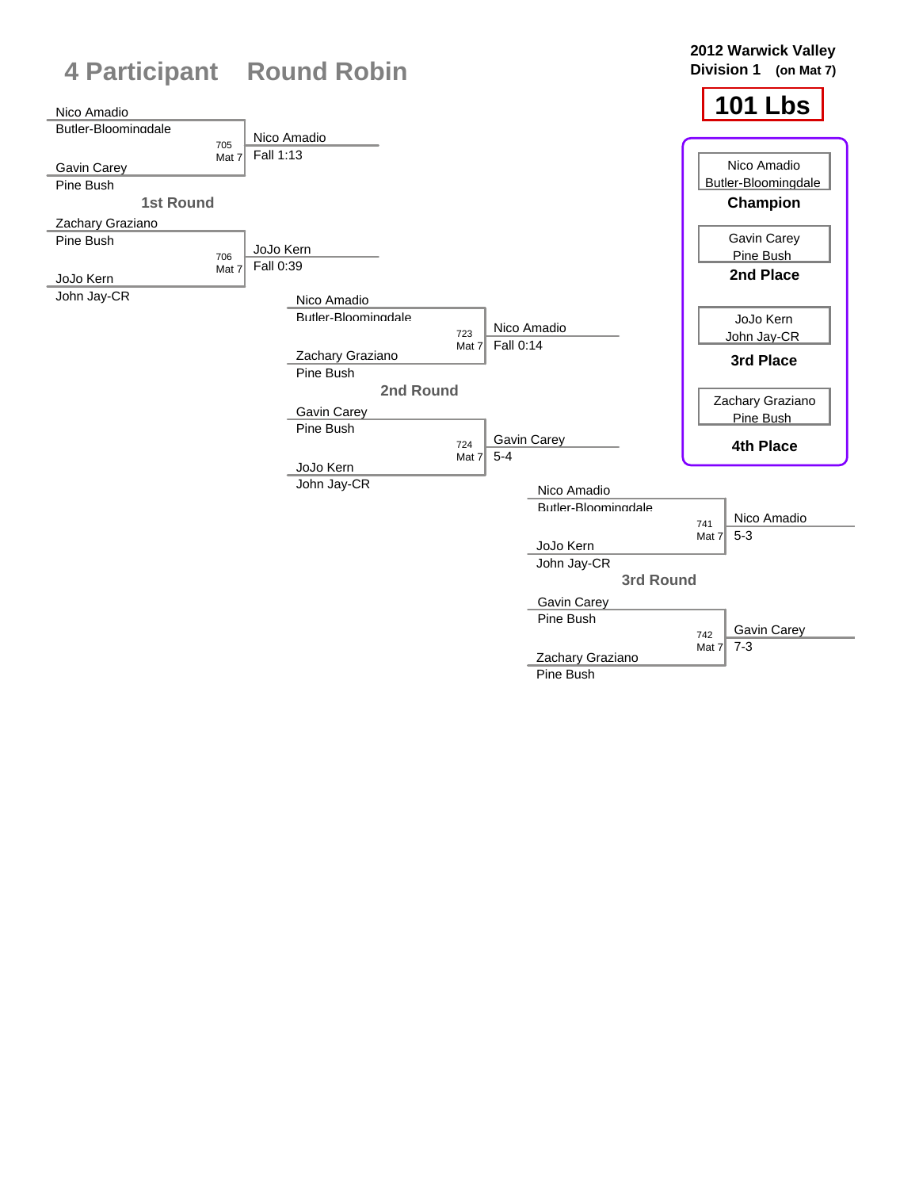# 4 Participant Round Robin

**2012 Warwick Valley**
**Division 1 (on Mat 7)**

## 101 Lbs

### 1st Round

| Wrestler 1 | Wrestler 2 | Bout | Winner | Result |
|---|---|---|---|---|
| Nico Amadio (Butler-Bloomingdale) | Gavin Carey (Pine Bush) | 705 Mat 7 | Nico Amadio | Fall 1:13 |
| Zachary Graziano (Pine Bush) | JoJo Kern (John Jay-CR) | 706 Mat 7 | JoJo Kern | Fall 0:39 |

### 2nd Round

| Wrestler 1 | Wrestler 2 | Bout | Winner | Result |
|---|---|---|---|---|
| Nico Amadio (Butler-Bloomingdale) | Zachary Graziano (Pine Bush) | 723 Mat 7 | Nico Amadio | Fall 0:14 |
| Gavin Carey (Pine Bush) | JoJo Kern (John Jay-CR) | 724 Mat 7 | Gavin Carey | 5-4 |

### 3rd Round

| Wrestler 1 | Wrestler 2 | Bout | Winner | Result |
|---|---|---|---|---|
| Nico Amadio (Butler-Bloomingdale) | JoJo Kern (John Jay-CR) | 741 Mat 7 | Nico Amadio | 5-3 |
| Gavin Carey (Pine Bush) | Zachary Graziano (Pine Bush) | 742 Mat 7 | Gavin Carey | 7-3 |

### Placements

- Nico Amadio, Butler-Bloomingdale — **Champion**
- Gavin Carey, Pine Bush — **2nd Place**
- JoJo Kern, John Jay-CR — **3rd Place**
- Zachary Graziano, Pine Bush — **4th Place**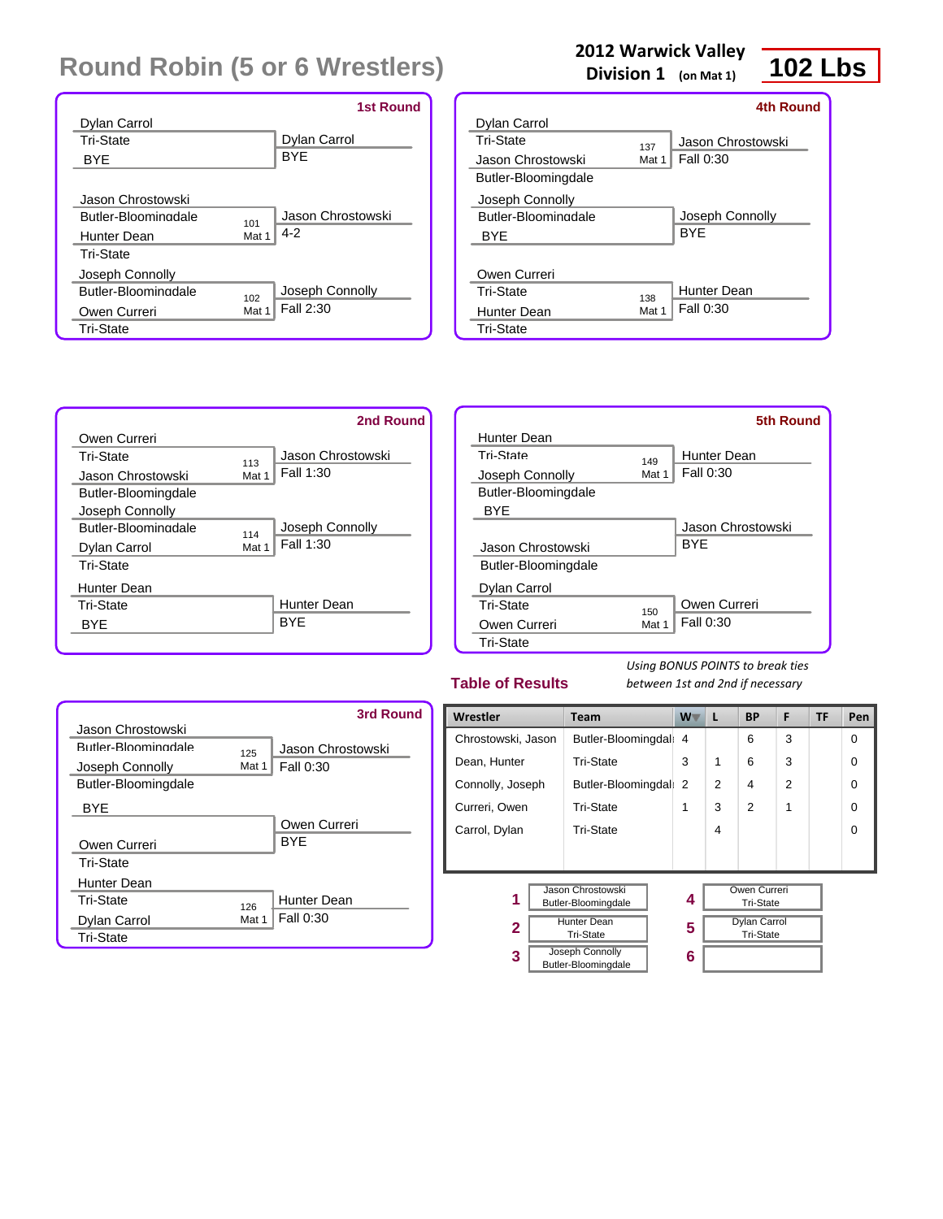# Round Robin (5 or 6 Wrestlers)

**2012 Warwick Valley Division 1 (on Mat 1)**

**102 Lbs**

## 1st Round

| Wrestler 1 | Wrestler 2 | Bout | Winner | Result |
|---|---|---|---|---|
| Dylan Carrol (Tri-State) | BYE | | Dylan Carrol | BYE |
| Jason Chrostowski (Butler-Bloomingdale) | Hunter Dean (Tri-State) | 101 Mat 1 | Jason Chrostowski | 4-2 |
| Joseph Connolly (Butler-Bloomingdale) | Owen Curreri (Tri-State) | 102 Mat 1 | Joseph Connolly | Fall 2:30 |

## 2nd Round

| Wrestler 1 | Wrestler 2 | Bout | Winner | Result |
|---|---|---|---|---|
| Owen Curreri (Tri-State) | Jason Chrostowski (Butler-Bloomingdale) | 113 Mat 1 | Jason Chrostowski | Fall 1:30 |
| Joseph Connolly (Butler-Bloomingdale) | Dylan Carrol (Tri-State) | 114 Mat 1 | Joseph Connolly | Fall 1:30 |
| Hunter Dean (Tri-State) | BYE | | Hunter Dean | BYE |

## 3rd Round

| Wrestler 1 | Wrestler 2 | Bout | Winner | Result |
|---|---|---|---|---|
| Jason Chrostowski (Butler-Bloomingdale) | Joseph Connolly (Butler-Bloomingdale) | 125 Mat 1 | Jason Chrostowski | Fall 0:30 |
| BYE | Owen Curreri (Tri-State) | | Owen Curreri | BYE |
| Hunter Dean (Tri-State) | Dylan Carrol (Tri-State) | 126 Mat 1 | Hunter Dean | Fall 0:30 |

## 4th Round

| Wrestler 1 | Wrestler 2 | Bout | Winner | Result |
|---|---|---|---|---|
| Dylan Carrol (Tri-State) | Jason Chrostowski (Butler-Bloomingdale) | 137 Mat 1 | Jason Chrostowski | Fall 0:30 |
| Joseph Connolly (Butler-Bloomingdale) | BYE | | Joseph Connolly | BYE |
| Owen Curreri (Tri-State) | Hunter Dean (Tri-State) | 138 Mat 1 | Hunter Dean | Fall 0:30 |

## 5th Round

| Wrestler 1 | Wrestler 2 | Bout | Winner | Result |
|---|---|---|---|---|
| Hunter Dean (Tri-State) | Joseph Connolly (Butler-Bloomingdale) | 149 Mat 1 | Hunter Dean | Fall 0:30 |
| BYE | Jason Chrostowski (Butler-Bloomingdale) | | Jason Chrostowski | BYE |
| Dylan Carrol (Tri-State) | Owen Curreri (Tri-State) | 150 Mat 1 | Owen Curreri | Fall 0:30 |

## Table of Results

*Using BONUS POINTS to break ties between 1st and 2nd if necessary*

| Wrestler | Team | W | L | BP | F | TF | Pen |
|---|---|---|---|---|---|---|---|
| Chrostowski, Jason | Butler-Bloomingdal | 4 | | 6 | 3 | | 0 |
| Dean, Hunter | Tri-State | 3 | 1 | 6 | 3 | | 0 |
| Connolly, Joseph | Butler-Bloomingdal | 2 | 2 | 4 | 2 | | 0 |
| Curreri, Owen | Tri-State | 1 | 3 | 2 | 1 | | 0 |
| Carrol, Dylan | Tri-State | | 4 | | | | 0 |

| Place | Wrestler | Team |
|---|---|---|
| 1 | Jason Chrostowski | Butler-Bloomingdale |
| 2 | Hunter Dean | Tri-State |
| 3 | Joseph Connolly | Butler-Bloomingdale |
| 4 | Owen Curreri | Tri-State |
| 5 | Dylan Carrol | Tri-State |
| 6 | | |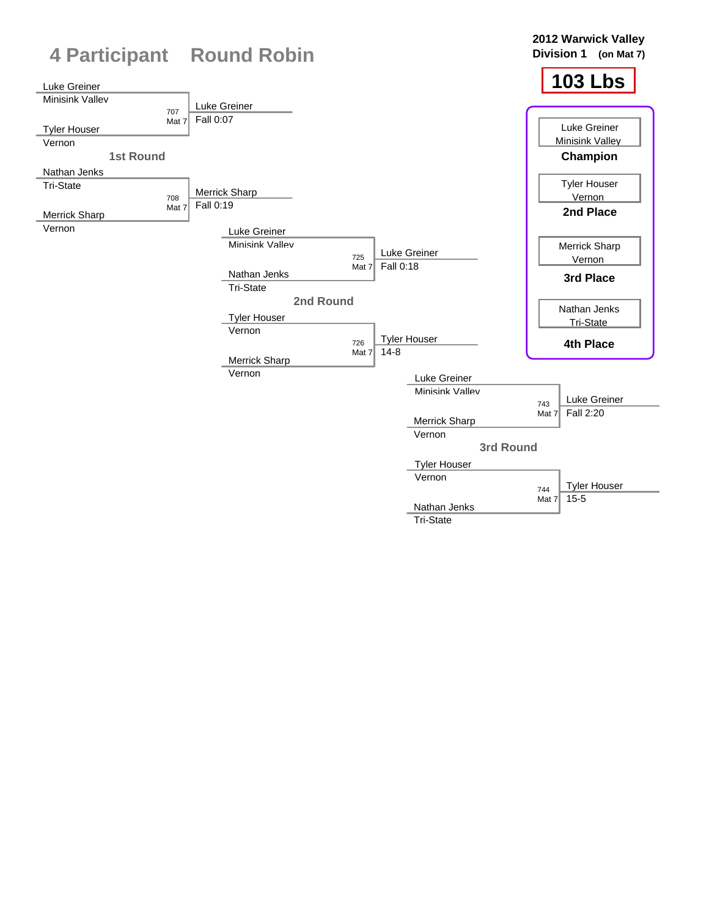# 4 Participant Round Robin

**2012 Warwick Valley**
**Division 1 (on Mat 7)**

## 103 Lbs

### 1st Round

| Bout | Mat | Wrestler 1 | Team | Wrestler 2 | Team | Winner | Result |
|---|---|---|---|---|---|---|---|
| 707 | Mat 7 | Luke Greiner | Minisink Valley | Tyler Houser | Vernon | Luke Greiner | Fall 0:07 |
| 708 | Mat 7 | Nathan Jenks | Tri-State | Merrick Sharp | Vernon | Merrick Sharp | Fall 0:19 |

### 2nd Round

| Bout | Mat | Wrestler 1 | Team | Wrestler 2 | Team | Winner | Result |
|---|---|---|---|---|---|---|---|
| 725 | Mat 7 | Luke Greiner | Minisink Valley | Nathan Jenks | Tri-State | Luke Greiner | Fall 0:18 |
| 726 | Mat 7 | Tyler Houser | Vernon | Merrick Sharp | Vernon | Tyler Houser | 14-8 |

### 3rd Round

| Bout | Mat | Wrestler 1 | Team | Wrestler 2 | Team | Winner | Result |
|---|---|---|---|---|---|---|---|
| 743 | Mat 7 | Luke Greiner | Minisink Valley | Merrick Sharp | Vernon | Luke Greiner | Fall 2:20 |
| 744 | Mat 7 | Tyler Houser | Vernon | Nathan Jenks | Tri-State | Tyler Houser | 15-5 |

### Final Placements

| Place | Wrestler | Team |
|---|---|---|
| **Champion** | Luke Greiner | Minisink Valley |
| **2nd Place** | Tyler Houser | Vernon |
| **3rd Place** | Merrick Sharp | Vernon |
| **4th Place** | Nathan Jenks | Tri-State |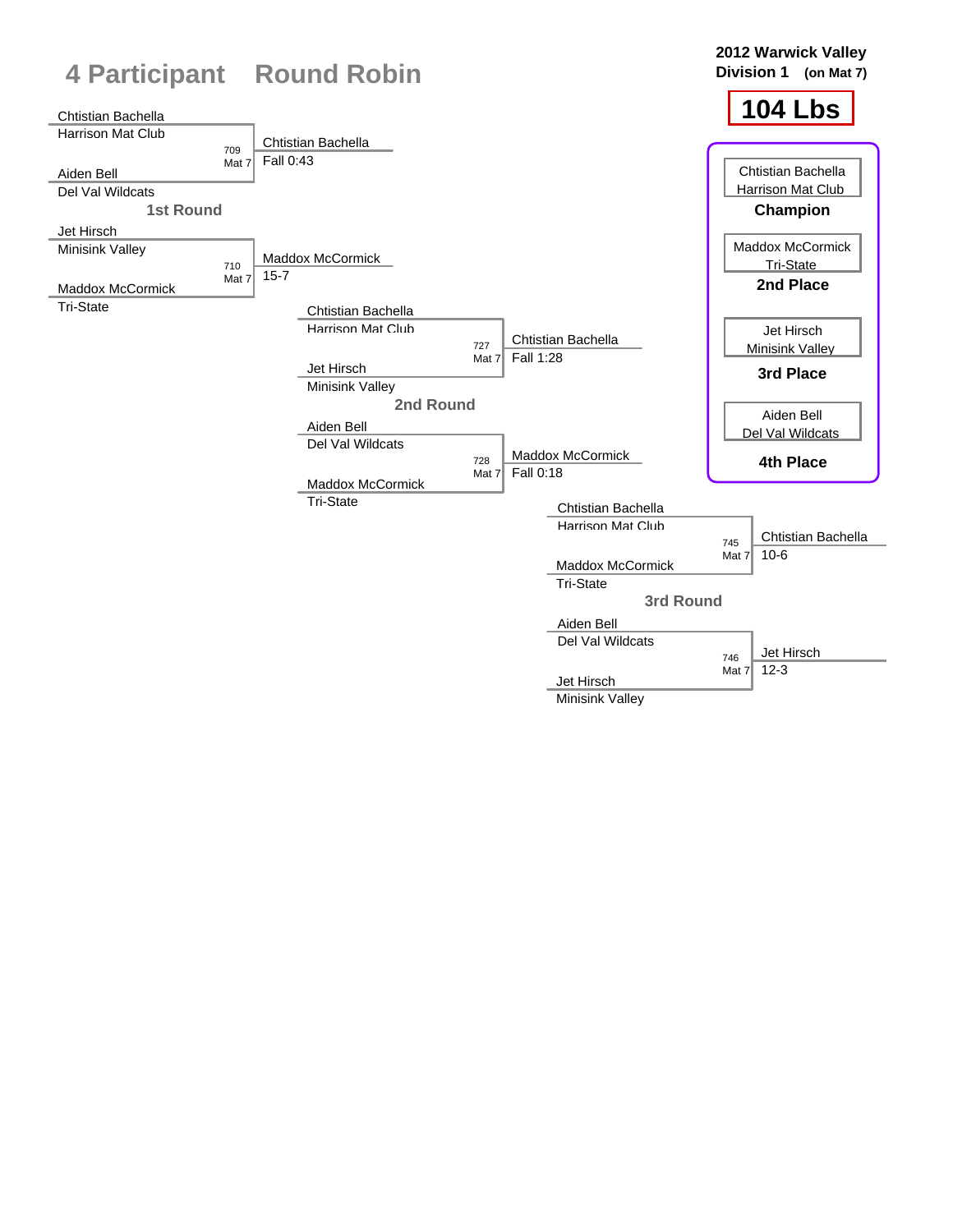# 4 Participant Round Robin

**2012 Warwick Valley**
**Division 1 (on Mat 7)**

## 104 Lbs

### 1st Round

| Bout | Mat | Wrestler 1 | Wrestler 2 | Winner | Result |
|---|---|---|---|---|---|
| 709 | Mat 7 | Chtistian Bachella (Harrison Mat Club) | Aiden Bell (Del Val Wildcats) | Chtistian Bachella | Fall 0:43 |
| 710 | Mat 7 | Jet Hirsch (Minisink Valley) | Maddox McCormick (Tri-State) | Maddox McCormick | 15-7 |

### 2nd Round

| Bout | Mat | Wrestler 1 | Wrestler 2 | Winner | Result |
|---|---|---|---|---|---|
| 727 | Mat 7 | Chtistian Bachella (Harrison Mat Club) | Jet Hirsch (Minisink Valley) | Chtistian Bachella | Fall 1:28 |
| 728 | Mat 7 | Aiden Bell (Del Val Wildcats) | Maddox McCormick (Tri-State) | Maddox McCormick | Fall 0:18 |

### 3rd Round

| Bout | Mat | Wrestler 1 | Wrestler 2 | Winner | Result |
|---|---|---|---|---|---|
| 745 | Mat 7 | Chtistian Bachella (Harrison Mat Club) | Maddox McCormick (Tri-State) | Chtistian Bachella | 10-6 |
| 746 | Mat 7 | Aiden Bell (Del Val Wildcats) | Jet Hirsch (Minisink Valley) | Jet Hirsch | 12-3 |

### Final Placements

| Place | Wrestler | Team |
|---|---|---|
| **Champion** | Chtistian Bachella | Harrison Mat Club |
| **2nd Place** | Maddox McCormick | Tri-State |
| **3rd Place** | Jet Hirsch | Minisink Valley |
| **4th Place** | Aiden Bell | Del Val Wildcats |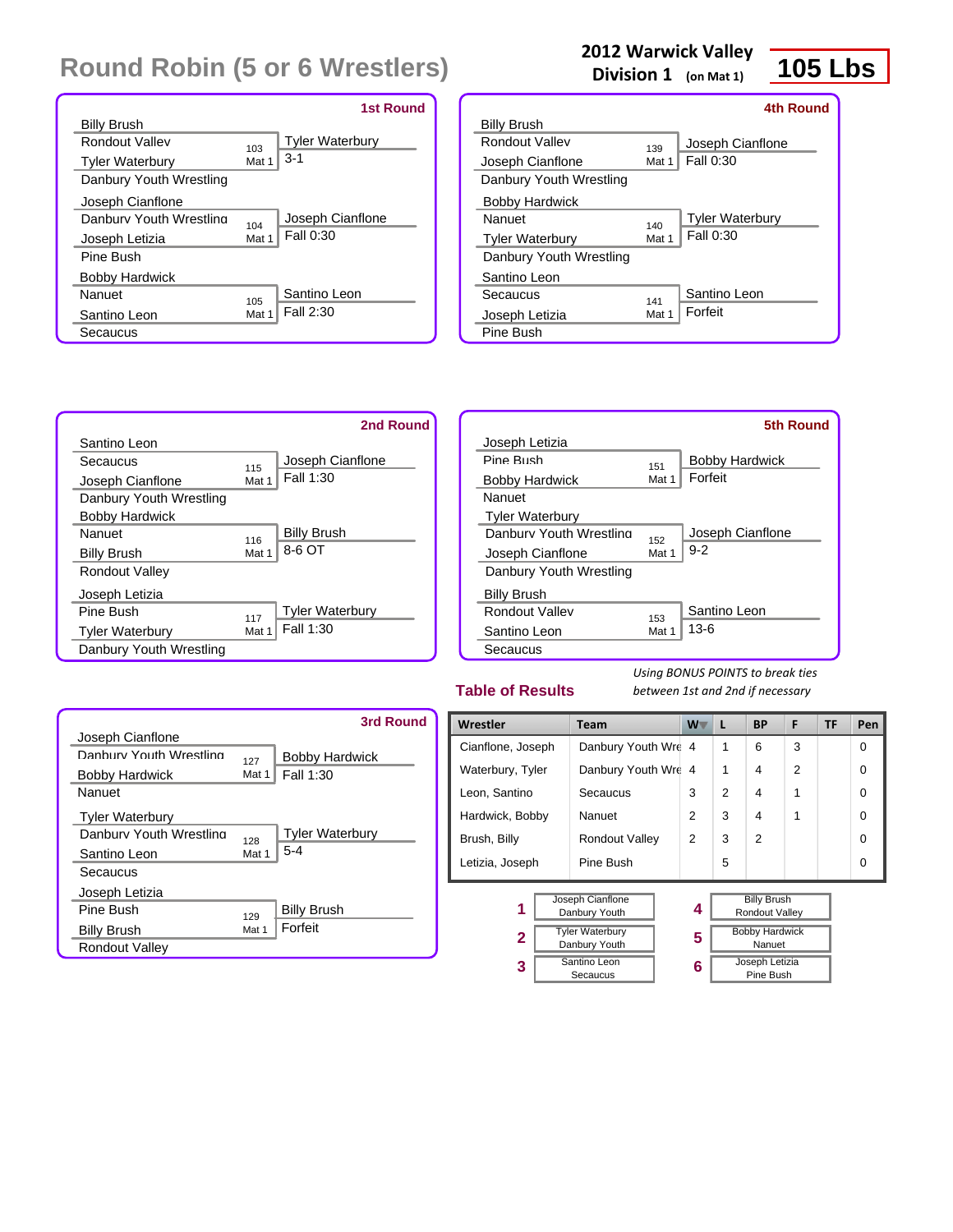# Round Robin (5 or 6 Wrestlers)

**2012 Warwick Valley**
**Division 1** (on Mat 1)

**105 Lbs**

## 1st Round

| Wrestler | Bout | Winner / Result |
|---|---|---|
| Billy Brush, Rondout Valley vs. Tyler Waterbury, Danbury Youth Wrestling | 103 Mat 1 | Tyler Waterbury 3-1 |
| Joseph Cianflone, Danbury Youth Wrestling vs. Joseph Letizia, Pine Bush | 104 Mat 1 | Joseph Cianflone Fall 0:30 |
| Bobby Hardwick, Nanuet vs. Santino Leon, Secaucus | 105 Mat 1 | Santino Leon Fall 2:30 |

## 2nd Round

| Wrestler | Bout | Winner / Result |
|---|---|---|
| Santino Leon, Secaucus vs. Joseph Cianflone, Danbury Youth Wrestling | 115 Mat 1 | Joseph Cianflone Fall 1:30 |
| Bobby Hardwick, Nanuet vs. Billy Brush, Rondout Valley | 116 Mat 1 | Billy Brush 8-6 OT |
| Joseph Letizia, Pine Bush vs. Tyler Waterbury, Danbury Youth Wrestling | 117 Mat 1 | Tyler Waterbury Fall 1:30 |

## 3rd Round

| Wrestler | Bout | Winner / Result |
|---|---|---|
| Joseph Cianflone, Danbury Youth Wrestling vs. Bobby Hardwick, Nanuet | 127 Mat 1 | Bobby Hardwick Fall 1:30 |
| Tyler Waterbury, Danbury Youth Wrestling vs. Santino Leon, Secaucus | 128 Mat 1 | Tyler Waterbury 5-4 |
| Joseph Letizia, Pine Bush vs. Billy Brush, Rondout Valley | 129 Mat 1 | Billy Brush Forfeit |

## 4th Round

| Wrestler | Bout | Winner / Result |
|---|---|---|
| Billy Brush, Rondout Valley vs. Joseph Cianflone, Danbury Youth Wrestling | 139 Mat 1 | Joseph Cianflone Fall 0:30 |
| Bobby Hardwick, Nanuet vs. Tyler Waterbury, Danbury Youth Wrestling | 140 Mat 1 | Tyler Waterbury Fall 0:30 |
| Santino Leon, Secaucus vs. Joseph Letizia, Pine Bush | 141 Mat 1 | Santino Leon Forfeit |

## 5th Round

| Wrestler | Bout | Winner / Result |
|---|---|---|
| Joseph Letizia, Pine Bush vs. Bobby Hardwick, Nanuet | 151 Mat 1 | Bobby Hardwick Forfeit |
| Tyler Waterbury, Danbury Youth Wrestling vs. Joseph Cianflone, Danbury Youth Wrestling | 152 Mat 1 | Joseph Cianflone 9-2 |
| Billy Brush, Rondout Valley vs. Santino Leon, Secaucus | 153 Mat 1 | Santino Leon 13-6 |

## Table of Results

*Using BONUS POINTS to break ties between 1st and 2nd if necessary*

| Wrestler | Team | W | L | BP | F | TF | Pen |
|---|---|---|---|---|---|---|---|
| Cianflone, Joseph | Danbury Youth Wre | 4 | 1 | 6 | 3 | | 0 |
| Waterbury, Tyler | Danbury Youth Wre | 4 | 1 | 4 | 2 | | 0 |
| Leon, Santino | Secaucus | 3 | 2 | 4 | 1 | | 0 |
| Hardwick, Bobby | Nanuet | 2 | 3 | 4 | 1 | | 0 |
| Brush, Billy | Rondout Valley | 2 | 3 | 2 | | | 0 |
| Letizia, Joseph | Pine Bush | | 5 | | | | 0 |

| Place | Wrestler | Team |
|---|---|---|
| 1 | Joseph Cianflone | Danbury Youth |
| 2 | Tyler Waterbury | Danbury Youth |
| 3 | Santino Leon | Secaucus |
| 4 | Billy Brush | Rondout Valley |
| 5 | Bobby Hardwick | Nanuet |
| 6 | Joseph Letizia | Pine Bush |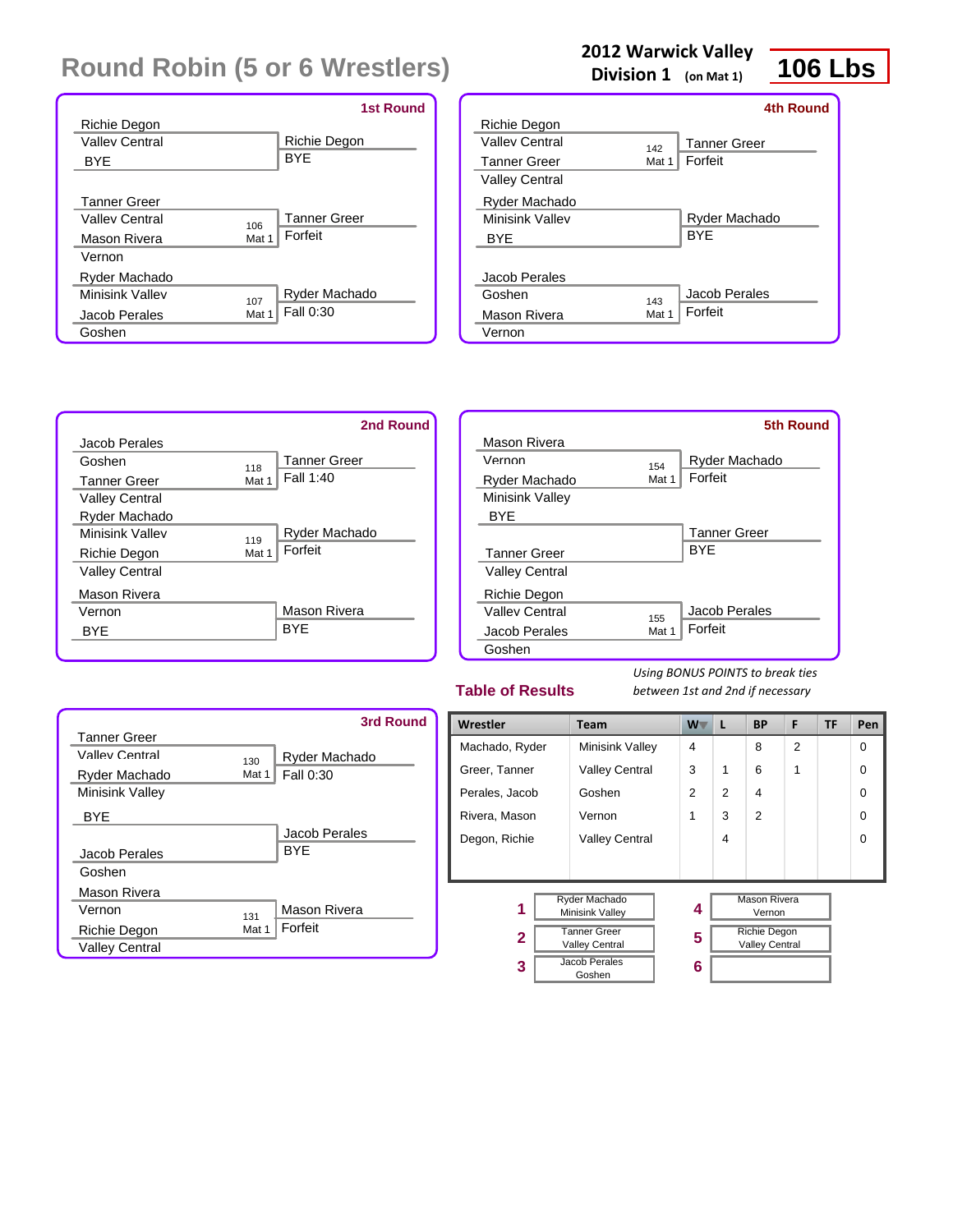# Round Robin (5 or 6 Wrestlers)

**2012 Warwick Valley**
**Division 1** (on Mat 1)

**106 Lbs**

## 1st Round

| Wrestler 1 | Wrestler 2 | Bout | Winner | Result |
|---|---|---|---|---|
| Richie Degon (Valley Central) | BYE | | Richie Degon | BYE |
| Tanner Greer (Valley Central) | Mason Rivera (Vernon) | 106 Mat 1 | Tanner Greer | Forfeit |
| Ryder Machado (Minisink Valley) | Jacob Perales (Goshen) | 107 Mat 1 | Ryder Machado | Fall 0:30 |

## 2nd Round

| Wrestler 1 | Wrestler 2 | Bout | Winner | Result |
|---|---|---|---|---|
| Jacob Perales (Goshen) | Tanner Greer (Valley Central) | 118 Mat 1 | Tanner Greer | Fall 1:40 |
| Ryder Machado (Minisink Valley) | Richie Degon (Valley Central) | 119 Mat 1 | Ryder Machado | Forfeit |
| Mason Rivera (Vernon) | BYE | | Mason Rivera | BYE |

## 3rd Round

| Wrestler 1 | Wrestler 2 | Bout | Winner | Result |
|---|---|---|---|---|
| Tanner Greer (Valley Central) | Ryder Machado (Minisink Valley) | 130 Mat 1 | Ryder Machado | Fall 0:30 |
| BYE | Jacob Perales (Goshen) | | Jacob Perales | BYE |
| Mason Rivera (Vernon) | Richie Degon (Valley Central) | 131 Mat 1 | Mason Rivera | Forfeit |

## 4th Round

| Wrestler 1 | Wrestler 2 | Bout | Winner | Result |
|---|---|---|---|---|
| Richie Degon (Valley Central) | Tanner Greer (Valley Central) | 142 Mat 1 | Tanner Greer | Forfeit |
| Ryder Machado (Minisink Valley) | BYE | | Ryder Machado | BYE |
| Jacob Perales (Goshen) | Mason Rivera (Vernon) | 143 Mat 1 | Jacob Perales | Forfeit |

## 5th Round

| Wrestler 1 | Wrestler 2 | Bout | Winner | Result |
|---|---|---|---|---|
| Mason Rivera (Vernon) | Ryder Machado (Minisink Valley) | 154 Mat 1 | Ryder Machado | Forfeit |
| BYE | Tanner Greer (Valley Central) | | Tanner Greer | BYE |
| Richie Degon (Valley Central) | Jacob Perales (Goshen) | 155 Mat 1 | Jacob Perales | Forfeit |

## Table of Results

*Using BONUS POINTS to break ties between 1st and 2nd if necessary*

| Wrestler | Team | W | L | BP | F | TF | Pen |
|---|---|---|---|---|---|---|---|
| Machado, Ryder | Minisink Valley | 4 | | 8 | 2 | | 0 |
| Greer, Tanner | Valley Central | 3 | 1 | 6 | 1 | | 0 |
| Perales, Jacob | Goshen | 2 | 2 | 4 | | | 0 |
| Rivera, Mason | Vernon | 1 | 3 | 2 | | | 0 |
| Degon, Richie | Valley Central | | 4 | | | | 0 |

| Place | Wrestler | Place | Wrestler |
|---|---|---|---|
| 1 | Ryder Machado, Minisink Valley | 4 | Mason Rivera, Vernon |
| 2 | Tanner Greer, Valley Central | 5 | Richie Degon, Valley Central |
| 3 | Jacob Perales, Goshen | 6 | |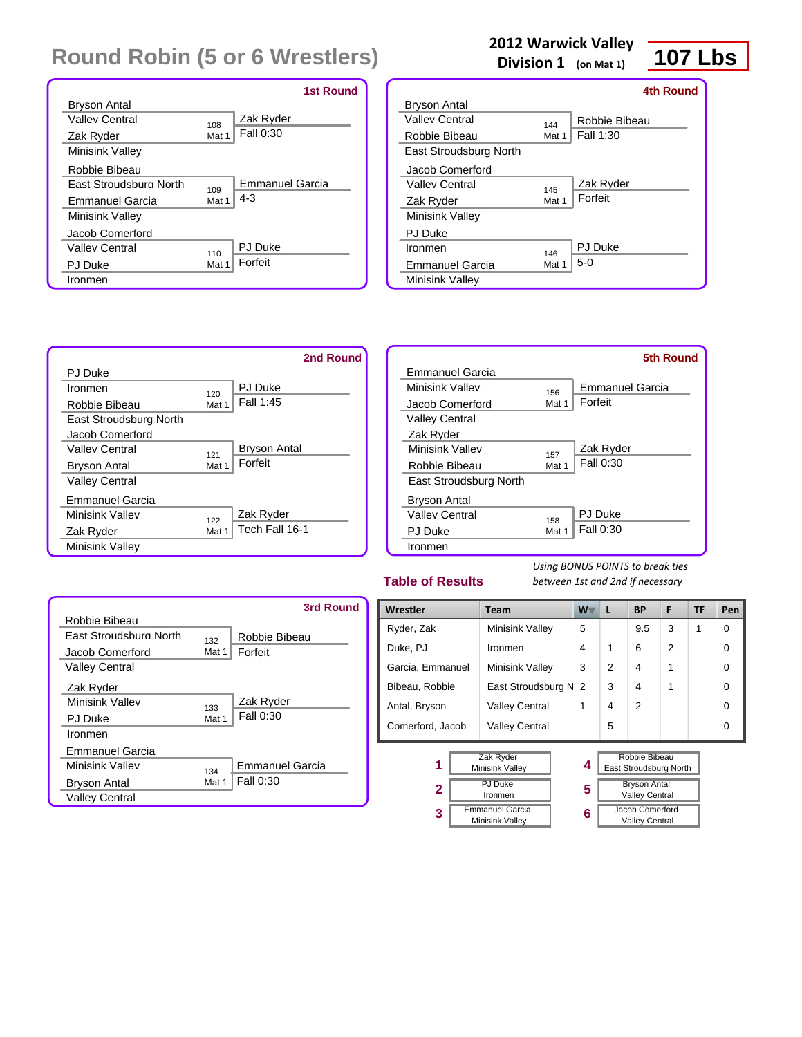# Round Robin (5 or 6 Wrestlers)

**2012 Warwick Valley**
**Division 1** (on Mat 1)

**107 Lbs**

### 1st Round

| Wrestler | Team | Bout | Winner | Result |
|---|---|---|---|---|
| Bryson Antal | Valley Central | 108 Mat 1 | Zak Ryder | Fall 0:30 |
| Zak Ryder | Minisink Valley | | | |
| Robbie Bibeau | East Stroudsburg North | 109 Mat 1 | Emmanuel Garcia | 4-3 |
| Emmanuel Garcia | Minisink Valley | | | |
| Jacob Comerford | Valley Central | 110 Mat 1 | PJ Duke | Forfeit |
| PJ Duke | Ironmen | | | |

### 2nd Round

| Wrestler | Team | Bout | Winner | Result |
|---|---|---|---|---|
| PJ Duke | Ironmen | 120 Mat 1 | PJ Duke | Fall 1:45 |
| Robbie Bibeau | East Stroudsburg North | | | |
| Jacob Comerford | Valley Central | 121 Mat 1 | Bryson Antal | Forfeit |
| Bryson Antal | Valley Central | | | |
| Emmanuel Garcia | Minisink Valley | 122 Mat 1 | Zak Ryder | Tech Fall 16-1 |
| Zak Ryder | Minisink Valley | | | |

### 3rd Round

| Wrestler | Team | Bout | Winner | Result |
|---|---|---|---|---|
| Robbie Bibeau | East Stroudsburg North | 132 Mat 1 | Robbie Bibeau | Forfeit |
| Jacob Comerford | Valley Central | | | |
| Zak Ryder | Minisink Valley | 133 Mat 1 | Zak Ryder | Fall 0:30 |
| PJ Duke | Ironmen | | | |
| Emmanuel Garcia | Minisink Valley | 134 Mat 1 | Emmanuel Garcia | Fall 0:30 |
| Bryson Antal | Valley Central | | | |

### 4th Round

| Wrestler | Team | Bout | Winner | Result |
|---|---|---|---|---|
| Bryson Antal | Valley Central | 144 Mat 1 | Robbie Bibeau | Fall 1:30 |
| Robbie Bibeau | East Stroudsburg North | | | |
| Jacob Comerford | Valley Central | 145 Mat 1 | Zak Ryder | Forfeit |
| Zak Ryder | Minisink Valley | | | |
| PJ Duke | Ironmen | 146 Mat 1 | PJ Duke | 5-0 |
| Emmanuel Garcia | Minisink Valley | | | |

### 5th Round

| Wrestler | Team | Bout | Winner | Result |
|---|---|---|---|---|
| Emmanuel Garcia | Minisink Valley | 156 Mat 1 | Emmanuel Garcia | Forfeit |
| Jacob Comerford | Valley Central | | | |
| Zak Ryder | Minisink Valley | 157 Mat 1 | Zak Ryder | Fall 0:30 |
| Robbie Bibeau | East Stroudsburg North | | | |
| Bryson Antal | Valley Central | 158 Mat 1 | PJ Duke | Fall 0:30 |
| PJ Duke | Ironmen | | | |

## Table of Results

*Using BONUS POINTS to break ties between 1st and 2nd if necessary*

| Wrestler | Team | W | L | BP | F | TF | Pen |
|---|---|---|---|---|---|---|---|
| Ryder, Zak | Minisink Valley | 5 | | 9.5 | 3 | 1 | 0 |
| Duke, PJ | Ironmen | 4 | 1 | 6 | 2 | | 0 |
| Garcia, Emmanuel | Minisink Valley | 3 | 2 | 4 | 1 | | 0 |
| Bibeau, Robbie | East Stroudsburg N | 2 | 3 | 4 | 1 | | 0 |
| Antal, Bryson | Valley Central | 1 | 4 | 2 | | | 0 |
| Comerford, Jacob | Valley Central | | 5 | | | | 0 |

| Place | Wrestler | Team |
|---|---|---|
| 1 | Zak Ryder | Minisink Valley |
| 2 | PJ Duke | Ironmen |
| 3 | Emmanuel Garcia | Minisink Valley |
| 4 | Robbie Bibeau | East Stroudsburg North |
| 5 | Bryson Antal | Valley Central |
| 6 | Jacob Comerford | Valley Central |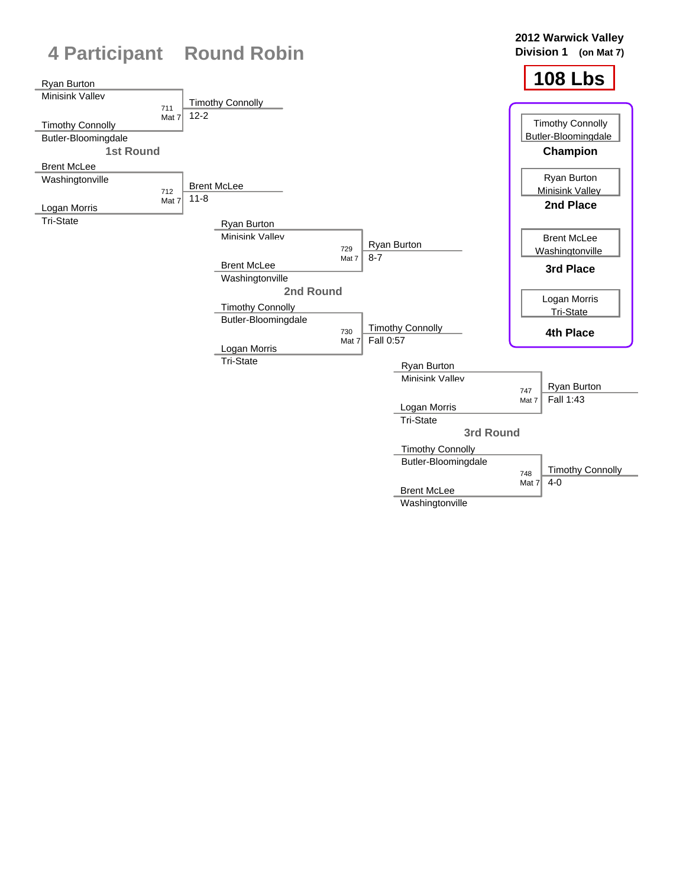# 4 Participant Round Robin

**2012 Warwick Valley Division 1 (on Mat 7)**

## 108 Lbs

### 1st Round

| Bout | Mat | Wrestler 1 | Wrestler 2 | Winner | Result |
|---|---|---|---|---|---|
| 711 | Mat 7 | Ryan Burton (Minisink Valley) | Timothy Connolly (Butler-Bloomingdale) | Timothy Connolly | 12-2 |
| 712 | Mat 7 | Brent McLee (Washingtonville) | Logan Morris (Tri-State) | Brent McLee | 11-8 |

### 2nd Round

| Bout | Mat | Wrestler 1 | Wrestler 2 | Winner | Result |
|---|---|---|---|---|---|
| 729 | Mat 7 | Ryan Burton (Minisink Valley) | Brent McLee (Washingtonville) | Ryan Burton | 8-7 |
| 730 | Mat 7 | Timothy Connolly (Butler-Bloomingdale) | Logan Morris (Tri-State) | Timothy Connolly | Fall 0:57 |

### 3rd Round

| Bout | Mat | Wrestler 1 | Wrestler 2 | Winner | Result |
|---|---|---|---|---|---|
| 747 | Mat 7 | Ryan Burton (Minisink Valley) | Logan Morris (Tri-State) | Ryan Burton | Fall 1:43 |
| 748 | Mat 7 | Timothy Connolly (Butler-Bloomingdale) | Brent McLee (Washingtonville) | Timothy Connolly | 4-0 |

### Final Placings

| Place | Wrestler | Team |
|---|---|---|
| Champion | Timothy Connolly | Butler-Bloomingdale |
| 2nd Place | Ryan Burton | Minisink Valley |
| 3rd Place | Brent McLee | Washingtonville |
| 4th Place | Logan Morris | Tri-State |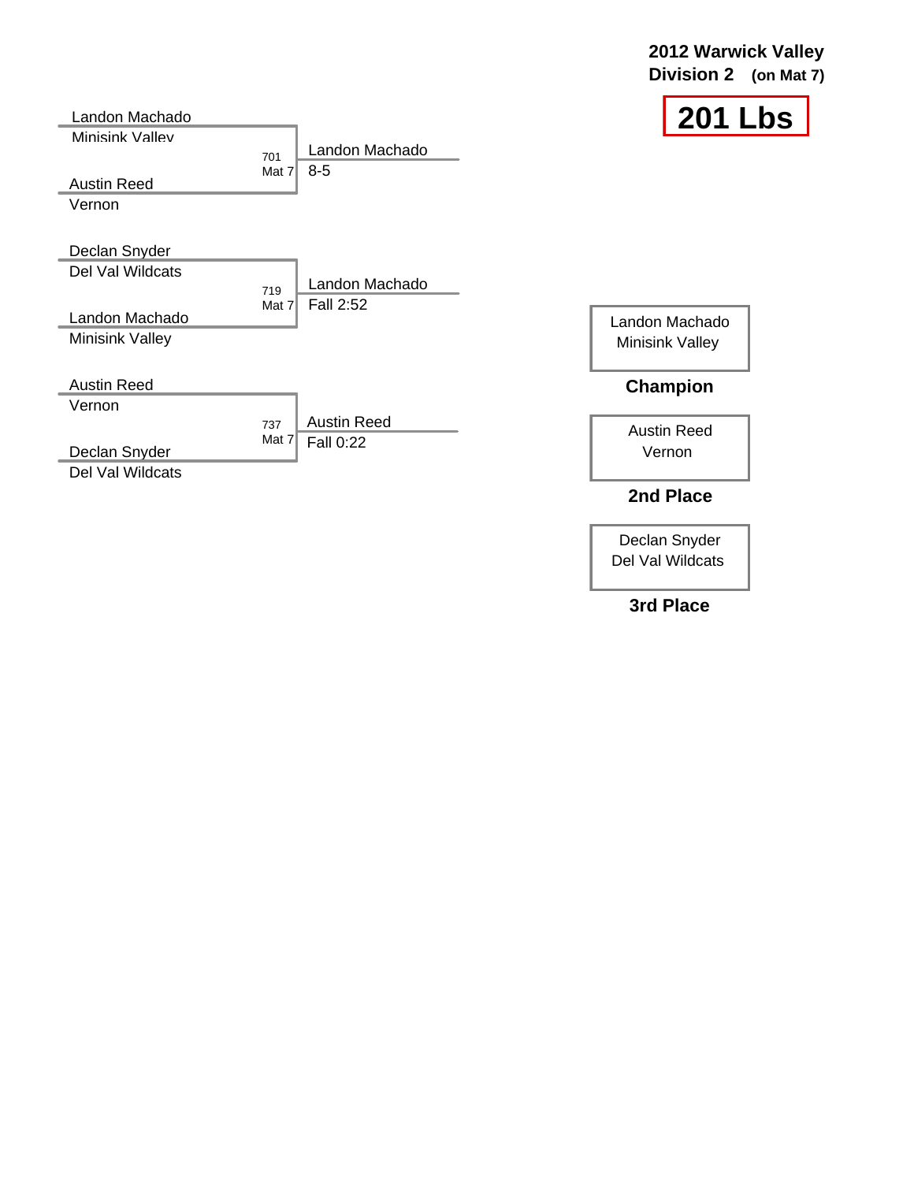**2012 Warwick Valley**
**Division 2 (on Mat 7)**

# 201 Lbs

| Bout | Wrestler 1 | Wrestler 2 | Winner | Result |
|---|---|---|---|---|
| 701 Mat 7 | Landon Machado (Minisink Valley) | Austin Reed (Vernon) | Landon Machado | 8-5 |
| 719 Mat 7 | Declan Snyder (Del Val Wildcats) | Landon Machado (Minisink Valley) | Landon Machado | Fall 2:52 |
| 737 Mat 7 | Austin Reed (Vernon) | Declan Snyder (Del Val Wildcats) | Austin Reed | Fall 0:22 |

| Place | Wrestler | Team |
|---|---|---|
| **Champion** | Landon Machado | Minisink Valley |
| **2nd Place** | Austin Reed | Vernon |
| **3rd Place** | Declan Snyder | Del Val Wildcats |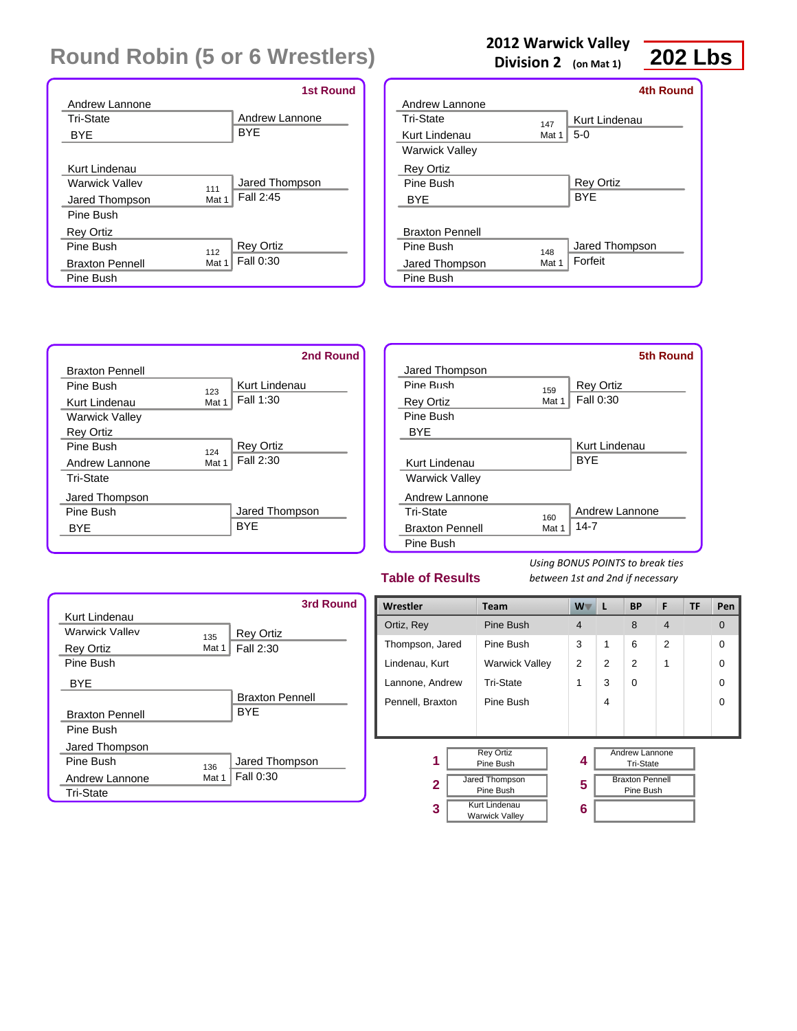# Round Robin (5 or 6 Wrestlers)

**2012 Warwick Valley**
**Division 2** (on Mat 1)

**202 Lbs**

## 1st Round

| Wrestler 1 | Wrestler 2 | Bout | Winner | Result |
|---|---|---|---|---|
| Andrew Lannone (Tri-State) | BYE | | Andrew Lannone | BYE |
| Kurt Lindenau (Warwick Valley) | Jared Thompson (Pine Bush) | 111 Mat 1 | Jared Thompson | Fall 2:45 |
| Rey Ortiz (Pine Bush) | Braxton Pennell (Pine Bush) | 112 Mat 1 | Rey Ortiz | Fall 0:30 |

## 2nd Round

| Wrestler 1 | Wrestler 2 | Bout | Winner | Result |
|---|---|---|---|---|
| Braxton Pennell (Pine Bush) | Kurt Lindenau (Warwick Valley) | 123 Mat 1 | Kurt Lindenau | Fall 1:30 |
| Rey Ortiz (Pine Bush) | Andrew Lannone (Tri-State) | 124 Mat 1 | Rey Ortiz | Fall 2:30 |
| Jared Thompson (Pine Bush) | BYE | | Jared Thompson | BYE |

## 3rd Round

| Wrestler 1 | Wrestler 2 | Bout | Winner | Result |
|---|---|---|---|---|
| Kurt Lindenau (Warwick Valley) | Rey Ortiz (Pine Bush) | 135 Mat 1 | Rey Ortiz | Fall 2:30 |
| BYE | Braxton Pennell (Pine Bush) | | Braxton Pennell | BYE |
| Jared Thompson (Pine Bush) | Andrew Lannone (Tri-State) | 136 Mat 1 | Jared Thompson | Fall 0:30 |

## 4th Round

| Wrestler 1 | Wrestler 2 | Bout | Winner | Result |
|---|---|---|---|---|
| Andrew Lannone (Tri-State) | Kurt Lindenau (Warwick Valley) | 147 Mat 1 | Kurt Lindenau | 5-0 |
| Rey Ortiz (Pine Bush) | BYE | | Rey Ortiz | BYE |
| Braxton Pennell (Pine Bush) | Jared Thompson (Pine Bush) | 148 Mat 1 | Jared Thompson | Forfeit |

## 5th Round

| Wrestler 1 | Wrestler 2 | Bout | Winner | Result |
|---|---|---|---|---|
| Jared Thompson (Pine Bush) | Rey Ortiz (Pine Bush) | 159 Mat 1 | Rey Ortiz | Fall 0:30 |
| BYE | Kurt Lindenau (Warwick Valley) | | Kurt Lindenau | BYE |
| Andrew Lannone (Tri-State) | Braxton Pennell (Pine Bush) | 160 Mat 1 | Andrew Lannone | 14-7 |

## Table of Results

*Using BONUS POINTS to break ties between 1st and 2nd if necessary*

| Wrestler | Team | W | L | BP | F | TF | Pen |
|---|---|---|---|---|---|---|---|
| Ortiz, Rey | Pine Bush | 4 | | 8 | 4 | | 0 |
| Thompson, Jared | Pine Bush | 3 | 1 | 6 | 2 | | 0 |
| Lindenau, Kurt | Warwick Valley | 2 | 2 | 2 | 1 | | 0 |
| Lannone, Andrew | Tri-State | 1 | 3 | 0 | | | 0 |
| Pennell, Braxton | Pine Bush | | 4 | | | | 0 |

| Place | Wrestler | Team |
|---|---|---|
| 1 | Rey Ortiz | Pine Bush |
| 2 | Jared Thompson | Pine Bush |
| 3 | Kurt Lindenau | Warwick Valley |
| 4 | Andrew Lannone | Tri-State |
| 5 | Braxton Pennell | Pine Bush |
| 6 | | |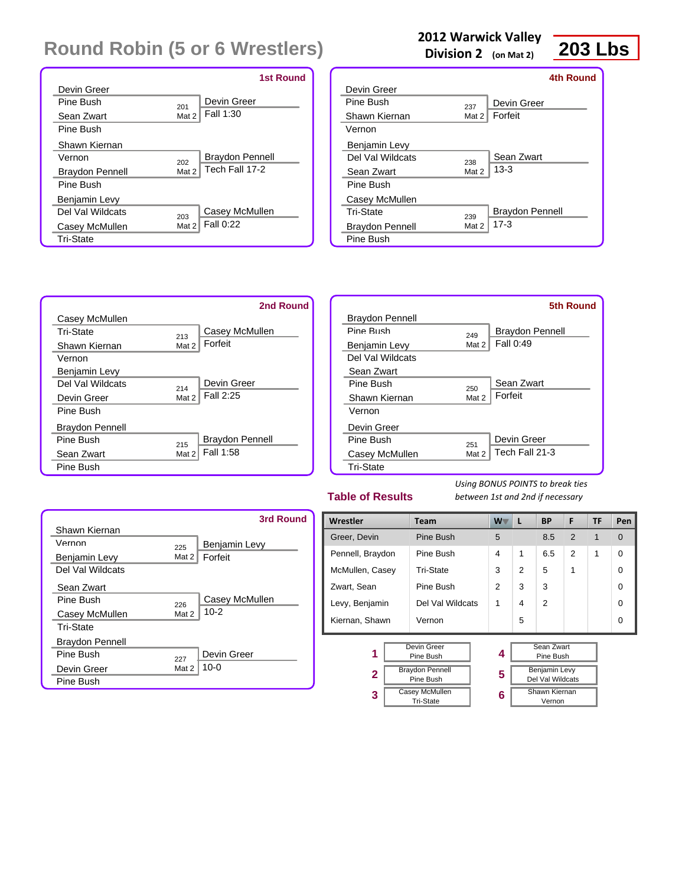# Round Robin (5 or 6 Wrestlers)

**2012 Warwick Valley**
**Division 2** (on Mat 2)

**203 Lbs**

### 1st Round

| Wrestler 1 | Wrestler 2 | Bout | Winner | Result |
|---|---|---|---|---|
| Devin Greer (Pine Bush) | Sean Zwart (Pine Bush) | 201 Mat 2 | Devin Greer | Fall 1:30 |
| Shawn Kiernan (Vernon) | Braydon Pennell (Pine Bush) | 202 Mat 2 | Braydon Pennell | Tech Fall 17-2 |
| Benjamin Levy (Del Val Wildcats) | Casey McMullen (Tri-State) | 203 Mat 2 | Casey McMullen | Fall 0:22 |

### 2nd Round

| Wrestler 1 | Wrestler 2 | Bout | Winner | Result |
|---|---|---|---|---|
| Casey McMullen (Tri-State) | Shawn Kiernan (Vernon) | 213 Mat 2 | Casey McMullen | Forfeit |
| Benjamin Levy (Del Val Wildcats) | Devin Greer (Pine Bush) | 214 Mat 2 | Devin Greer | Fall 2:25 |
| Braydon Pennell (Pine Bush) | Sean Zwart (Pine Bush) | 215 Mat 2 | Braydon Pennell | Fall 1:58 |

### 3rd Round

| Wrestler 1 | Wrestler 2 | Bout | Winner | Result |
|---|---|---|---|---|
| Shawn Kiernan (Vernon) | Benjamin Levy (Del Val Wildcats) | 225 Mat 2 | Benjamin Levy | Forfeit |
| Sean Zwart (Pine Bush) | Casey McMullen (Tri-State) | 226 Mat 2 | Casey McMullen | 10-2 |
| Braydon Pennell (Pine Bush) | Devin Greer (Pine Bush) | 227 Mat 2 | Devin Greer | 10-0 |

### 4th Round

| Wrestler 1 | Wrestler 2 | Bout | Winner | Result |
|---|---|---|---|---|
| Devin Greer (Pine Bush) | Shawn Kiernan (Vernon) | 237 Mat 2 | Devin Greer | Forfeit |
| Benjamin Levy (Del Val Wildcats) | Sean Zwart (Pine Bush) | 238 Mat 2 | Sean Zwart | 13-3 |
| Casey McMullen (Tri-State) | Braydon Pennell (Pine Bush) | 239 Mat 2 | Braydon Pennell | 17-3 |

### 5th Round

| Wrestler 1 | Wrestler 2 | Bout | Winner | Result |
|---|---|---|---|---|
| Braydon Pennell (Pine Bush) | Benjamin Levy (Del Val Wildcats) | 249 Mat 2 | Braydon Pennell | Fall 0:49 |
| Sean Zwart (Pine Bush) | Shawn Kiernan (Vernon) | 250 Mat 2 | Sean Zwart | Forfeit |
| Devin Greer (Pine Bush) | Casey McMullen (Tri-State) | 251 Mat 2 | Devin Greer | Tech Fall 21-3 |

## Table of Results

*Using BONUS POINTS to break ties between 1st and 2nd if necessary*

| Wrestler | Team | W | L | BP | F | TF | Pen |
|---|---|---|---|---|---|---|---|
| Greer, Devin | Pine Bush | 5 | | 8.5 | 2 | 1 | 0 |
| Pennell, Braydon | Pine Bush | 4 | 1 | 6.5 | 2 | 1 | 0 |
| McMullen, Casey | Tri-State | 3 | 2 | 5 | 1 | | 0 |
| Zwart, Sean | Pine Bush | 2 | 3 | 3 | | | 0 |
| Levy, Benjamin | Del Val Wildcats | 1 | 4 | 2 | | | 0 |
| Kiernan, Shawn | Vernon | | 5 | | | | 0 |

| Place | Wrestler | Team |
|---|---|---|
| 1 | Devin Greer | Pine Bush |
| 2 | Braydon Pennell | Pine Bush |
| 3 | Casey McMullen | Tri-State |
| 4 | Sean Zwart | Pine Bush |
| 5 | Benjamin Levy | Del Val Wildcats |
| 6 | Shawn Kiernan | Vernon |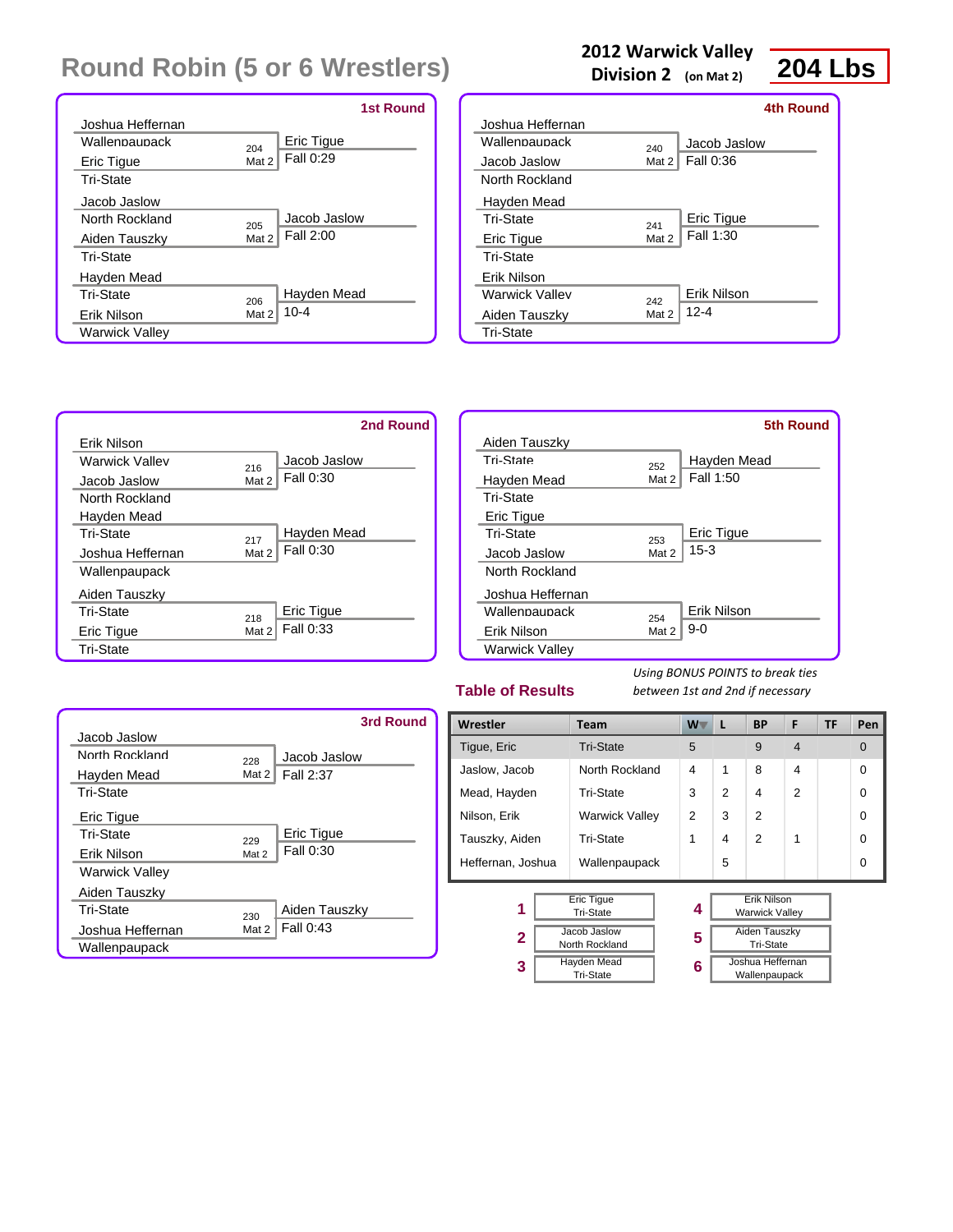# Round Robin (5 or 6 Wrestlers)

**2012 Warwick Valley Division 2 (on Mat 2)** **204 Lbs**

### 1st Round

| Wrestler | Team | Bout | Winner | Result |
|---|---|---|---|---|
| Joshua Heffernan | Wallenpaupack | 204 Mat 2 | Eric Tigue | Fall 0:29 |
| Eric Tigue | Tri-State | | | |
| Jacob Jaslow | North Rockland | 205 Mat 2 | Jacob Jaslow | Fall 2:00 |
| Aiden Tauszky | Tri-State | | | |
| Hayden Mead | Tri-State | 206 Mat 2 | Hayden Mead | 10-4 |
| Erik Nilson | Warwick Valley | | | |

### 4th Round

| Wrestler | Team | Bout | Winner | Result |
|---|---|---|---|---|
| Joshua Heffernan | Wallenpaupack | 240 Mat 2 | Jacob Jaslow | Fall 0:36 |
| Jacob Jaslow | North Rockland | | | |
| Hayden Mead | Tri-State | 241 Mat 2 | Eric Tigue | Fall 1:30 |
| Eric Tigue | Tri-State | | | |
| Erik Nilson | Warwick Valley | 242 Mat 2 | Erik Nilson | 12-4 |
| Aiden Tauszky | Tri-State | | | |

### 2nd Round

| Wrestler | Team | Bout | Winner | Result |
|---|---|---|---|---|
| Erik Nilson | Warwick Valley | 216 Mat 2 | Jacob Jaslow | Fall 0:30 |
| Jacob Jaslow | North Rockland | | | |
| Hayden Mead | Tri-State | 217 Mat 2 | Hayden Mead | Fall 0:30 |
| Joshua Heffernan | Wallenpaupack | | | |
| Aiden Tauszky | Tri-State | 218 Mat 2 | Eric Tigue | Fall 0:33 |
| Eric Tigue | Tri-State | | | |

### 5th Round

| Wrestler | Team | Bout | Winner | Result |
|---|---|---|---|---|
| Aiden Tauszky | Tri-State | 252 Mat 2 | Hayden Mead | Fall 1:50 |
| Hayden Mead | Tri-State | | | |
| Eric Tigue | Tri-State | 253 Mat 2 | Eric Tigue | 15-3 |
| Jacob Jaslow | North Rockland | | | |
| Joshua Heffernan | Wallenpaupack | 254 Mat 2 | Erik Nilson | 9-0 |
| Erik Nilson | Warwick Valley | | | |

### 3rd Round

| Wrestler | Team | Bout | Winner | Result |
|---|---|---|---|---|
| Jacob Jaslow | North Rockland | 228 Mat 2 | Jacob Jaslow | Fall 2:37 |
| Hayden Mead | Tri-State | | | |
| Eric Tigue | Tri-State | 229 Mat 2 | Eric Tigue | Fall 0:30 |
| Erik Nilson | Warwick Valley | | | |
| Aiden Tauszky | Tri-State | 230 Mat 2 | Aiden Tauszky | Fall 0:43 |
| Joshua Heffernan | Wallenpaupack | | | |

## Table of Results

*Using BONUS POINTS to break ties between 1st and 2nd if necessary*

| Wrestler | Team | W | L | BP | F | TF | Pen |
|---|---|---|---|---|---|---|---|
| Tigue, Eric | Tri-State | 5 | | 9 | 4 | | 0 |
| Jaslow, Jacob | North Rockland | 4 | 1 | 8 | 4 | | 0 |
| Mead, Hayden | Tri-State | 3 | 2 | 4 | 2 | | 0 |
| Nilson, Erik | Warwick Valley | 2 | 3 | 2 | | | 0 |
| Tauszky, Aiden | Tri-State | 1 | 4 | 2 | 1 | | 0 |
| Heffernan, Joshua | Wallenpaupack | | 5 | | | | 0 |

| Place | Wrestler | Team |
|---|---|---|
| 1 | Eric Tigue | Tri-State |
| 2 | Jacob Jaslow | North Rockland |
| 3 | Hayden Mead | Tri-State |
| 4 | Erik Nilson | Warwick Valley |
| 5 | Aiden Tauszky | Tri-State |
| 6 | Joshua Heffernan | Wallenpaupack |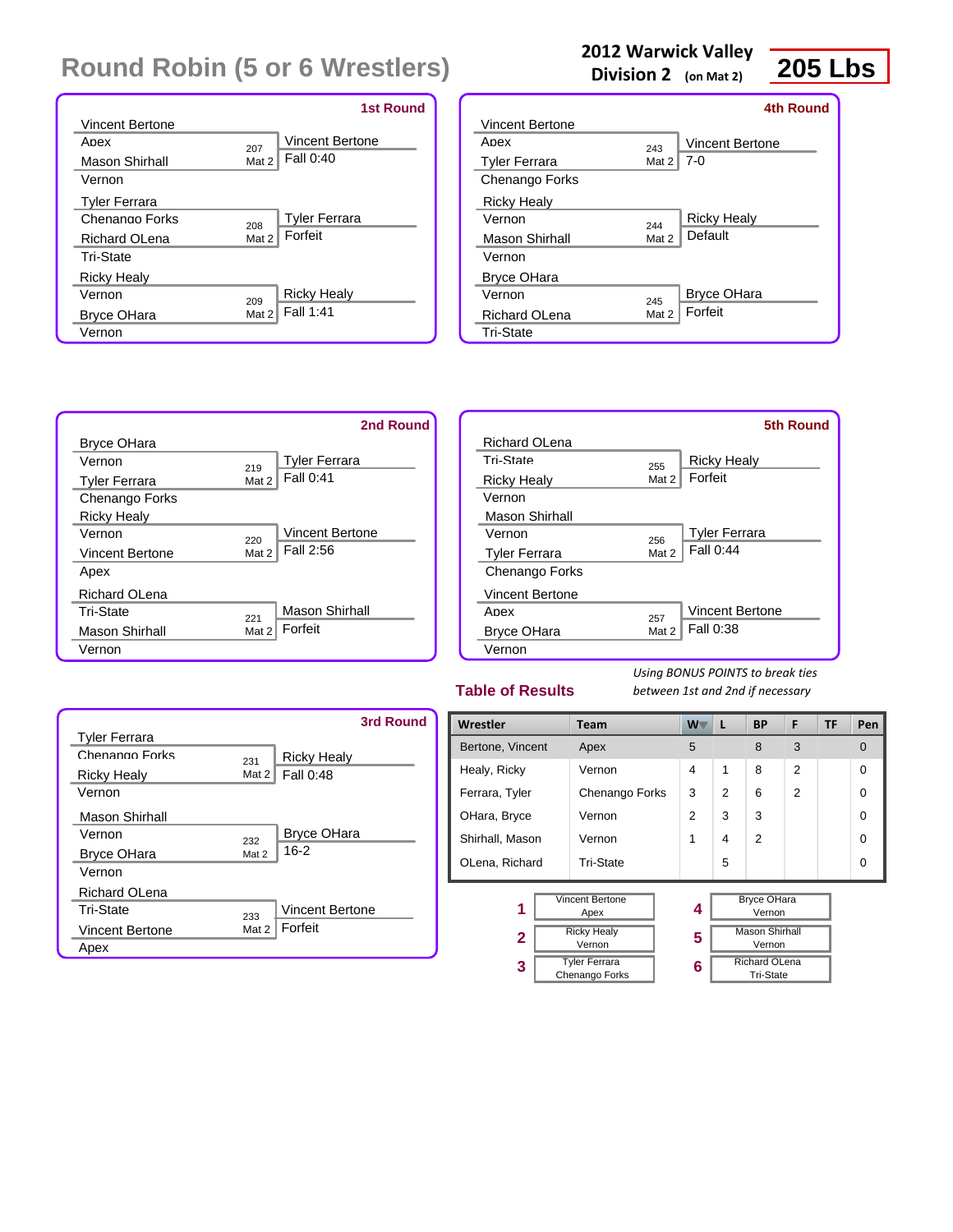# Round Robin (5 or 6 Wrestlers)

**2012 Warwick Valley**
**Division 2** (on Mat 2)

**205 Lbs**

### 1st Round

| Wrestler 1 | Wrestler 2 | Bout | Winner | Result |
|---|---|---|---|---|
| Vincent Bertone (Apex) | Mason Shirhall (Vernon) | 207 Mat 2 | Vincent Bertone | Fall 0:40 |
| Tyler Ferrara (Chenango Forks) | Richard OLena (Tri-State) | 208 Mat 2 | Tyler Ferrara | Forfeit |
| Ricky Healy (Vernon) | Bryce OHara (Vernon) | 209 Mat 2 | Ricky Healy | Fall 1:41 |

### 2nd Round

| Wrestler 1 | Wrestler 2 | Bout | Winner | Result |
|---|---|---|---|---|
| Bryce OHara (Vernon) | Tyler Ferrara (Chenango Forks) | 219 Mat 2 | Tyler Ferrara | Fall 0:41 |
| Ricky Healy (Vernon) | Vincent Bertone (Apex) | 220 Mat 2 | Vincent Bertone | Fall 2:56 |
| Richard OLena (Tri-State) | Mason Shirhall (Vernon) | 221 Mat 2 | Mason Shirhall | Forfeit |

### 3rd Round

| Wrestler 1 | Wrestler 2 | Bout | Winner | Result |
|---|---|---|---|---|
| Tyler Ferrara (Chenango Forks) | Ricky Healy (Vernon) | 231 Mat 2 | Ricky Healy | Fall 0:48 |
| Mason Shirhall (Vernon) | Bryce OHara (Vernon) | 232 Mat 2 | Bryce OHara | 16-2 |
| Richard OLena (Tri-State) | Vincent Bertone (Apex) | 233 Mat 2 | Vincent Bertone | Forfeit |

### 4th Round

| Wrestler 1 | Wrestler 2 | Bout | Winner | Result |
|---|---|---|---|---|
| Vincent Bertone (Apex) | Tyler Ferrara (Chenango Forks) | 243 Mat 2 | Vincent Bertone | 7-0 |
| Ricky Healy (Vernon) | Mason Shirhall (Vernon) | 244 Mat 2 | Ricky Healy | Default |
| Bryce OHara (Vernon) | Richard OLena (Tri-State) | 245 Mat 2 | Bryce OHara | Forfeit |

### 5th Round

| Wrestler 1 | Wrestler 2 | Bout | Winner | Result |
|---|---|---|---|---|
| Richard OLena (Tri-State) | Ricky Healy (Vernon) | 255 Mat 2 | Ricky Healy | Forfeit |
| Mason Shirhall (Vernon) | Tyler Ferrara (Chenango Forks) | 256 Mat 2 | Tyler Ferrara | Fall 0:44 |
| Vincent Bertone (Apex) | Bryce OHara (Vernon) | 257 Mat 2 | Vincent Bertone | Fall 0:38 |

## Table of Results

*Using BONUS POINTS to break ties between 1st and 2nd if necessary*

| Wrestler | Team | W | L | BP | F | TF | Pen |
|---|---|---|---|---|---|---|---|
| Bertone, Vincent | Apex | 5 | | 8 | 3 | | 0 |
| Healy, Ricky | Vernon | 4 | 1 | 8 | 2 | | 0 |
| Ferrara, Tyler | Chenango Forks | 3 | 2 | 6 | 2 | | 0 |
| OHara, Bryce | Vernon | 2 | 3 | 3 | | | 0 |
| Shirhall, Mason | Vernon | 1 | 4 | 2 | | | 0 |
| OLena, Richard | Tri-State | | 5 | | | | 0 |

| Place | Wrestler | Team |
|---|---|---|
| 1 | Vincent Bertone | Apex |
| 2 | Ricky Healy | Vernon |
| 3 | Tyler Ferrara | Chenango Forks |
| 4 | Bryce OHara | Vernon |
| 5 | Mason Shirhall | Vernon |
| 6 | Richard OLena | Tri-State |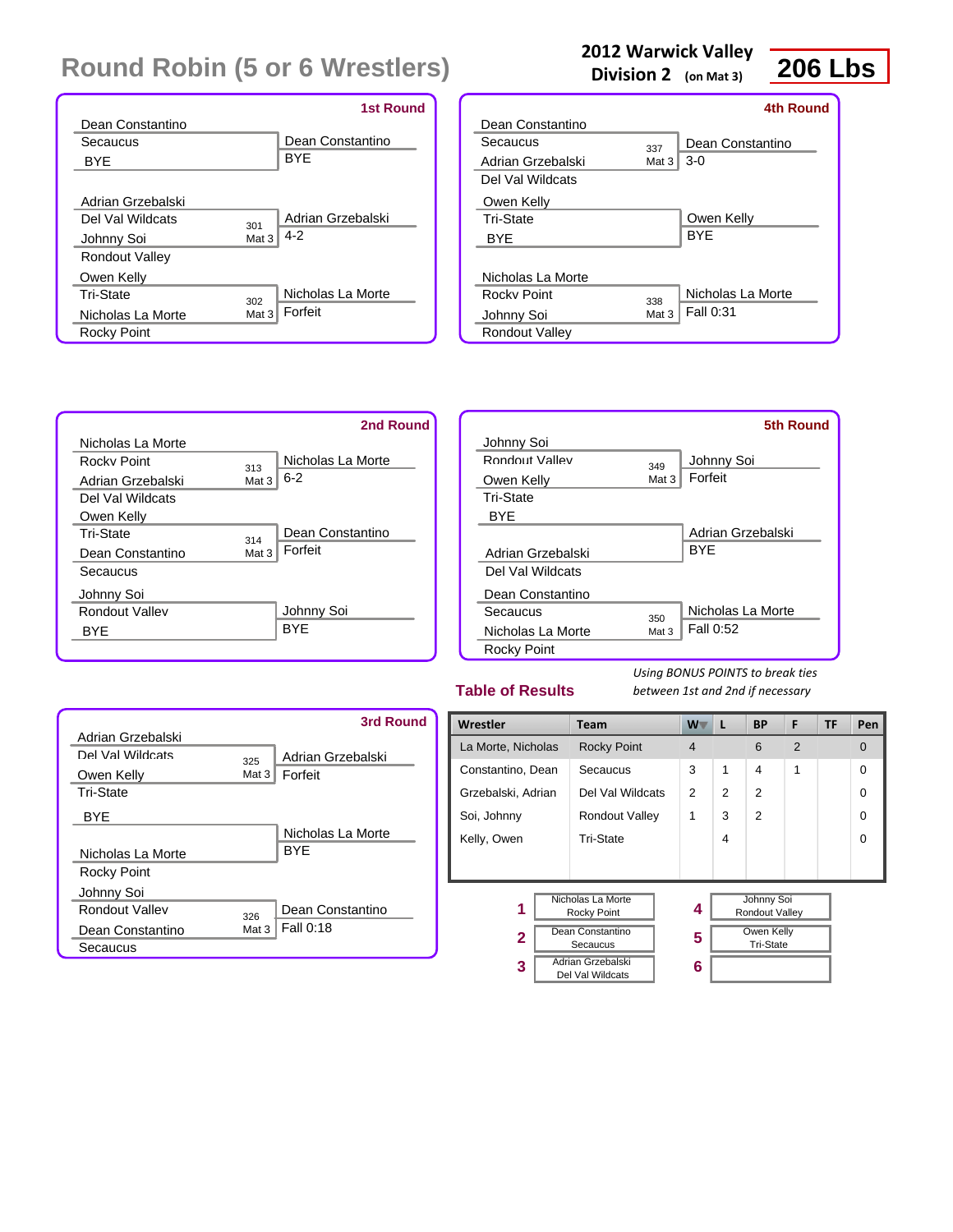# Round Robin (5 or 6 Wrestlers)

**2012 Warwick Valley**
**Division 2** (on Mat 3)

**206 Lbs**

## 1st Round

| Wrestler | Team | Bout | Winner | Result |
|---|---|---|---|---|
| Dean Constantino | Secaucus | | Dean Constantino | BYE |
| BYE | | | | |
| Adrian Grzebalski | Del Val Wildcats | 301 Mat 3 | Adrian Grzebalski | 4-2 |
| Johnny Soi | Rondout Valley | | | |
| Owen Kelly | Tri-State | 302 Mat 3 | Nicholas La Morte | Forfeit |
| Nicholas La Morte | Rocky Point | | | |

## 4th Round

| Wrestler | Team | Bout | Winner | Result |
|---|---|---|---|---|
| Dean Constantino | Secaucus | 337 Mat 3 | Dean Constantino | 3-0 |
| Adrian Grzebalski | Del Val Wildcats | | | |
| Owen Kelly | Tri-State | | Owen Kelly | BYE |
| BYE | | | | |
| Nicholas La Morte | Rocky Point | 338 Mat 3 | Nicholas La Morte | Fall 0:31 |
| Johnny Soi | Rondout Valley | | | |

## 2nd Round

| Wrestler | Team | Bout | Winner | Result |
|---|---|---|---|---|
| Nicholas La Morte | Rocky Point | 313 Mat 3 | Nicholas La Morte | 6-2 |
| Adrian Grzebalski | Del Val Wildcats | | | |
| Owen Kelly | Tri-State | 314 Mat 3 | Dean Constantino | Forfeit |
| Dean Constantino | Secaucus | | | |
| Johnny Soi | Rondout Valley | | Johnny Soi | BYE |
| BYE | | | | |

## 5th Round

| Wrestler | Team | Bout | Winner | Result |
|---|---|---|---|---|
| Johnny Soi | Rondout Valley | 349 Mat 3 | Johnny Soi | Forfeit |
| Owen Kelly | Tri-State | | | |
| BYE | | | Adrian Grzebalski | BYE |
| Adrian Grzebalski | Del Val Wildcats | | | |
| Dean Constantino | Secaucus | 350 Mat 3 | Nicholas La Morte | Fall 0:52 |
| Nicholas La Morte | Rocky Point | | | |

## 3rd Round

| Wrestler | Team | Bout | Winner | Result |
|---|---|---|---|---|
| Adrian Grzebalski | Del Val Wildcats | 325 Mat 3 | Adrian Grzebalski | Forfeit |
| Owen Kelly | Tri-State | | | |
| BYE | | | Nicholas La Morte | BYE |
| Nicholas La Morte | Rocky Point | | | |
| Johnny Soi | Rondout Valley | 326 Mat 3 | Dean Constantino | Fall 0:18 |
| Dean Constantino | Secaucus | | | |

## Table of Results

*Using BONUS POINTS to break ties between 1st and 2nd if necessary*

| Wrestler | Team | W | L | BP | F | TF | Pen |
|---|---|---|---|---|---|---|---|
| La Morte, Nicholas | Rocky Point | 4 | | 6 | 2 | | 0 |
| Constantino, Dean | Secaucus | 3 | 1 | 4 | 1 | | 0 |
| Grzebalski, Adrian | Del Val Wildcats | 2 | 2 | 2 | | | 0 |
| Soi, Johnny | Rondout Valley | 1 | 3 | 2 | | | 0 |
| Kelly, Owen | Tri-State | | 4 | | | | 0 |

| Place | Wrestler | Place | Wrestler |
|---|---|---|---|
| 1 | Nicholas La Morte, Rocky Point | 4 | Johnny Soi, Rondout Valley |
| 2 | Dean Constantino, Secaucus | 5 | Owen Kelly, Tri-State |
| 3 | Adrian Grzebalski, Del Val Wildcats | 6 | |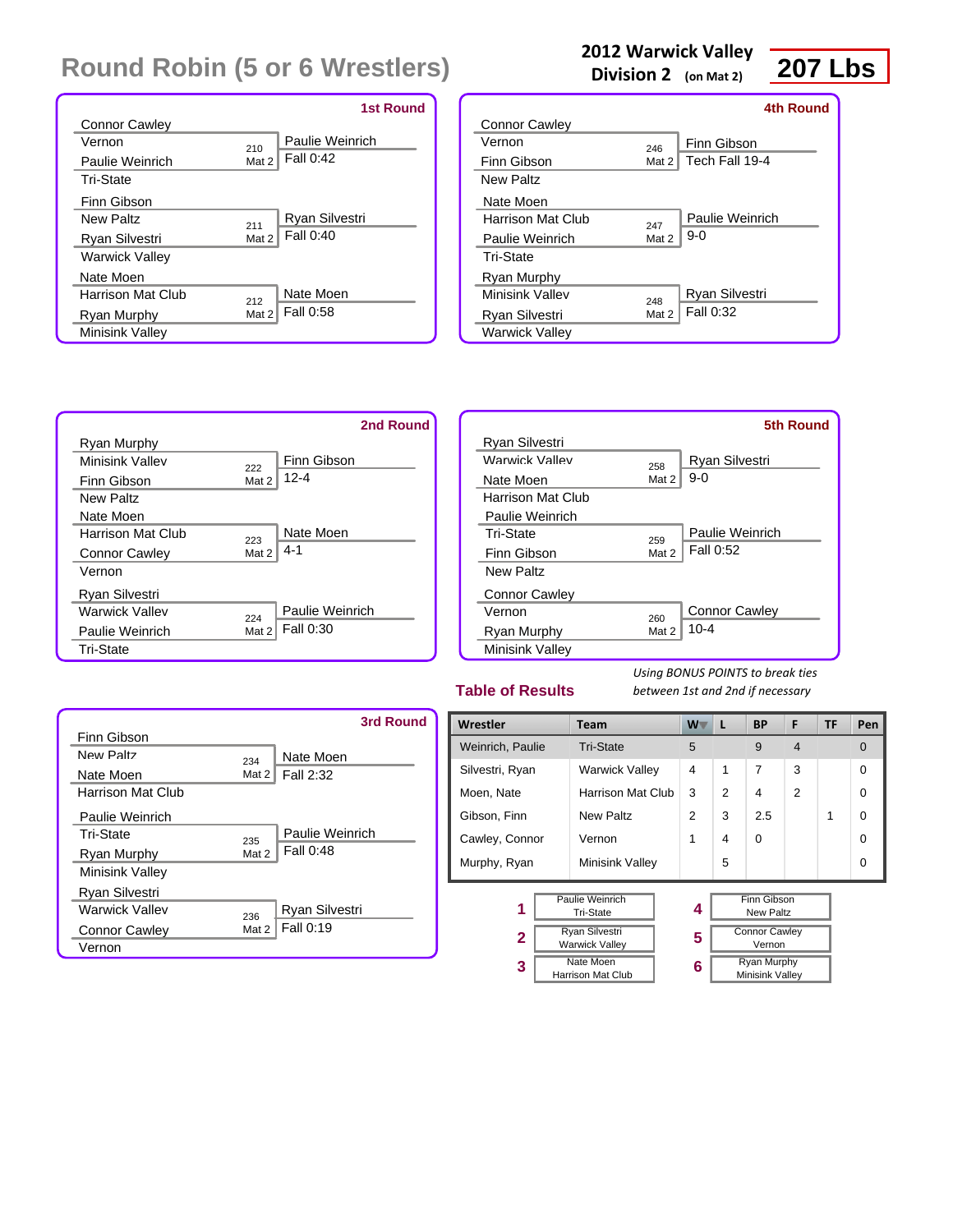# Round Robin (5 or 6 Wrestlers)

**2012 Warwick Valley Division 2** (on Mat 2) **207 Lbs**

### 1st Round

| Wrestler 1 | Wrestler 2 | Bout | Winner | Result |
|---|---|---|---|---|
| Connor Cawley (Vernon) | Paulie Weinrich (Tri-State) | 210 Mat 2 | Paulie Weinrich | Fall 0:42 |
| Finn Gibson (New Paltz) | Ryan Silvestri (Warwick Valley) | 211 Mat 2 | Ryan Silvestri | Fall 0:40 |
| Nate Moen (Harrison Mat Club) | Ryan Murphy (Minisink Valley) | 212 Mat 2 | Nate Moen | Fall 0:58 |

### 2nd Round

| Wrestler 1 | Wrestler 2 | Bout | Winner | Result |
|---|---|---|---|---|
| Ryan Murphy (Minisink Valley) | Finn Gibson (New Paltz) | 222 Mat 2 | Finn Gibson | 12-4 |
| Nate Moen (Harrison Mat Club) | Connor Cawley (Vernon) | 223 Mat 2 | Nate Moen | 4-1 |
| Ryan Silvestri (Warwick Valley) | Paulie Weinrich (Tri-State) | 224 Mat 2 | Paulie Weinrich | Fall 0:30 |

### 3rd Round

| Wrestler 1 | Wrestler 2 | Bout | Winner | Result |
|---|---|---|---|---|
| Finn Gibson (New Paltz) | Nate Moen (Harrison Mat Club) | 234 Mat 2 | Nate Moen | Fall 2:32 |
| Paulie Weinrich (Tri-State) | Ryan Murphy (Minisink Valley) | 235 Mat 2 | Paulie Weinrich | Fall 0:48 |
| Ryan Silvestri (Warwick Valley) | Connor Cawley (Vernon) | 236 Mat 2 | Ryan Silvestri | Fall 0:19 |

### 4th Round

| Wrestler 1 | Wrestler 2 | Bout | Winner | Result |
|---|---|---|---|---|
| Connor Cawley (Vernon) | Finn Gibson (New Paltz) | 246 Mat 2 | Finn Gibson | Tech Fall 19-4 |
| Nate Moen (Harrison Mat Club) | Paulie Weinrich (Tri-State) | 247 Mat 2 | Paulie Weinrich | 9-0 |
| Ryan Murphy (Minisink Valley) | Ryan Silvestri (Warwick Valley) | 248 Mat 2 | Ryan Silvestri | Fall 0:32 |

### 5th Round

| Wrestler 1 | Wrestler 2 | Bout | Winner | Result |
|---|---|---|---|---|
| Ryan Silvestri (Warwick Valley) | Nate Moen (Harrison Mat Club) | 258 Mat 2 | Ryan Silvestri | 9-0 |
| Paulie Weinrich (Tri-State) | Finn Gibson (New Paltz) | 259 Mat 2 | Paulie Weinrich | Fall 0:52 |
| Connor Cawley (Vernon) | Ryan Murphy (Minisink Valley) | 260 Mat 2 | Connor Cawley | 10-4 |

## Table of Results

*Using BONUS POINTS to break ties between 1st and 2nd if necessary*

| Wrestler | Team | W | L | BP | F | TF | Pen |
|---|---|---|---|---|---|---|---|
| Weinrich, Paulie | Tri-State | 5 | | 9 | 4 | | 0 |
| Silvestri, Ryan | Warwick Valley | 4 | 1 | 7 | 3 | | 0 |
| Moen, Nate | Harrison Mat Club | 3 | 2 | 4 | 2 | | 0 |
| Gibson, Finn | New Paltz | 2 | 3 | 2.5 | | 1 | 0 |
| Cawley, Connor | Vernon | 1 | 4 | 0 | | | 0 |
| Murphy, Ryan | Minisink Valley | | 5 | | | | 0 |

| Place | Wrestler | Team |
|---|---|---|
| 1 | Paulie Weinrich | Tri-State |
| 2 | Ryan Silvestri | Warwick Valley |
| 3 | Nate Moen | Harrison Mat Club |
| 4 | Finn Gibson | New Paltz |
| 5 | Connor Cawley | Vernon |
| 6 | Ryan Murphy | Minisink Valley |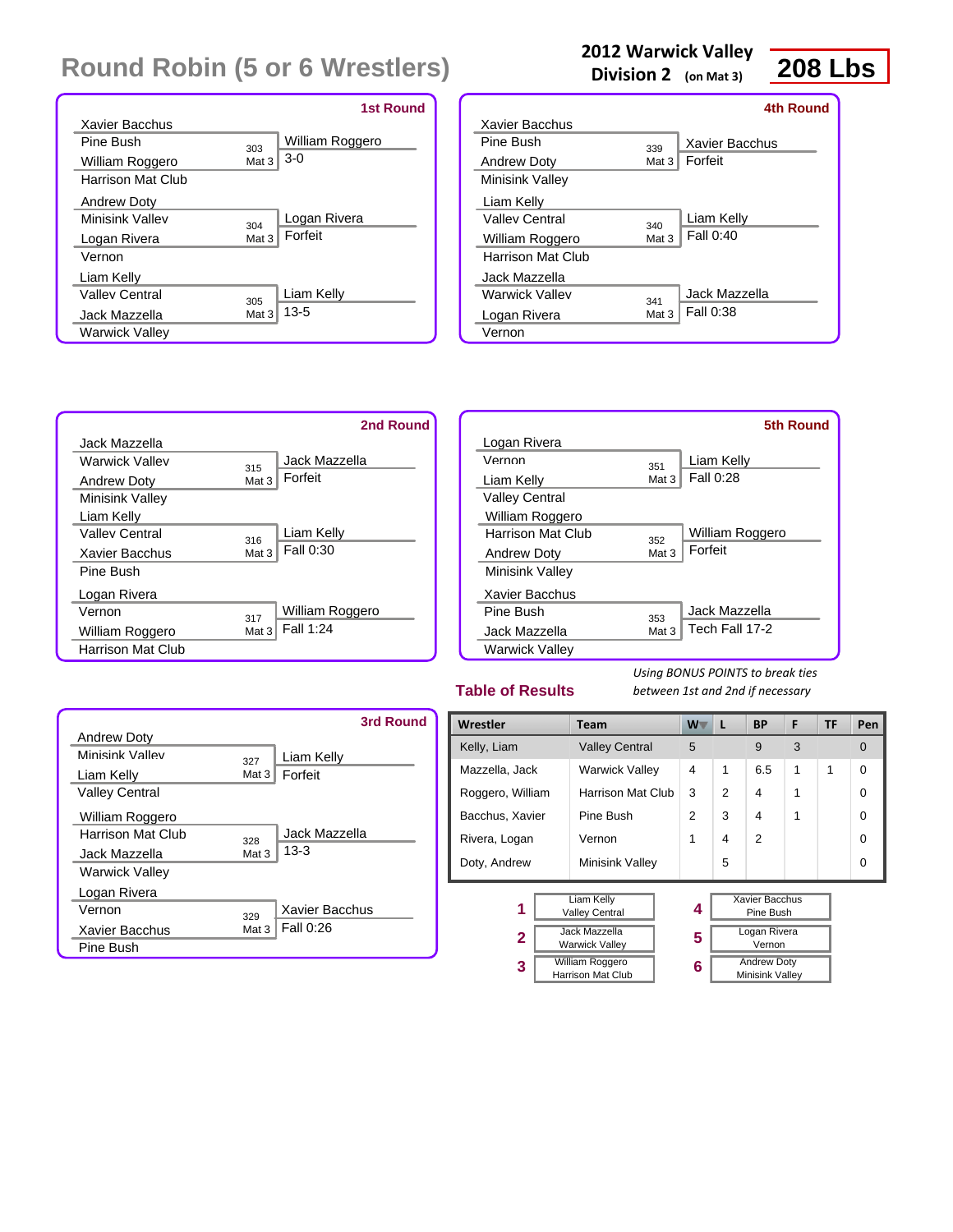# Round Robin (5 or 6 Wrestlers)

**2012 Warwick Valley**
**Division 2** (on Mat 3)

**208 Lbs**

### 1st Round

| Wrestler 1 | Wrestler 2 | Bout | Winner | Result |
|---|---|---|---|---|
| Xavier Bacchus (Pine Bush) | William Roggero (Harrison Mat Club) | 303 Mat 3 | William Roggero | 3-0 |
| Andrew Doty (Minisink Valley) | Logan Rivera (Vernon) | 304 Mat 3 | Logan Rivera | Forfeit |
| Liam Kelly (Valley Central) | Jack Mazzella (Warwick Valley) | 305 Mat 3 | Liam Kelly | 13-5 |

### 2nd Round

| Wrestler 1 | Wrestler 2 | Bout | Winner | Result |
|---|---|---|---|---|
| Jack Mazzella (Warwick Valley) | Andrew Doty (Minisink Valley) | 315 Mat 3 | Jack Mazzella | Forfeit |
| Liam Kelly (Valley Central) | Xavier Bacchus (Pine Bush) | 316 Mat 3 | Liam Kelly | Fall 0:30 |
| Logan Rivera (Vernon) | William Roggero (Harrison Mat Club) | 317 Mat 3 | William Roggero | Fall 1:24 |

### 3rd Round

| Wrestler 1 | Wrestler 2 | Bout | Winner | Result |
|---|---|---|---|---|
| Andrew Doty (Minisink Valley) | Liam Kelly (Valley Central) | 327 Mat 3 | Liam Kelly | Forfeit |
| William Roggero (Harrison Mat Club) | Jack Mazzella (Warwick Valley) | 328 Mat 3 | Jack Mazzella | 13-3 |
| Logan Rivera (Vernon) | Xavier Bacchus (Pine Bush) | 329 Mat 3 | Xavier Bacchus | Fall 0:26 |

### 4th Round

| Wrestler 1 | Wrestler 2 | Bout | Winner | Result |
|---|---|---|---|---|
| Xavier Bacchus (Pine Bush) | Andrew Doty (Minisink Valley) | 339 Mat 3 | Xavier Bacchus | Forfeit |
| Liam Kelly (Valley Central) | William Roggero (Harrison Mat Club) | 340 Mat 3 | Liam Kelly | Fall 0:40 |
| Jack Mazzella (Warwick Valley) | Logan Rivera (Vernon) | 341 Mat 3 | Jack Mazzella | Fall 0:38 |

### 5th Round

| Wrestler 1 | Wrestler 2 | Bout | Winner | Result |
|---|---|---|---|---|
| Logan Rivera (Vernon) | Liam Kelly (Valley Central) | 351 Mat 3 | Liam Kelly | Fall 0:28 |
| William Roggero (Harrison Mat Club) | Andrew Doty (Minisink Valley) | 352 Mat 3 | William Roggero | Forfeit |
| Xavier Bacchus (Pine Bush) | Jack Mazzella (Warwick Valley) | 353 Mat 3 | Jack Mazzella | Tech Fall 17-2 |

### Table of Results

*Using BONUS POINTS to break ties between 1st and 2nd if necessary*

| Wrestler | Team | W | L | BP | F | TF | Pen |
|---|---|---|---|---|---|---|---|
| Kelly, Liam | Valley Central | 5 | | 9 | 3 | | 0 |
| Mazzella, Jack | Warwick Valley | 4 | 1 | 6.5 | 1 | 1 | 0 |
| Roggero, William | Harrison Mat Club | 3 | 2 | 4 | 1 | | 0 |
| Bacchus, Xavier | Pine Bush | 2 | 3 | 4 | 1 | | 0 |
| Rivera, Logan | Vernon | 1 | 4 | 2 | | | 0 |
| Doty, Andrew | Minisink Valley | | 5 | | | | 0 |

| Place | Wrestler | Team |
|---|---|---|
| 1 | Liam Kelly | Valley Central |
| 2 | Jack Mazzella | Warwick Valley |
| 3 | William Roggero | Harrison Mat Club |
| 4 | Xavier Bacchus | Pine Bush |
| 5 | Logan Rivera | Vernon |
| 6 | Andrew Doty | Minisink Valley |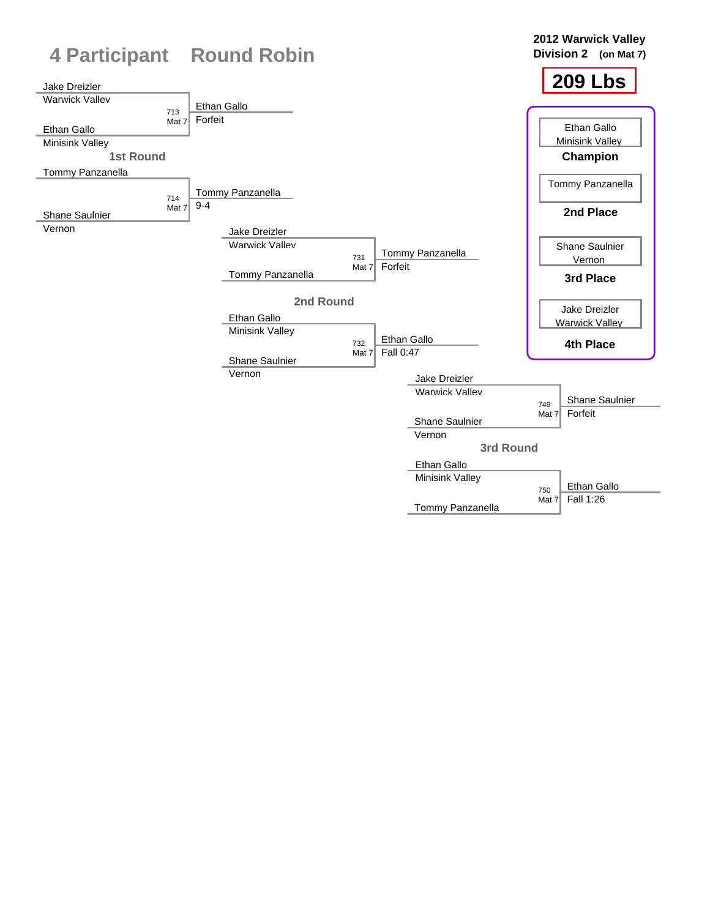# 4 Participant Round Robin

**2012 Warwick Valley Division 2 (on Mat 7)**

**209 Lbs**

## 1st Round

| Bout | Mat | Wrestler 1 | Wrestler 2 | Winner | Result |
|---|---|---|---|---|---|
| 713 | Mat 7 | Jake Dreizler (Warwick Valley) | Ethan Gallo (Minisink Valley) | Ethan Gallo | Forfeit |
| 714 | Mat 7 | Tommy Panzanella | Shane Saulnier (Vernon) | Tommy Panzanella | 9-4 |

## 2nd Round

| Bout | Mat | Wrestler 1 | Wrestler 2 | Winner | Result |
|---|---|---|---|---|---|
| 731 | Mat 7 | Jake Dreizler (Warwick Valley) | Tommy Panzanella | Tommy Panzanella | Forfeit |
| 732 | Mat 7 | Ethan Gallo (Minisink Valley) | Shane Saulnier (Vernon) | Ethan Gallo | Fall 0:47 |

## 3rd Round

| Bout | Mat | Wrestler 1 | Wrestler 2 | Winner | Result |
|---|---|---|---|---|---|
| 749 | Mat 7 | Jake Dreizler (Warwick Valley) | Shane Saulnier (Vernon) | Shane Saulnier | Forfeit |
| 750 | Mat 7 | Ethan Gallo (Minisink Valley) | Tommy Panzanella | Ethan Gallo | Fall 1:26 |

## Placings

- **Champion:** Ethan Gallo, Minisink Valley
- **2nd Place:** Tommy Panzanella
- **3rd Place:** Shane Saulnier, Vernon
- **4th Place:** Jake Dreizler, Warwick Valley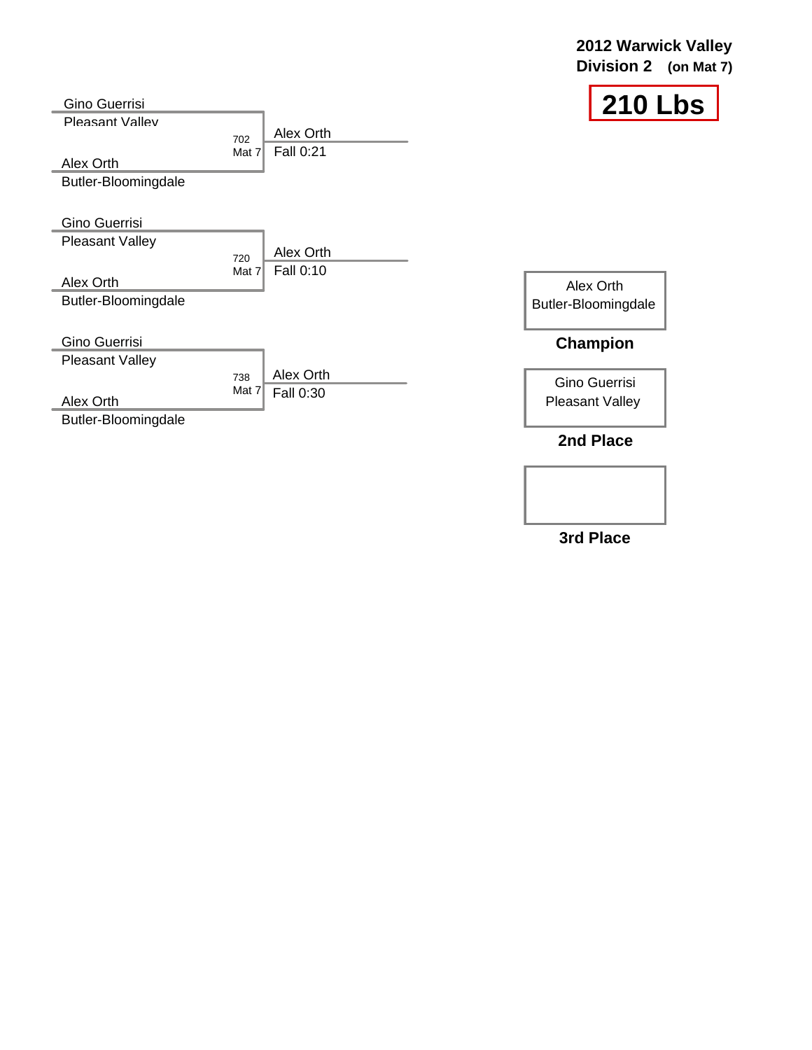**2012 Warwick Valley**
**Division 2 (on Mat 7)**

# 210 Lbs

| Wrestler 1 | Wrestler 2 | Bout | Winner | Result |
|---|---|---|---|---|
| Gino Guerrisi, Pleasant Valley | Alex Orth, Butler-Bloomingdale | 702, Mat 7 | Alex Orth | Fall 0:21 |
| Gino Guerrisi, Pleasant Valley | Alex Orth, Butler-Bloomingdale | 720, Mat 7 | Alex Orth | Fall 0:10 |
| Gino Guerrisi, Pleasant Valley | Alex Orth, Butler-Bloomingdale | 738, Mat 7 | Alex Orth | Fall 0:30 |

| Place | Wrestler |
|---|---|
| **Champion** | Alex Orth, Butler-Bloomingdale |
| **2nd Place** | Gino Guerrisi, Pleasant Valley |
| **3rd Place** | |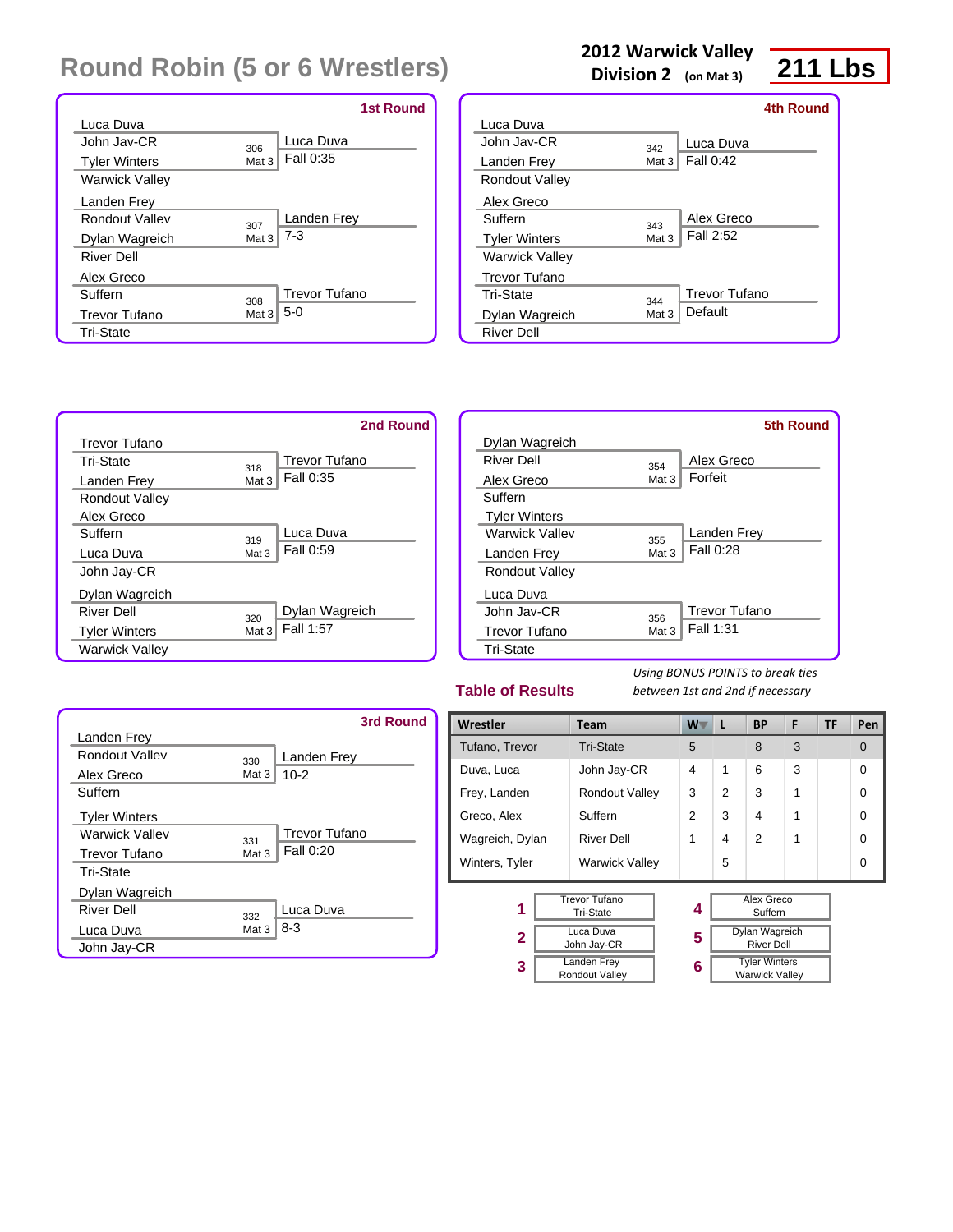# Round Robin (5 or 6 Wrestlers)

**2012 Warwick Valley Division 2** (on Mat 3)

**211 Lbs**

### 1st Round

| Wrestler 1 | Wrestler 2 | Bout | Winner | Result |
|---|---|---|---|---|
| Luca Duva, John Jay-CR | Tyler Winters, Warwick Valley | 306 Mat 3 | Luca Duva | Fall 0:35 |
| Landen Frey, Rondout Valley | Dylan Wagreich, River Dell | 307 Mat 3 | Landen Frey | 7-3 |
| Alex Greco, Suffern | Trevor Tufano, Tri-State | 308 Mat 3 | Trevor Tufano | 5-0 |

### 2nd Round

| Wrestler 1 | Wrestler 2 | Bout | Winner | Result |
|---|---|---|---|---|
| Trevor Tufano, Tri-State | Landen Frey, Rondout Valley | 318 Mat 3 | Trevor Tufano | Fall 0:35 |
| Alex Greco, Suffern | Luca Duva, John Jay-CR | 319 Mat 3 | Luca Duva | Fall 0:59 |
| Dylan Wagreich, River Dell | Tyler Winters, Warwick Valley | 320 Mat 3 | Dylan Wagreich | Fall 1:57 |

### 3rd Round

| Wrestler 1 | Wrestler 2 | Bout | Winner | Result |
|---|---|---|---|---|
| Landen Frey, Rondout Valley | Alex Greco, Suffern | 330 Mat 3 | Landen Frey | 10-2 |
| Tyler Winters, Warwick Valley | Trevor Tufano, Tri-State | 331 Mat 3 | Trevor Tufano | Fall 0:20 |
| Dylan Wagreich, River Dell | Luca Duva, John Jay-CR | 332 Mat 3 | Luca Duva | 8-3 |

### 4th Round

| Wrestler 1 | Wrestler 2 | Bout | Winner | Result |
|---|---|---|---|---|
| Luca Duva, John Jay-CR | Landen Frey, Rondout Valley | 342 Mat 3 | Luca Duva | Fall 0:42 |
| Alex Greco, Suffern | Tyler Winters, Warwick Valley | 343 Mat 3 | Alex Greco | Fall 2:52 |
| Trevor Tufano, Tri-State | Dylan Wagreich, River Dell | 344 Mat 3 | Trevor Tufano | Default |

### 5th Round

| Wrestler 1 | Wrestler 2 | Bout | Winner | Result |
|---|---|---|---|---|
| Dylan Wagreich, River Dell | Alex Greco, Suffern | 354 Mat 3 | Alex Greco | Forfeit |
| Tyler Winters, Warwick Valley | Landen Frey, Rondout Valley | 355 Mat 3 | Landen Frey | Fall 0:28 |
| Luca Duva, John Jay-CR | Trevor Tufano, Tri-State | 356 Mat 3 | Trevor Tufano | Fall 1:31 |

## Table of Results

*Using BONUS POINTS to break ties between 1st and 2nd if necessary*

| Wrestler | Team | W | L | BP | F | TF | Pen |
|---|---|---|---|---|---|---|---|
| Tufano, Trevor | Tri-State | 5 | | 8 | 3 | | 0 |
| Duva, Luca | John Jay-CR | 4 | 1 | 6 | 3 | | 0 |
| Frey, Landen | Rondout Valley | 3 | 2 | 3 | 1 | | 0 |
| Greco, Alex | Suffern | 2 | 3 | 4 | 1 | | 0 |
| Wagreich, Dylan | River Dell | 1 | 4 | 2 | 1 | | 0 |
| Winters, Tyler | Warwick Valley | | 5 | | | | 0 |

| Place | Wrestler | Place | Wrestler |
|---|---|---|---|
| 1 | Trevor Tufano, Tri-State | 4 | Alex Greco, Suffern |
| 2 | Luca Duva, John Jay-CR | 5 | Dylan Wagreich, River Dell |
| 3 | Landen Frey, Rondout Valley | 6 | Tyler Winters, Warwick Valley |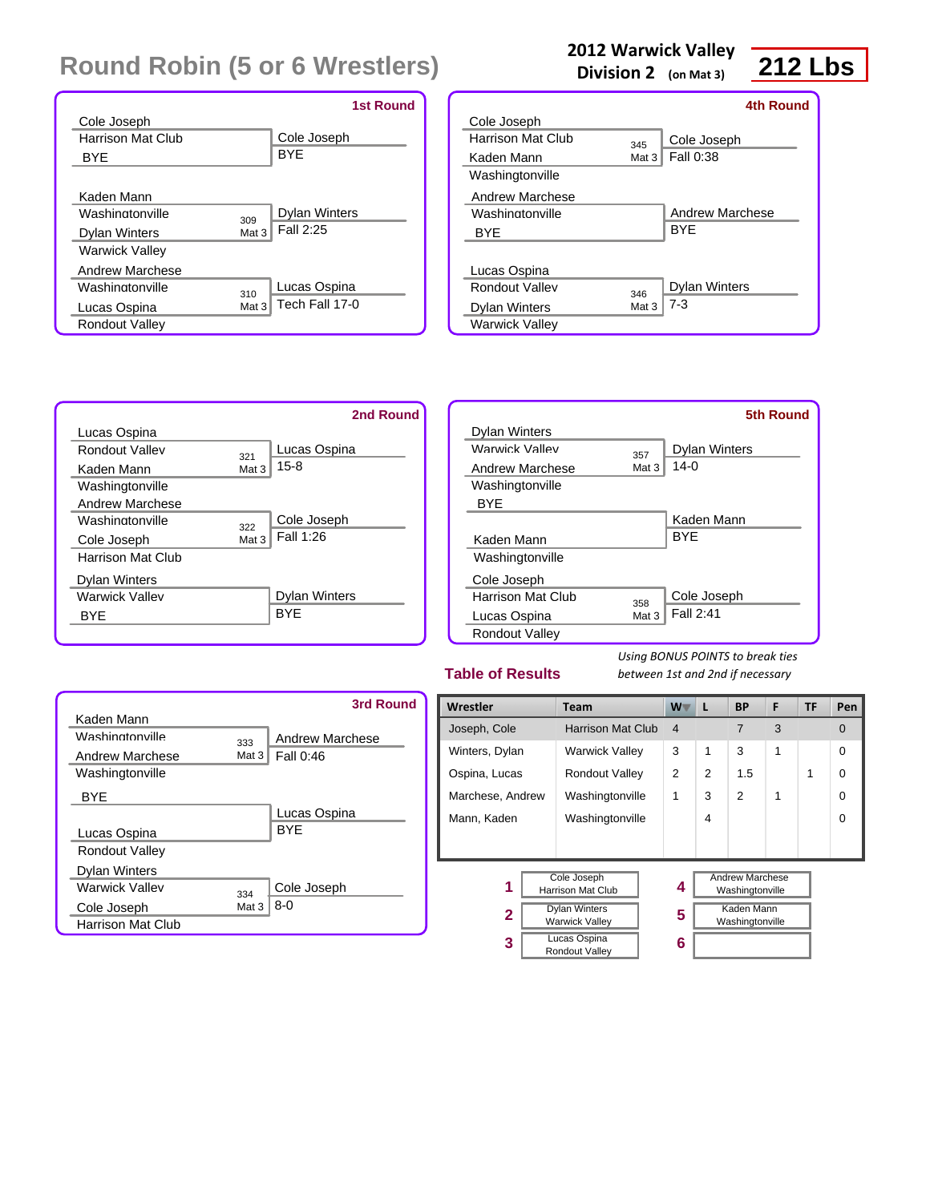# Round Robin (5 or 6 Wrestlers)

**2012 Warwick Valley Division 2 (on Mat 3)**

**212 Lbs**

### 1st Round

| Wrestler 1 | Wrestler 2 | Bout | Winner | Result |
|---|---|---|---|---|
| Cole Joseph (Harrison Mat Club) | BYE | | Cole Joseph | BYE |
| Kaden Mann (Washingtonville) | Dylan Winters (Warwick Valley) | 309 Mat 3 | Dylan Winters | Fall 2:25 |
| Andrew Marchese (Washingtonville) | Lucas Ospina (Rondout Valley) | 310 Mat 3 | Lucas Ospina | Tech Fall 17-0 |

### 2nd Round

| Wrestler 1 | Wrestler 2 | Bout | Winner | Result |
|---|---|---|---|---|
| Lucas Ospina (Rondout Valley) | Kaden Mann (Washingtonville) | 321 Mat 3 | Lucas Ospina | 15-8 |
| Andrew Marchese (Washingtonville) | Cole Joseph (Harrison Mat Club) | 322 Mat 3 | Cole Joseph | Fall 1:26 |
| Dylan Winters (Warwick Valley) | BYE | | Dylan Winters | BYE |

### 3rd Round

| Wrestler 1 | Wrestler 2 | Bout | Winner | Result |
|---|---|---|---|---|
| Kaden Mann (Washingtonville) | Andrew Marchese (Washingtonville) | 333 Mat 3 | Andrew Marchese | Fall 0:46 |
| BYE | Lucas Ospina (Rondout Valley) | | Lucas Ospina | BYE |
| Dylan Winters (Warwick Valley) | Cole Joseph (Harrison Mat Club) | 334 Mat 3 | Cole Joseph | 8-0 |

### 4th Round

| Wrestler 1 | Wrestler 2 | Bout | Winner | Result |
|---|---|---|---|---|
| Cole Joseph (Harrison Mat Club) | Kaden Mann (Washingtonville) | 345 Mat 3 | Cole Joseph | Fall 0:38 |
| Andrew Marchese (Washingtonville) | BYE | | Andrew Marchese | BYE |
| Lucas Ospina (Rondout Valley) | Dylan Winters (Warwick Valley) | 346 Mat 3 | Dylan Winters | 7-3 |

### 5th Round

| Wrestler 1 | Wrestler 2 | Bout | Winner | Result |
|---|---|---|---|---|
| Dylan Winters (Warwick Valley) | Andrew Marchese (Washingtonville) | 357 Mat 3 | Dylan Winters | 14-0 |
| BYE | Kaden Mann (Washingtonville) | | Kaden Mann | BYE |
| Cole Joseph (Harrison Mat Club) | Lucas Ospina (Rondout Valley) | 358 Mat 3 | Cole Joseph | Fall 2:41 |

## Table of Results

*Using BONUS POINTS to break ties between 1st and 2nd if necessary*

| Wrestler | Team | W | L | BP | F | TF | Pen |
|---|---|---|---|---|---|---|---|
| Joseph, Cole | Harrison Mat Club | 4 | | 7 | 3 | | 0 |
| Winters, Dylan | Warwick Valley | 3 | 1 | 3 | 1 | | 0 |
| Ospina, Lucas | Rondout Valley | 2 | 2 | 1.5 | | 1 | 0 |
| Marchese, Andrew | Washingtonville | 1 | 3 | 2 | 1 | | 0 |
| Mann, Kaden | Washingtonville | | 4 | | | | 0 |

| Place | Wrestler | Place | Wrestler |
|---|---|---|---|
| 1 | Cole Joseph, Harrison Mat Club | 4 | Andrew Marchese, Washingtonville |
| 2 | Dylan Winters, Warwick Valley | 5 | Kaden Mann, Washingtonville |
| 3 | Lucas Ospina, Rondout Valley | 6 | |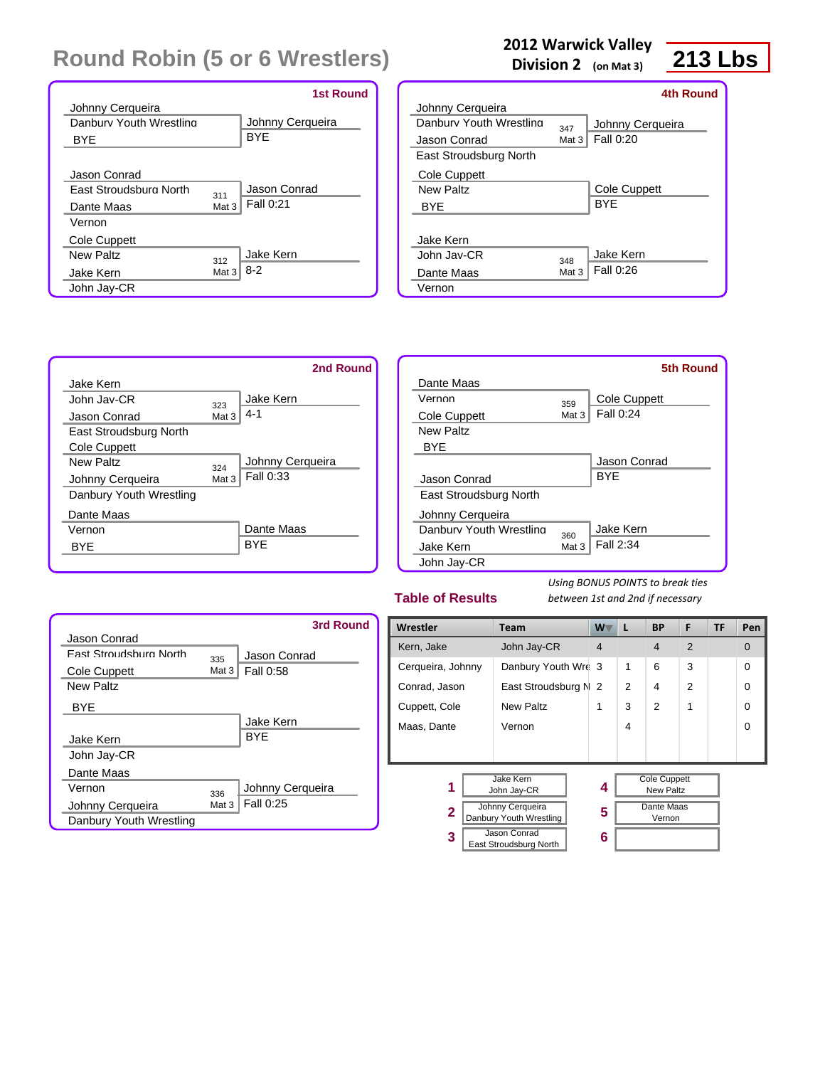# Round Robin (5 or 6 Wrestlers)

**2012 Warwick Valley**
**Division 2 (on Mat 3)**

**213 Lbs**

### 1st Round

| Wrestler A | Wrestler B | Bout | Winner | Result |
|---|---|---|---|---|
| Johnny Cerqueira (Danbury Youth Wrestling) | BYE | | Johnny Cerqueira | BYE |
| Jason Conrad (East Stroudsburg North) | Dante Maas (Vernon) | 311 Mat 3 | Jason Conrad | Fall 0:21 |
| Cole Cuppett (New Paltz) | Jake Kern (John Jay-CR) | 312 Mat 3 | Jake Kern | 8-2 |

### 2nd Round

| Wrestler A | Wrestler B | Bout | Winner | Result |
|---|---|---|---|---|
| Jake Kern (John Jay-CR) | Jason Conrad (East Stroudsburg North) | 323 Mat 3 | Jake Kern | 4-1 |
| Cole Cuppett (New Paltz) | Johnny Cerqueira (Danbury Youth Wrestling) | 324 Mat 3 | Johnny Cerqueira | Fall 0:33 |
| Dante Maas (Vernon) | BYE | | Dante Maas | BYE |

### 3rd Round

| Wrestler A | Wrestler B | Bout | Winner | Result |
|---|---|---|---|---|
| Jason Conrad (East Stroudsburg North) | Cole Cuppett (New Paltz) | 335 Mat 3 | Jason Conrad | Fall 0:58 |
| BYE | Jake Kern (John Jay-CR) | | Jake Kern | BYE |
| Dante Maas (Vernon) | Johnny Cerqueira (Danbury Youth Wrestling) | 336 Mat 3 | Johnny Cerqueira | Fall 0:25 |

### 4th Round

| Wrestler A | Wrestler B | Bout | Winner | Result |
|---|---|---|---|---|
| Johnny Cerqueira (Danbury Youth Wrestling) | Jason Conrad (East Stroudsburg North) | 347 Mat 3 | Johnny Cerqueira | Fall 0:20 |
| Cole Cuppett (New Paltz) | BYE | | Cole Cuppett | BYE |
| Jake Kern (John Jay-CR) | Dante Maas (Vernon) | 348 Mat 3 | Jake Kern | Fall 0:26 |

### 5th Round

| Wrestler A | Wrestler B | Bout | Winner | Result |
|---|---|---|---|---|
| Dante Maas (Vernon) | Cole Cuppett (New Paltz) | 359 Mat 3 | Cole Cuppett | Fall 0:24 |
| BYE | Jason Conrad (East Stroudsburg North) | | Jason Conrad | BYE |
| Johnny Cerqueira (Danbury Youth Wrestling) | Jake Kern (John Jay-CR) | 360 Mat 3 | Jake Kern | Fall 2:34 |

## Table of Results

*Using BONUS POINTS to break ties between 1st and 2nd if necessary*

| Wrestler | Team | W | L | BP | F | TF | Pen |
|---|---|---|---|---|---|---|---|
| Kern, Jake | John Jay-CR | 4 | | 4 | 2 | | 0 |
| Cerqueira, Johnny | Danbury Youth Wre | 3 | 1 | 6 | 3 | | 0 |
| Conrad, Jason | East Stroudsburg N | 2 | 2 | 4 | 2 | | 0 |
| Cuppett, Cole | New Paltz | 1 | 3 | 2 | 1 | | 0 |
| Maas, Dante | Vernon | | 4 | | | | 0 |

| Place | Wrestler |
|---|---|
| 1 | Jake Kern, John Jay-CR |
| 2 | Johnny Cerqueira, Danbury Youth Wrestling |
| 3 | Jason Conrad, East Stroudsburg North |
| 4 | Cole Cuppett, New Paltz |
| 5 | Dante Maas, Vernon |
| 6 | |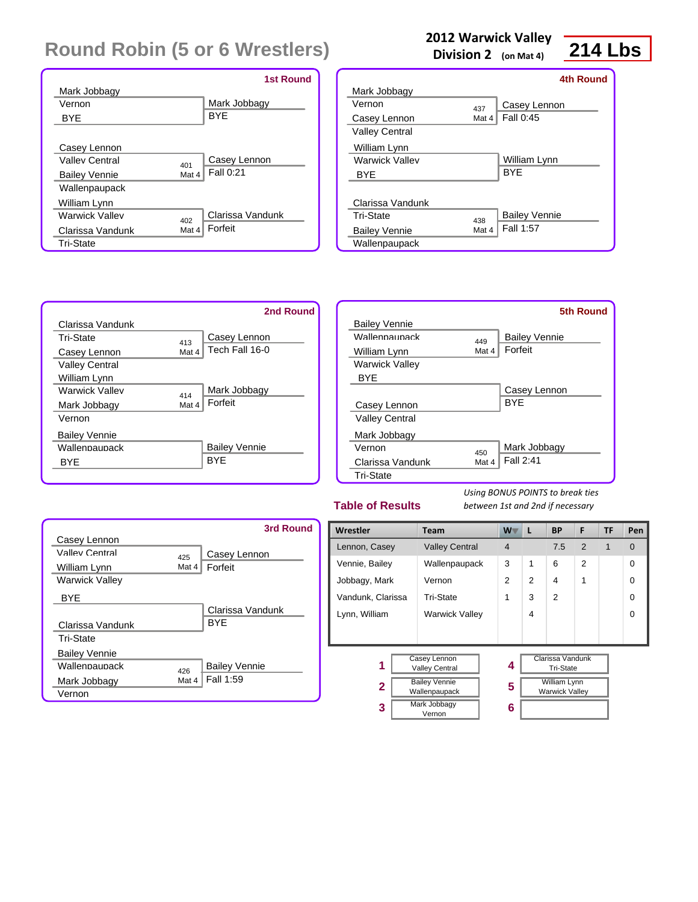# Round Robin (5 or 6 Wrestlers)

**2012 Warwick Valley**
**Division 2** (on Mat 4)

**214 Lbs**

## 1st Round

| Wrestler 1 | Wrestler 2 | Bout | Winner | Result |
|---|---|---|---|---|
| Mark Jobbagy (Vernon) | BYE | | Mark Jobbagy | BYE |
| Casey Lennon (Valley Central) | Bailey Vennie (Wallenpaupack) | 401 Mat 4 | Casey Lennon | Fall 0:21 |
| William Lynn (Warwick Valley) | Clarissa Vandunk (Tri-State) | 402 Mat 4 | Clarissa Vandunk | Forfeit |

## 2nd Round

| Wrestler 1 | Wrestler 2 | Bout | Winner | Result |
|---|---|---|---|---|
| Clarissa Vandunk (Tri-State) | Casey Lennon (Valley Central) | 413 Mat 4 | Casey Lennon | Tech Fall 16-0 |
| William Lynn (Warwick Valley) | Mark Jobbagy (Vernon) | 414 Mat 4 | Mark Jobbagy | Forfeit |
| Bailey Vennie (Wallenpaupack) | BYE | | Bailey Vennie | BYE |

## 3rd Round

| Wrestler 1 | Wrestler 2 | Bout | Winner | Result |
|---|---|---|---|---|
| Casey Lennon (Valley Central) | William Lynn (Warwick Valley) | 425 Mat 4 | Casey Lennon | Forfeit |
| BYE | Clarissa Vandunk (Tri-State) | | Clarissa Vandunk | BYE |
| Bailey Vennie (Wallenpaupack) | Mark Jobbagy (Vernon) | 426 Mat 4 | Bailey Vennie | Fall 1:59 |

## 4th Round

| Wrestler 1 | Wrestler 2 | Bout | Winner | Result |
|---|---|---|---|---|
| Mark Jobbagy (Vernon) | Casey Lennon (Valley Central) | 437 Mat 4 | Casey Lennon | Fall 0:45 |
| William Lynn (Warwick Valley) | BYE | | William Lynn | BYE |
| Clarissa Vandunk (Tri-State) | Bailey Vennie (Wallenpaupack) | 438 Mat 4 | Bailey Vennie | Fall 1:57 |

## 5th Round

| Wrestler 1 | Wrestler 2 | Bout | Winner | Result |
|---|---|---|---|---|
| Bailey Vennie (Wallenpaupack) | William Lynn (Warwick Valley) | 449 Mat 4 | Bailey Vennie | Forfeit |
| BYE | Casey Lennon (Valley Central) | | Casey Lennon | BYE |
| Mark Jobbagy (Vernon) | Clarissa Vandunk (Tri-State) | 450 Mat 4 | Mark Jobbagy | Fall 2:41 |

## Table of Results

*Using BONUS POINTS to break ties between 1st and 2nd if necessary*

| Wrestler | Team | W | L | BP | F | TF | Pen |
|---|---|---|---|---|---|---|---|
| Lennon, Casey | Valley Central | 4 | | 7.5 | 2 | 1 | 0 |
| Vennie, Bailey | Wallenpaupack | 3 | 1 | 6 | 2 | | 0 |
| Jobbagy, Mark | Vernon | 2 | 2 | 4 | 1 | | 0 |
| Vandunk, Clarissa | Tri-State | 1 | 3 | 2 | | | 0 |
| Lynn, William | Warwick Valley | | 4 | | | | 0 |

| Place | Wrestler | Place | Wrestler |
|---|---|---|---|
| 1 | Casey Lennon, Valley Central | 4 | Clarissa Vandunk, Tri-State |
| 2 | Bailey Vennie, Wallenpaupack | 5 | William Lynn, Warwick Valley |
| 3 | Mark Jobbagy, Vernon | 6 | |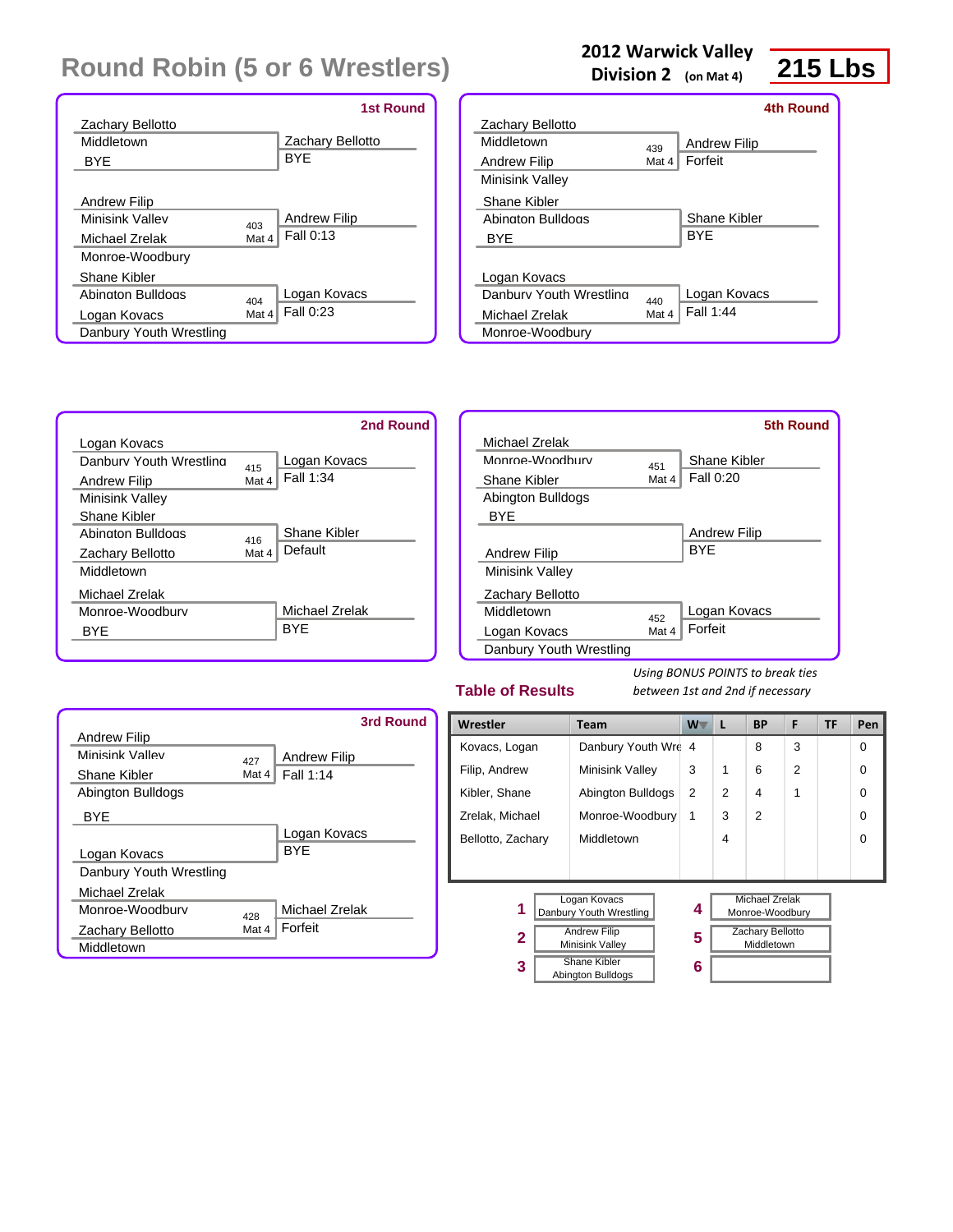# Round Robin (5 or 6 Wrestlers)

**2012 Warwick Valley**
**Division 2** (on Mat 4)

**215 Lbs**

## 1st Round

| Wrestler 1 | Wrestler 2 | Bout | Winner | Result |
|---|---|---|---|---|
| Zachary Bellotto (Middletown) | BYE | | Zachary Bellotto | BYE |
| Andrew Filip (Minisink Valley) | Michael Zrelak (Monroe-Woodbury) | 403 Mat 4 | Andrew Filip | Fall 0:13 |
| Shane Kibler (Abington Bulldogs) | Logan Kovacs (Danbury Youth Wrestling) | 404 Mat 4 | Logan Kovacs | Fall 0:23 |

## 2nd Round

| Wrestler 1 | Wrestler 2 | Bout | Winner | Result |
|---|---|---|---|---|
| Logan Kovacs (Danbury Youth Wrestling) | Andrew Filip (Minisink Valley) | 415 Mat 4 | Logan Kovacs | Fall 1:34 |
| Shane Kibler (Abington Bulldogs) | Zachary Bellotto (Middletown) | 416 Mat 4 | Shane Kibler | Default |
| Michael Zrelak (Monroe-Woodbury) | BYE | | Michael Zrelak | BYE |

## 3rd Round

| Wrestler 1 | Wrestler 2 | Bout | Winner | Result |
|---|---|---|---|---|
| Andrew Filip (Minisink Valley) | Shane Kibler (Abington Bulldogs) | 427 Mat 4 | Andrew Filip | Fall 1:14 |
| BYE | Logan Kovacs (Danbury Youth Wrestling) | | Logan Kovacs | BYE |
| Michael Zrelak (Monroe-Woodbury) | Zachary Bellotto (Middletown) | 428 Mat 4 | Michael Zrelak | Forfeit |

## 4th Round

| Wrestler 1 | Wrestler 2 | Bout | Winner | Result |
|---|---|---|---|---|
| Zachary Bellotto (Middletown) | Andrew Filip (Minisink Valley) | 439 Mat 4 | Andrew Filip | Forfeit |
| Shane Kibler (Abington Bulldogs) | BYE | | Shane Kibler | BYE |
| Logan Kovacs (Danbury Youth Wrestling) | Michael Zrelak (Monroe-Woodbury) | 440 Mat 4 | Logan Kovacs | Fall 1:44 |

## 5th Round

| Wrestler 1 | Wrestler 2 | Bout | Winner | Result |
|---|---|---|---|---|
| Michael Zrelak (Monroe-Woodbury) | Shane Kibler (Abington Bulldogs) | 451 Mat 4 | Shane Kibler | Fall 0:20 |
| BYE | Andrew Filip (Minisink Valley) | | Andrew Filip | BYE |
| Zachary Bellotto (Middletown) | Logan Kovacs (Danbury Youth Wrestling) | 452 Mat 4 | Logan Kovacs | Forfeit |

## Table of Results

*Using BONUS POINTS to break ties between 1st and 2nd if necessary*

| Wrestler | Team | W | L | BP | F | TF | Pen |
|---|---|---|---|---|---|---|---|
| Kovacs, Logan | Danbury Youth Wre | 4 | | 8 | 3 | | 0 |
| Filip, Andrew | Minisink Valley | 3 | 1 | 6 | 2 | | 0 |
| Kibler, Shane | Abington Bulldogs | 2 | 2 | 4 | 1 | | 0 |
| Zrelak, Michael | Monroe-Woodbury | 1 | 3 | 2 | | | 0 |
| Bellotto, Zachary | Middletown | | 4 | | | | 0 |

| Place | Wrestler |
|---|---|
| 1 | Logan Kovacs, Danbury Youth Wrestling |
| 2 | Andrew Filip, Minisink Valley |
| 3 | Shane Kibler, Abington Bulldogs |
| 4 | Michael Zrelak, Monroe-Woodbury |
| 5 | Zachary Bellotto, Middletown |
| 6 | |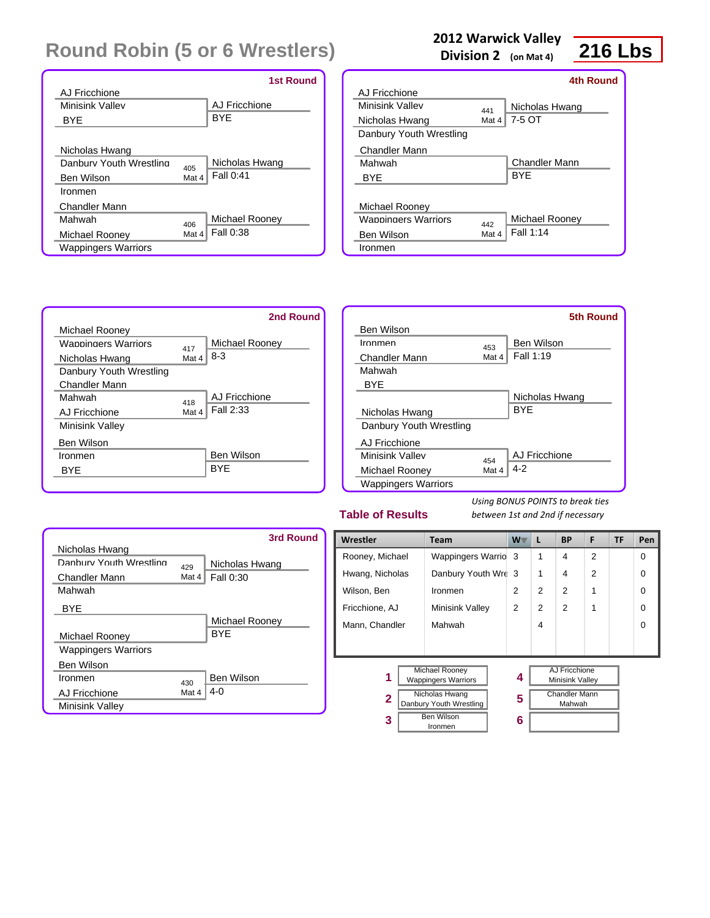# Round Robin (5 or 6 Wrestlers)

**2012 Warwick Valley Division 2** (on Mat 4)

**216 Lbs**

### 1st Round

| Wrestler 1 | Wrestler 2 | Bout | Winner | Result |
|---|---|---|---|---|
| AJ Fricchione, Minisink Valley | BYE | | AJ Fricchione | BYE |
| Nicholas Hwang, Danbury Youth Wrestling | Ben Wilson, Ironmen | 405 Mat 4 | Nicholas Hwang | Fall 0:41 |
| Chandler Mann, Mahwah | Michael Rooney, Wappingers Warriors | 406 Mat 4 | Michael Rooney | Fall 0:38 |

### 2nd Round

| Wrestler 1 | Wrestler 2 | Bout | Winner | Result |
|---|---|---|---|---|
| Michael Rooney, Wappingers Warriors | Nicholas Hwang, Danbury Youth Wrestling | 417 Mat 4 | Michael Rooney | 8-3 |
| Chandler Mann, Mahwah | AJ Fricchione, Minisink Valley | 418 Mat 4 | AJ Fricchione | Fall 2:33 |
| Ben Wilson, Ironmen | BYE | | Ben Wilson | BYE |

### 3rd Round

| Wrestler 1 | Wrestler 2 | Bout | Winner | Result |
|---|---|---|---|---|
| Nicholas Hwang, Danbury Youth Wrestling | Chandler Mann, Mahwah | 429 Mat 4 | Nicholas Hwang | Fall 0:30 |
| BYE | Michael Rooney, Wappingers Warriors | | Michael Rooney | BYE |
| Ben Wilson, Ironmen | AJ Fricchione, Minisink Valley | 430 Mat 4 | Ben Wilson | 4-0 |

### 4th Round

| Wrestler 1 | Wrestler 2 | Bout | Winner | Result |
|---|---|---|---|---|
| AJ Fricchione, Minisink Valley | Nicholas Hwang, Danbury Youth Wrestling | 441 Mat 4 | Nicholas Hwang | 7-5 OT |
| Chandler Mann, Mahwah | BYE | | Chandler Mann | BYE |
| Michael Rooney, Wappingers Warriors | Ben Wilson, Ironmen | 442 Mat 4 | Michael Rooney | Fall 1:14 |

### 5th Round

| Wrestler 1 | Wrestler 2 | Bout | Winner | Result |
|---|---|---|---|---|
| Ben Wilson, Ironmen | Chandler Mann, Mahwah | 453 Mat 4 | Ben Wilson | Fall 1:19 |
| BYE | Nicholas Hwang, Danbury Youth Wrestling | | Nicholas Hwang | BYE |
| AJ Fricchione, Minisink Valley | Michael Rooney, Wappingers Warriors | 454 Mat 4 | AJ Fricchione | 4-2 |

## Table of Results

*Using BONUS POINTS to break ties between 1st and 2nd if necessary*

| Wrestler | Team | W | L | BP | F | TF | Pen |
|---|---|---|---|---|---|---|---|
| Rooney, Michael | Wappingers Warrio | 3 | 1 | 4 | 2 | | 0 |
| Hwang, Nicholas | Danbury Youth Wre | 3 | 1 | 4 | 2 | | 0 |
| Wilson, Ben | Ironmen | 2 | 2 | 2 | 1 | | 0 |
| Fricchione, AJ | Minisink Valley | 2 | 2 | 2 | 1 | | 0 |
| Mann, Chandler | Mahwah | | 4 | | | | 0 |

| Place | Wrestler |
|---|---|
| 1 | Michael Rooney, Wappingers Warriors |
| 2 | Nicholas Hwang, Danbury Youth Wrestling |
| 3 | Ben Wilson, Ironmen |
| 4 | AJ Fricchione, Minisink Valley |
| 5 | Chandler Mann, Mahwah |
| 6 | |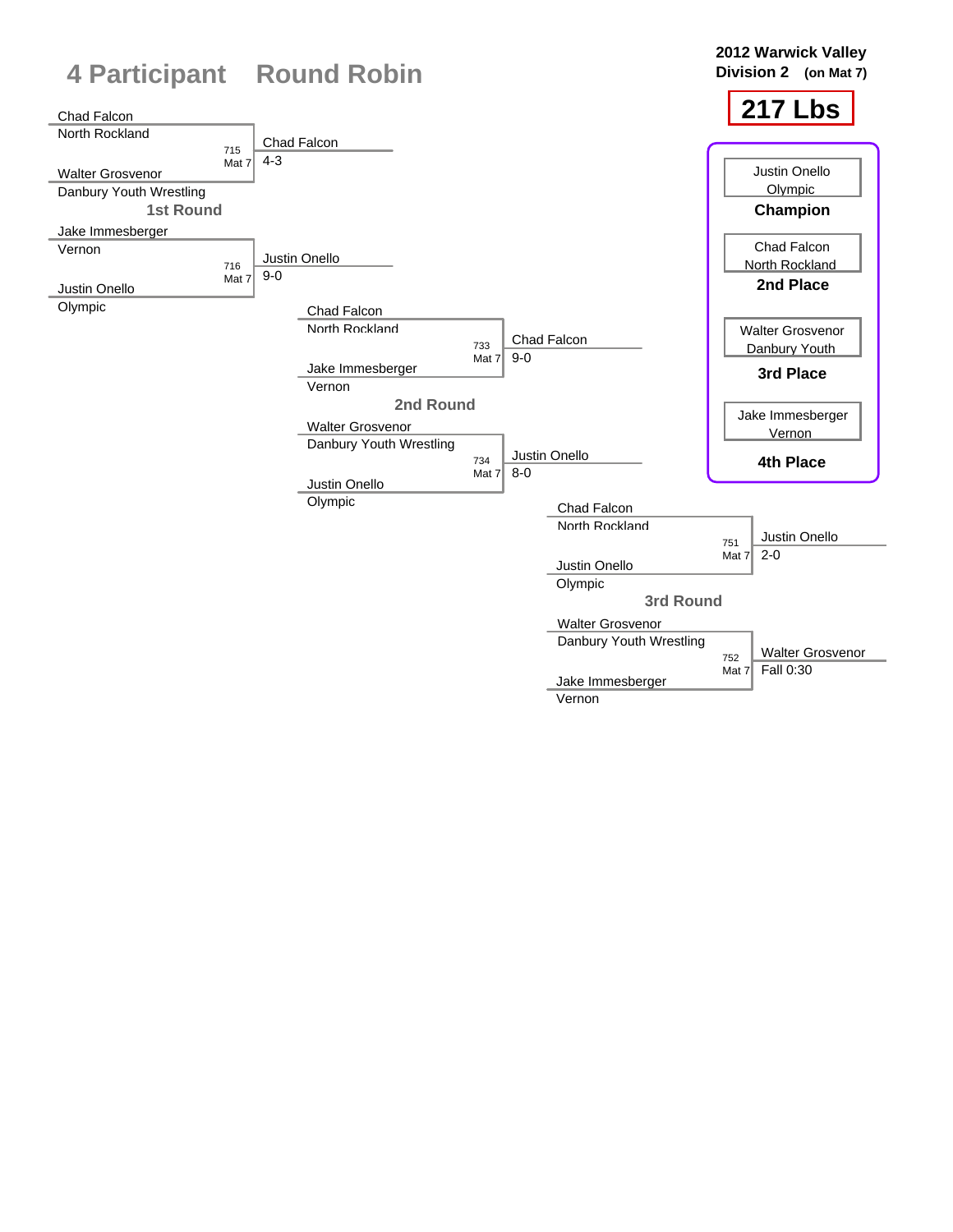# 4 Participant Round Robin

**2012 Warwick Valley Division 2 (on Mat 7)**

## 217 Lbs

### 1st Round

| Match | Wrestler 1 | Wrestler 2 | Winner | Result |
|---|---|---|---|---|
| 715 Mat 7 | Chad Falcon (North Rockland) | Walter Grosvenor (Danbury Youth Wrestling) | Chad Falcon | 4-3 |
| 716 Mat 7 | Jake Immesberger (Vernon) | Justin Onello (Olympic) | Justin Onello | 9-0 |

### 2nd Round

| Match | Wrestler 1 | Wrestler 2 | Winner | Result |
|---|---|---|---|---|
| 733 Mat 7 | Chad Falcon (North Rockland) | Jake Immesberger (Vernon) | Chad Falcon | 9-0 |
| 734 Mat 7 | Walter Grosvenor (Danbury Youth Wrestling) | Justin Onello (Olympic) | Justin Onello | 8-0 |

### 3rd Round

| Match | Wrestler 1 | Wrestler 2 | Winner | Result |
|---|---|---|---|---|
| 751 Mat 7 | Chad Falcon (North Rockland) | Justin Onello (Olympic) | Justin Onello | 2-0 |
| 752 Mat 7 | Walter Grosvenor (Danbury Youth Wrestling) | Jake Immesberger (Vernon) | Walter Grosvenor | Fall 0:30 |

### Final Placements

| Place | Wrestler | Team |
|---|---|---|
| **Champion** | Justin Onello | Olympic |
| **2nd Place** | Chad Falcon | North Rockland |
| **3rd Place** | Walter Grosvenor | Danbury Youth |
| **4th Place** | Jake Immesberger | Vernon |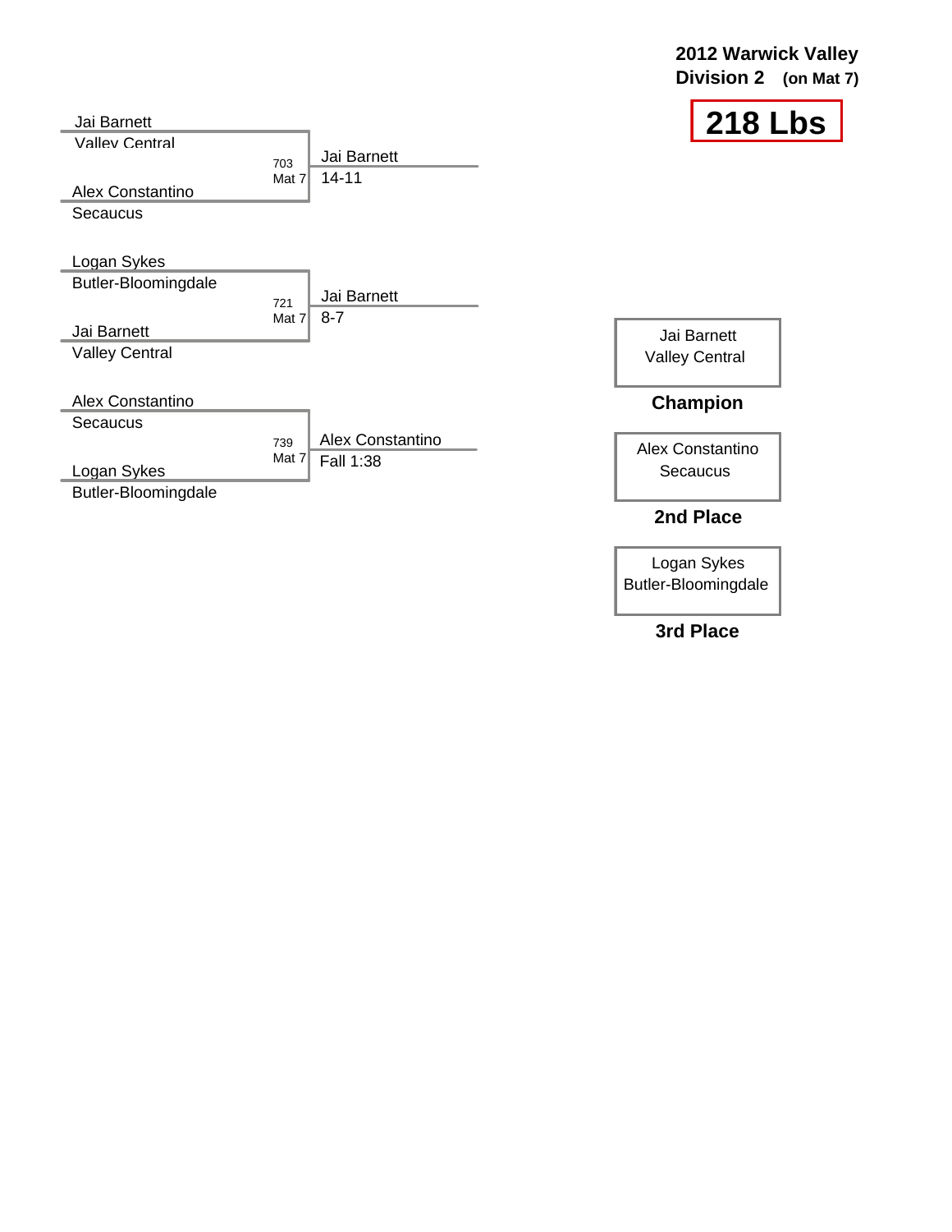**2012 Warwick Valley**
**Division 2 (on Mat 7)**

# 218 Lbs

| Bout | Wrestler 1 | Wrestler 2 | Winner | Result |
|---|---|---|---|---|
| 703 (Mat 7) | Jai Barnett, Valley Central | Alex Constantino, Secaucus | Jai Barnett | 14-11 |
| 721 (Mat 7) | Logan Sykes, Butler-Bloomingdale | Jai Barnett, Valley Central | Jai Barnett | 8-7 |
| 739 (Mat 7) | Alex Constantino, Secaucus | Logan Sykes, Butler-Bloomingdale | Alex Constantino | Fall 1:38 |

| Place | Wrestler | Team |
|---|---|---|
| **Champion** | Jai Barnett | Valley Central |
| **2nd Place** | Alex Constantino | Secaucus |
| **3rd Place** | Logan Sykes | Butler-Bloomingdale |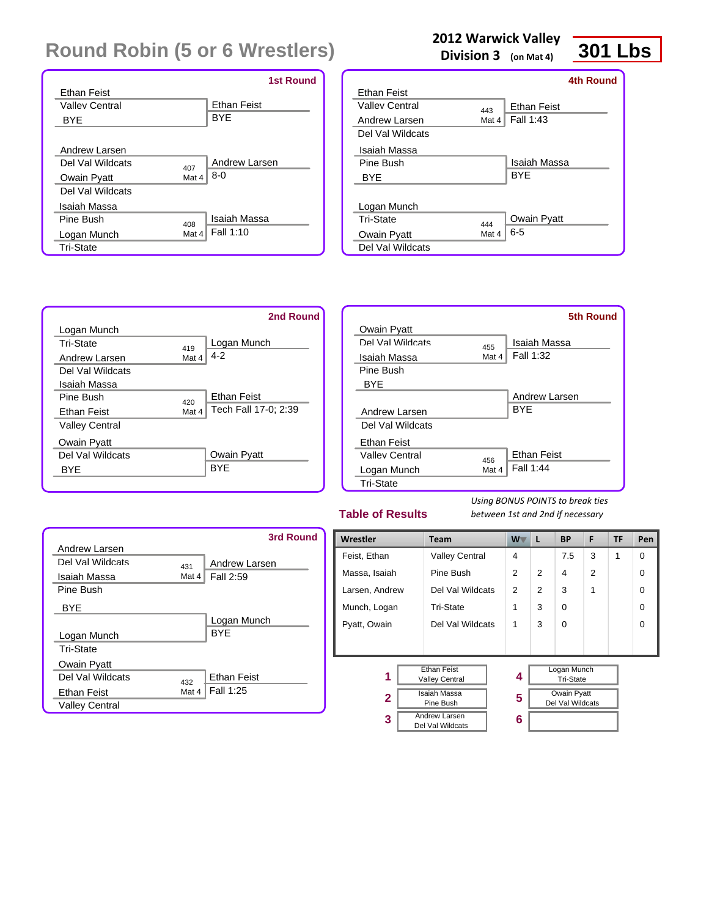# Round Robin (5 or 6 Wrestlers)

**2012 Warwick Valley**
**Division 3** (on Mat 4)

**301 Lbs**

## 1st Round

| Wrestler | Team | Bout | Winner | Result |
|---|---|---|---|---|
| Ethan Feist | Valley Central | | Ethan Feist | BYE |
| BYE | | | | |
| Andrew Larsen | Del Val Wildcats | 407 Mat 4 | Andrew Larsen | 8-0 |
| Owain Pyatt | Del Val Wildcats | | | |
| Isaiah Massa | Pine Bush | 408 Mat 4 | Isaiah Massa | Fall 1:10 |
| Logan Munch | Tri-State | | | |

## 2nd Round

| Wrestler | Team | Bout | Winner | Result |
|---|---|---|---|---|
| Logan Munch | Tri-State | 419 Mat 4 | Logan Munch | 4-2 |
| Andrew Larsen | Del Val Wildcats | | | |
| Isaiah Massa | Pine Bush | 420 Mat 4 | Ethan Feist | Tech Fall 17-0; 2:39 |
| Ethan Feist | Valley Central | | | |
| Owain Pyatt | Del Val Wildcats | | Owain Pyatt | BYE |
| BYE | | | | |

## 3rd Round

| Wrestler | Team | Bout | Winner | Result |
|---|---|---|---|---|
| Andrew Larsen | Del Val Wildcats | 431 Mat 4 | Andrew Larsen | Fall 2:59 |
| Isaiah Massa | Pine Bush | | | |
| BYE | | | Logan Munch | BYE |
| Logan Munch | Tri-State | | | |
| Owain Pyatt | Del Val Wildcats | 432 Mat 4 | Ethan Feist | Fall 1:25 |
| Ethan Feist | Valley Central | | | |

## 4th Round

| Wrestler | Team | Bout | Winner | Result |
|---|---|---|---|---|
| Ethan Feist | Valley Central | 443 Mat 4 | Ethan Feist | Fall 1:43 |
| Andrew Larsen | Del Val Wildcats | | | |
| Isaiah Massa | Pine Bush | | Isaiah Massa | BYE |
| BYE | | | | |
| Logan Munch | Tri-State | 444 Mat 4 | Owain Pyatt | 6-5 |
| Owain Pyatt | Del Val Wildcats | | | |

## 5th Round

| Wrestler | Team | Bout | Winner | Result |
|---|---|---|---|---|
| Owain Pyatt | Del Val Wildcats | 455 Mat 4 | Isaiah Massa | Fall 1:32 |
| Isaiah Massa | Pine Bush | | | |
| BYE | | | Andrew Larsen | BYE |
| Andrew Larsen | Del Val Wildcats | | | |
| Ethan Feist | Valley Central | 456 Mat 4 | Ethan Feist | Fall 1:44 |
| Logan Munch | Tri-State | | | |

## Table of Results

*Using BONUS POINTS to break ties between 1st and 2nd if necessary*

| Wrestler | Team | W | L | BP | F | TF | Pen |
|---|---|---|---|---|---|---|---|
| Feist, Ethan | Valley Central | 4 | | 7.5 | 3 | 1 | 0 |
| Massa, Isaiah | Pine Bush | 2 | 2 | 4 | 2 | | 0 |
| Larsen, Andrew | Del Val Wildcats | 2 | 2 | 3 | 1 | | 0 |
| Munch, Logan | Tri-State | 1 | 3 | 0 | | | 0 |
| Pyatt, Owain | Del Val Wildcats | 1 | 3 | 0 | | | 0 |

| Place | Wrestler |
|---|---|
| 1 | Ethan Feist, Valley Central |
| 2 | Isaiah Massa, Pine Bush |
| 3 | Andrew Larsen, Del Val Wildcats |
| 4 | Logan Munch, Tri-State |
| 5 | Owain Pyatt, Del Val Wildcats |
| 6 | |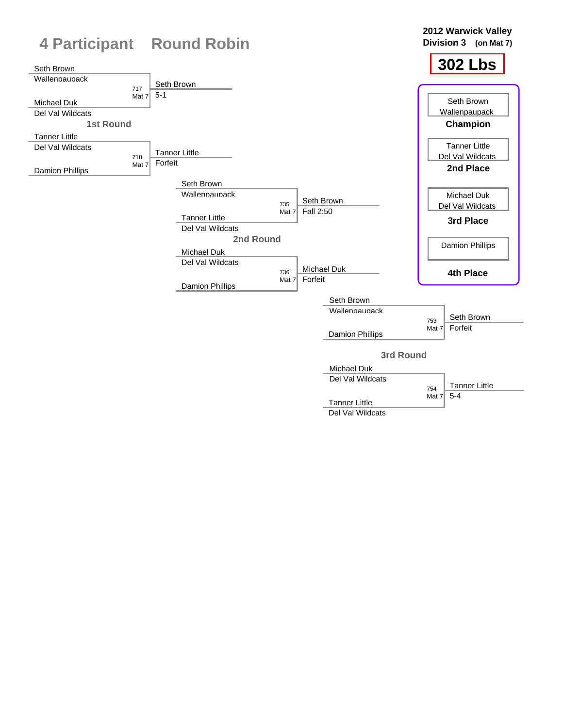# 4 Participant Round Robin

**2012 Warwick Valley**
**Division 3 (on Mat 7)**

**302 Lbs**

## 1st Round

| Bout | Mat | Wrestler 1 | Wrestler 2 | Winner | Result |
|---|---|---|---|---|---|
| 717 | Mat 7 | Seth Brown (Wallenpaupack) | Michael Duk (Del Val Wildcats) | Seth Brown | 5-1 |
| 718 | Mat 7 | Tanner Little (Del Val Wildcats) | Damion Phillips | Tanner Little | Forfeit |

## 2nd Round

| Bout | Mat | Wrestler 1 | Wrestler 2 | Winner | Result |
|---|---|---|---|---|---|
| 735 | Mat 7 | Seth Brown (Wallenpaupack) | Tanner Little (Del Val Wildcats) | Seth Brown | Fall 2:50 |
| 736 | Mat 7 | Michael Duk (Del Val Wildcats) | Damion Phillips | Michael Duk | Forfeit |

## 3rd Round

| Bout | Mat | Wrestler 1 | Wrestler 2 | Winner | Result |
|---|---|---|---|---|---|
| 753 | Mat 7 | Seth Brown (Wallenpaupack) | Damion Phillips | Seth Brown | Forfeit |
| 754 | Mat 7 | Michael Duk (Del Val Wildcats) | Tanner Little (Del Val Wildcats) | Tanner Little | 5-4 |

## Final Standings

- **Champion:** Seth Brown, Wallenpaupack
- **2nd Place:** Tanner Little, Del Val Wildcats
- **3rd Place:** Michael Duk, Del Val Wildcats
- **4th Place:** Damion Phillips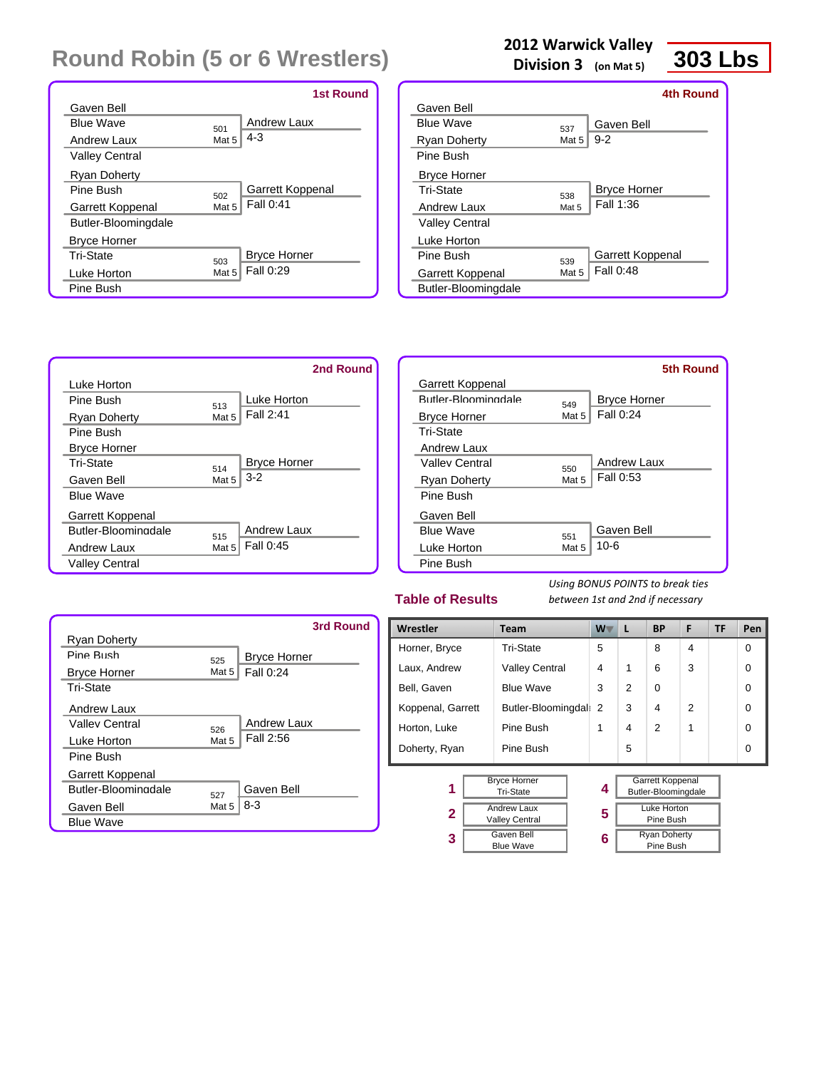# Round Robin (5 or 6 Wrestlers)

**2012 Warwick Valley**
**Division 3** (on Mat 5)

**303 Lbs**

## 1st Round

| Wrestler 1 | Wrestler 2 | Bout | Winner | Result |
|---|---|---|---|---|
| Gaven Bell (Blue Wave) | Andrew Laux (Valley Central) | 501 Mat 5 | Andrew Laux | 4-3 |
| Ryan Doherty (Pine Bush) | Garrett Koppenal (Butler-Bloomingdale) | 502 Mat 5 | Garrett Koppenal | Fall 0:41 |
| Bryce Horner (Tri-State) | Luke Horton (Pine Bush) | 503 Mat 5 | Bryce Horner | Fall 0:29 |

## 2nd Round

| Wrestler 1 | Wrestler 2 | Bout | Winner | Result |
|---|---|---|---|---|
| Luke Horton (Pine Bush) | Ryan Doherty (Pine Bush) | 513 Mat 5 | Luke Horton | Fall 2:41 |
| Bryce Horner (Tri-State) | Gaven Bell (Blue Wave) | 514 Mat 5 | Bryce Horner | 3-2 |
| Garrett Koppenal (Butler-Bloomingdale) | Andrew Laux (Valley Central) | 515 Mat 5 | Andrew Laux | Fall 0:45 |

## 3rd Round

| Wrestler 1 | Wrestler 2 | Bout | Winner | Result |
|---|---|---|---|---|
| Ryan Doherty (Pine Bush) | Bryce Horner (Tri-State) | 525 Mat 5 | Bryce Horner | Fall 0:24 |
| Andrew Laux (Valley Central) | Luke Horton (Pine Bush) | 526 Mat 5 | Andrew Laux | Fall 2:56 |
| Garrett Koppenal (Butler-Bloomingdale) | Gaven Bell (Blue Wave) | 527 Mat 5 | Gaven Bell | 8-3 |

## 4th Round

| Wrestler 1 | Wrestler 2 | Bout | Winner | Result |
|---|---|---|---|---|
| Gaven Bell (Blue Wave) | Ryan Doherty (Pine Bush) | 537 Mat 5 | Gaven Bell | 9-2 |
| Bryce Horner (Tri-State) | Andrew Laux (Valley Central) | 538 Mat 5 | Bryce Horner | Fall 1:36 |
| Luke Horton (Pine Bush) | Garrett Koppenal (Butler-Bloomingdale) | 539 Mat 5 | Garrett Koppenal | Fall 0:48 |

## 5th Round

| Wrestler 1 | Wrestler 2 | Bout | Winner | Result |
|---|---|---|---|---|
| Garrett Koppenal (Butler-Bloomingdale) | Bryce Horner (Tri-State) | 549 Mat 5 | Bryce Horner | Fall 0:24 |
| Andrew Laux (Valley Central) | Ryan Doherty (Pine Bush) | 550 Mat 5 | Andrew Laux | Fall 0:53 |
| Gaven Bell (Blue Wave) | Luke Horton (Pine Bush) | 551 Mat 5 | Gaven Bell | 10-6 |

## Table of Results

*Using BONUS POINTS to break ties between 1st and 2nd if necessary*

| Wrestler | Team | W | L | BP | F | TF | Pen |
|---|---|---|---|---|---|---|---|
| Horner, Bryce | Tri-State | 5 | | 8 | 4 | | 0 |
| Laux, Andrew | Valley Central | 4 | 1 | 6 | 3 | | 0 |
| Bell, Gaven | Blue Wave | 3 | 2 | 0 | | | 0 |
| Koppenal, Garrett | Butler-Bloomingdale | 2 | 3 | 4 | 2 | | 0 |
| Horton, Luke | Pine Bush | 1 | 4 | 2 | 1 | | 0 |
| Doherty, Ryan | Pine Bush | | 5 | | | | 0 |

| Place | Wrestler |
|---|---|
| 1 | Bryce Horner, Tri-State |
| 2 | Andrew Laux, Valley Central |
| 3 | Gaven Bell, Blue Wave |
| 4 | Garrett Koppenal, Butler-Bloomingdale |
| 5 | Luke Horton, Pine Bush |
| 6 | Ryan Doherty, Pine Bush |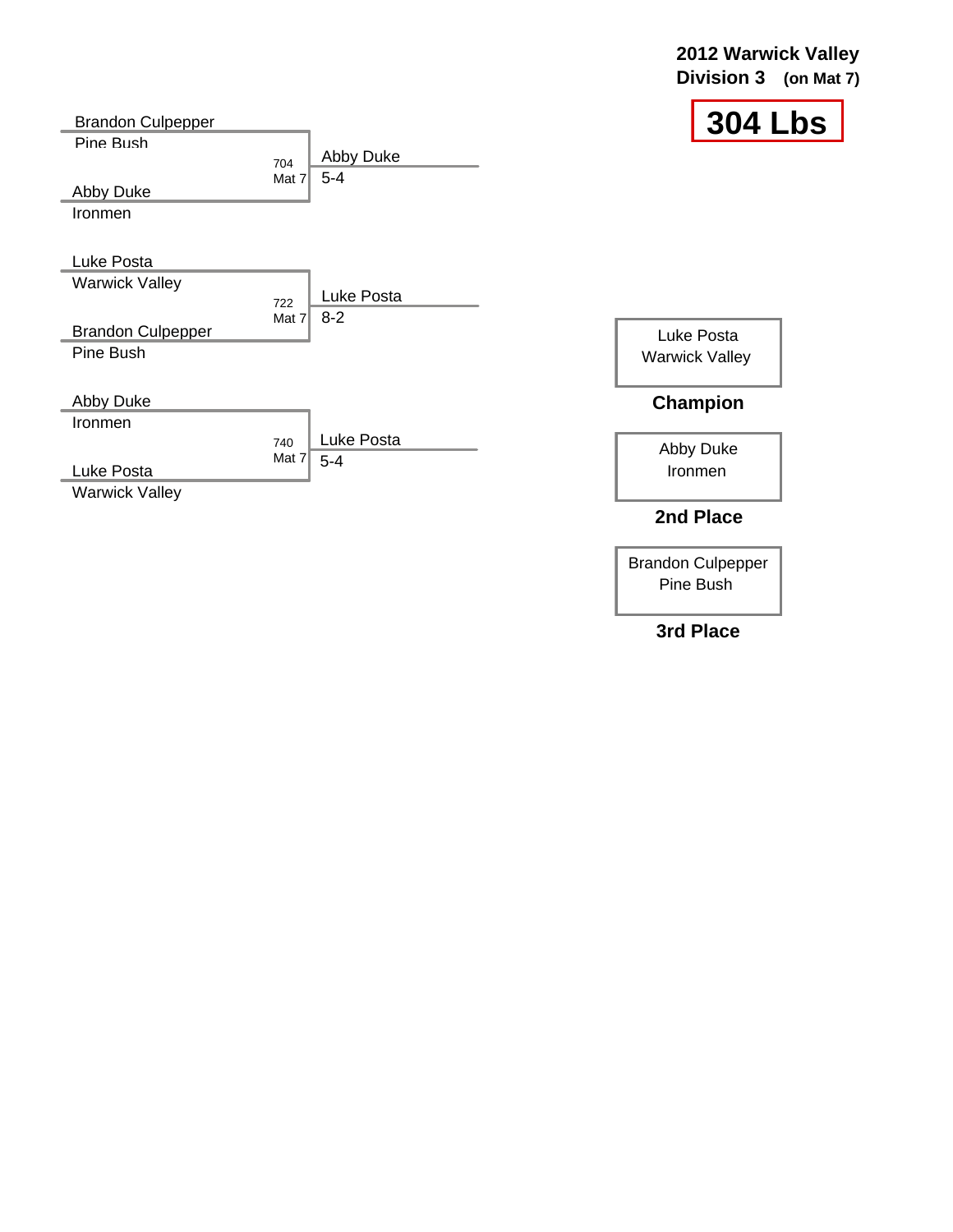**2012 Warwick Valley**
**Division 3 (on Mat 7)**

# 304 Lbs

| Bout | Wrestler 1 | Wrestler 2 | Winner | Score |
|---|---|---|---|---|
| 704 Mat 7 | Brandon Culpepper (Pine Bush) | Abby Duke (Ironmen) | Abby Duke | 5-4 |
| 722 Mat 7 | Luke Posta (Warwick Valley) | Brandon Culpepper (Pine Bush) | Luke Posta | 8-2 |
| 740 Mat 7 | Abby Duke (Ironmen) | Luke Posta (Warwick Valley) | Luke Posta | 5-4 |

| Place | Wrestler | Team |
|---|---|---|
| **Champion** | Luke Posta | Warwick Valley |
| **2nd Place** | Abby Duke | Ironmen |
| **3rd Place** | Brandon Culpepper | Pine Bush |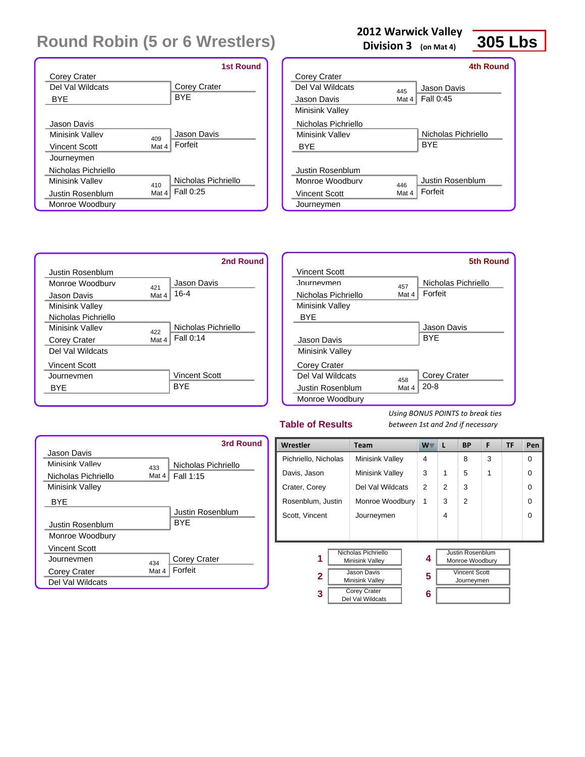# Round Robin (5 or 6 Wrestlers)

**2012 Warwick Valley**
**Division 3** (on Mat 4)

**305 Lbs**

### 1st Round

| Wrestler 1 | Wrestler 2 | Bout | Winner | Result |
|---|---|---|---|---|
| Corey Crater (Del Val Wildcats) | BYE | | Corey Crater | BYE |
| Jason Davis (Minisink Valley) | Vincent Scott (Journeymen) | 409 Mat 4 | Jason Davis | Forfeit |
| Nicholas Pichriello (Minisink Valley) | Justin Rosenblum (Monroe Woodbury) | 410 Mat 4 | Nicholas Pichriello | Fall 0:25 |

### 2nd Round

| Wrestler 1 | Wrestler 2 | Bout | Winner | Result |
|---|---|---|---|---|
| Justin Rosenblum (Monroe Woodbury) | Jason Davis (Minisink Valley) | 421 Mat 4 | Jason Davis | 16-4 |
| Nicholas Pichriello (Minisink Valley) | Corey Crater (Del Val Wildcats) | 422 Mat 4 | Nicholas Pichriello | Fall 0:14 |
| Vincent Scott (Journeymen) | BYE | | Vincent Scott | BYE |

### 3rd Round

| Wrestler 1 | Wrestler 2 | Bout | Winner | Result |
|---|---|---|---|---|
| Jason Davis (Minisink Valley) | Nicholas Pichriello (Minisink Valley) | 433 Mat 4 | Nicholas Pichriello | Fall 1:15 |
| BYE | Justin Rosenblum (Monroe Woodbury) | | Justin Rosenblum | BYE |
| Vincent Scott (Journeymen) | Corey Crater (Del Val Wildcats) | 434 Mat 4 | Corey Crater | Forfeit |

### 4th Round

| Wrestler 1 | Wrestler 2 | Bout | Winner | Result |
|---|---|---|---|---|
| Corey Crater (Del Val Wildcats) | Jason Davis (Minisink Valley) | 445 Mat 4 | Jason Davis | Fall 0:45 |
| Nicholas Pichriello (Minisink Valley) | BYE | | Nicholas Pichriello | BYE |
| Justin Rosenblum (Monroe Woodbury) | Vincent Scott (Journeymen) | 446 Mat 4 | Justin Rosenblum | Forfeit |

### 5th Round

| Wrestler 1 | Wrestler 2 | Bout | Winner | Result |
|---|---|---|---|---|
| Vincent Scott (Journeymen) | Nicholas Pichriello (Minisink Valley) | 457 Mat 4 | Nicholas Pichriello | Forfeit |
| BYE | Jason Davis (Minisink Valley) | | Jason Davis | BYE |
| Corey Crater (Del Val Wildcats) | Justin Rosenblum (Monroe Woodbury) | 458 Mat 4 | Corey Crater | 20-8 |

## Table of Results

*Using BONUS POINTS to break ties between 1st and 2nd if necessary*

| Wrestler | Team | W | L | BP | F | TF | Pen |
|---|---|---|---|---|---|---|---|
| Pichriello, Nicholas | Minisink Valley | 4 | | 8 | 3 | | 0 |
| Davis, Jason | Minisink Valley | 3 | 1 | 5 | 1 | | 0 |
| Crater, Corey | Del Val Wildcats | 2 | 2 | 3 | | | 0 |
| Rosenblum, Justin | Monroe Woodbury | 1 | 3 | 2 | | | 0 |
| Scott, Vincent | Journeymen | | 4 | | | | 0 |

| Place | Wrestler | Place | Wrestler |
|---|---|---|---|
| 1 | Nicholas Pichriello, Minisink Valley | 4 | Justin Rosenblum, Monroe Woodbury |
| 2 | Jason Davis, Minisink Valley | 5 | Vincent Scott, Journeymen |
| 3 | Corey Crater, Del Val Wildcats | 6 | |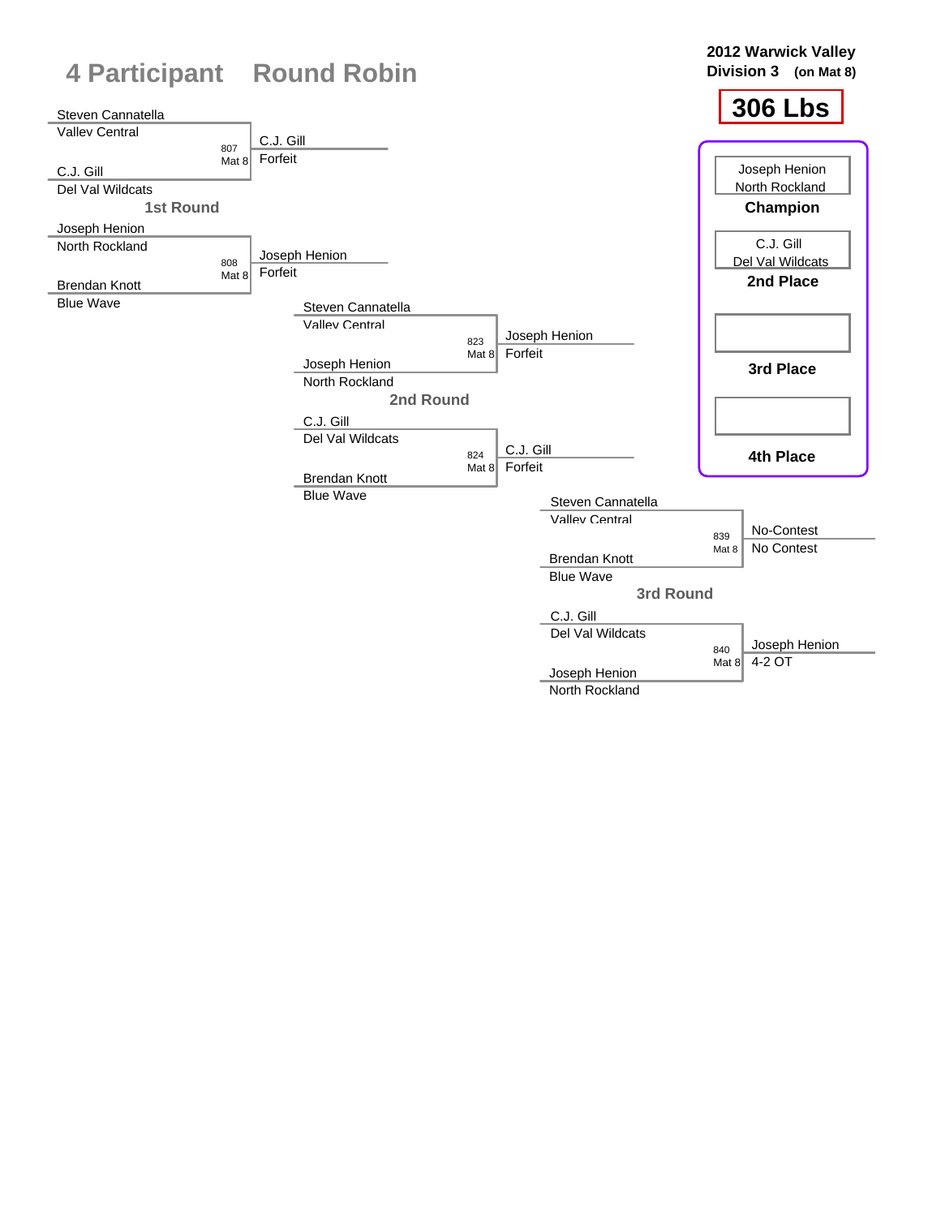# 4 Participant Round Robin

**2012 Warwick Valley**
**Division 3 (on Mat 8)**

## 306 Lbs

| Placement | Wrestler | Team |
|---|---|---|
| Champion | Joseph Henion | North Rockland |
| 2nd Place | C.J. Gill | Del Val Wildcats |
| 3rd Place | | |
| 4th Place | | |

### 1st Round

| Bout | Mat | Wrestler 1 | Team 1 | Wrestler 2 | Team 2 | Winner | Result |
|---|---|---|---|---|---|---|---|
| 807 | Mat 8 | Steven Cannatella | Valley Central | C.J. Gill | Del Val Wildcats | C.J. Gill | Forfeit |
| 808 | Mat 8 | Joseph Henion | North Rockland | Brendan Knott | Blue Wave | Joseph Henion | Forfeit |

### 2nd Round

| Bout | Mat | Wrestler 1 | Team 1 | Wrestler 2 | Team 2 | Winner | Result |
|---|---|---|---|---|---|---|---|
| 823 | Mat 8 | Steven Cannatella | Valley Central | Joseph Henion | North Rockland | Joseph Henion | Forfeit |
| 824 | Mat 8 | C.J. Gill | Del Val Wildcats | Brendan Knott | Blue Wave | C.J. Gill | Forfeit |

### 3rd Round

| Bout | Mat | Wrestler 1 | Team 1 | Wrestler 2 | Team 2 | Winner | Result |
|---|---|---|---|---|---|---|---|
| 839 | Mat 8 | Steven Cannatella | Valley Central | Brendan Knott | Blue Wave | No-Contest | No Contest |
| 840 | Mat 8 | C.J. Gill | Del Val Wildcats | Joseph Henion | North Rockland | Joseph Henion | 4-2 OT |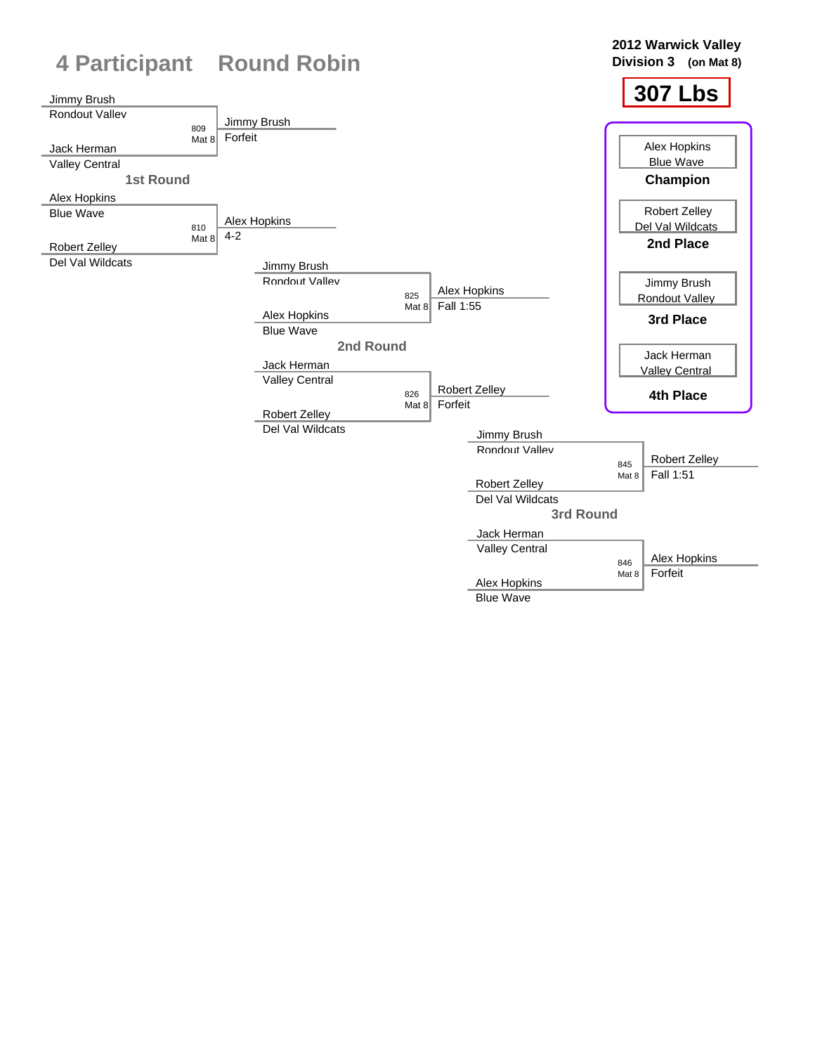# 4 Participant Round Robin

**2012 Warwick Valley**
**Division 3 (on Mat 8)**

**307 Lbs**

## 1st Round

| Match | Wrestler 1 | Wrestler 2 | Winner | Result |
|---|---|---|---|---|
| 809 Mat 8 | Jimmy Brush (Rondout Valley) | Jack Herman (Valley Central) | Jimmy Brush | Forfeit |
| 810 Mat 8 | Alex Hopkins (Blue Wave) | Robert Zelley (Del Val Wildcats) | Alex Hopkins | 4-2 |

## 2nd Round

| Match | Wrestler 1 | Wrestler 2 | Winner | Result |
|---|---|---|---|---|
| 825 Mat 8 | Jimmy Brush (Rondout Valley) | Alex Hopkins (Blue Wave) | Alex Hopkins | Fall 1:55 |
| 826 Mat 8 | Jack Herman (Valley Central) | Robert Zelley (Del Val Wildcats) | Robert Zelley | Forfeit |

## 3rd Round

| Match | Wrestler 1 | Wrestler 2 | Winner | Result |
|---|---|---|---|---|
| 845 Mat 8 | Jimmy Brush (Rondout Valley) | Robert Zelley (Del Val Wildcats) | Robert Zelley | Fall 1:51 |
| 846 Mat 8 | Jack Herman (Valley Central) | Alex Hopkins (Blue Wave) | Alex Hopkins | Forfeit |

## Placements

| Place | Wrestler | Team |
|---|---|---|
| Champion | Alex Hopkins | Blue Wave |
| 2nd Place | Robert Zelley | Del Val Wildcats |
| 3rd Place | Jimmy Brush | Rondout Valley |
| 4th Place | Jack Herman | Valley Central |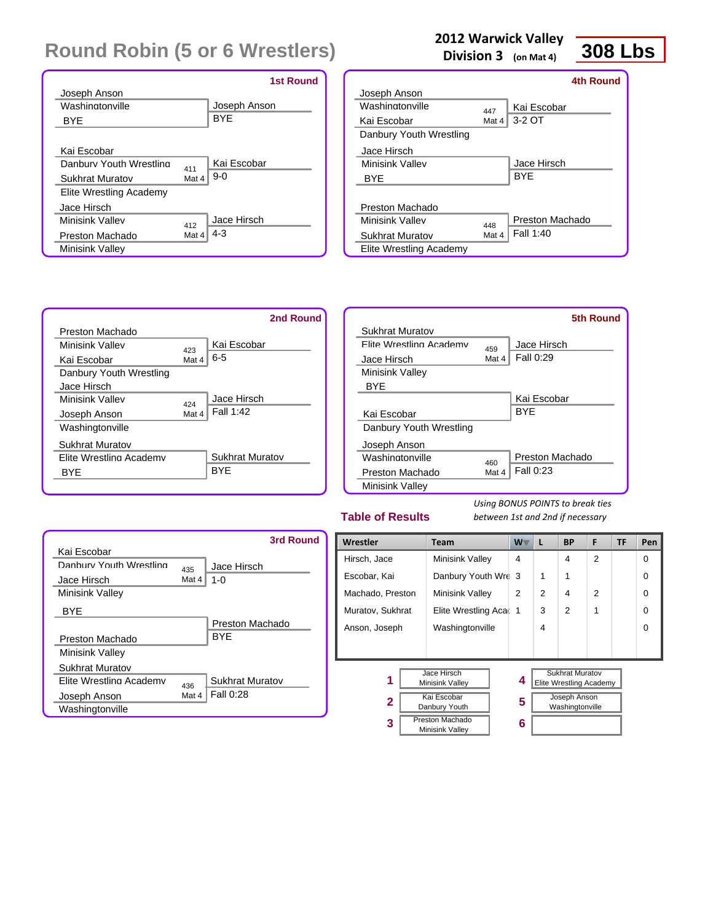# Round Robin (5 or 6 Wrestlers)

**2012 Warwick Valley**
**Division 3** (on Mat 4)

**308 Lbs**

### 1st Round

| Wrestler | Team | Bout | Winner | Result |
|---|---|---|---|---|
| Joseph Anson | Washingtonville | | Joseph Anson | BYE |
| BYE | | | | |
| Kai Escobar | Danbury Youth Wrestling | 411 Mat 4 | Kai Escobar | 9-0 |
| Sukhrat Muratov | Elite Wrestling Academy | | | |
| Jace Hirsch | Minisink Valley | 412 Mat 4 | Jace Hirsch | 4-3 |
| Preston Machado | Minisink Valley | | | |

### 2nd Round

| Wrestler | Team | Bout | Winner | Result |
|---|---|---|---|---|
| Preston Machado | Minisink Valley | 423 Mat 4 | Kai Escobar | 6-5 |
| Kai Escobar | Danbury Youth Wrestling | | | |
| Jace Hirsch | Minisink Valley | 424 Mat 4 | Jace Hirsch | Fall 1:42 |
| Joseph Anson | Washingtonville | | | |
| Sukhrat Muratov | Elite Wrestling Academy | | Sukhrat Muratov | BYE |
| BYE | | | | |

### 3rd Round

| Wrestler | Team | Bout | Winner | Result |
|---|---|---|---|---|
| Kai Escobar | Danbury Youth Wrestling | 435 Mat 4 | Jace Hirsch | 1-0 |
| Jace Hirsch | Minisink Valley | | | |
| BYE | | | Preston Machado | BYE |
| Preston Machado | Minisink Valley | | | |
| Sukhrat Muratov | Elite Wrestling Academy | 436 Mat 4 | Sukhrat Muratov | Fall 0:28 |
| Joseph Anson | Washingtonville | | | |

### 4th Round

| Wrestler | Team | Bout | Winner | Result |
|---|---|---|---|---|
| Joseph Anson | Washingtonville | 447 Mat 4 | Kai Escobar | 3-2 OT |
| Kai Escobar | Danbury Youth Wrestling | | | |
| Jace Hirsch | Minisink Valley | | Jace Hirsch | BYE |
| BYE | | | | |
| Preston Machado | Minisink Valley | 448 Mat 4 | Preston Machado | Fall 1:40 |
| Sukhrat Muratov | Elite Wrestling Academy | | | |

### 5th Round

| Wrestler | Team | Bout | Winner | Result |
|---|---|---|---|---|
| Sukhrat Muratov | Elite Wrestling Academy | 459 Mat 4 | Jace Hirsch | Fall 0:29 |
| Jace Hirsch | Minisink Valley | | | |
| BYE | | | Kai Escobar | BYE |
| Kai Escobar | Danbury Youth Wrestling | | | |
| Joseph Anson | Washingtonville | 460 Mat 4 | Preston Machado | Fall 0:23 |
| Preston Machado | Minisink Valley | | | |

## Table of Results

*Using BONUS POINTS to break ties between 1st and 2nd if necessary*

| Wrestler | Team | W | L | BP | F | TF | Pen |
|---|---|---|---|---|---|---|---|
| Hirsch, Jace | Minisink Valley | 4 | | 4 | 2 | | 0 |
| Escobar, Kai | Danbury Youth Wre | 3 | 1 | 1 | | | 0 |
| Machado, Preston | Minisink Valley | 2 | 2 | 4 | 2 | | 0 |
| Muratov, Sukhrat | Elite Wrestling Aca | 1 | 3 | 2 | 1 | | 0 |
| Anson, Joseph | Washingtonville | | 4 | | | | 0 |

| Place | Wrestler |
|---|---|
| 1 | Jace Hirsch, Minisink Valley |
| 2 | Kai Escobar, Danbury Youth |
| 3 | Preston Machado, Minisink Valley |
| 4 | Sukhrat Muratov, Elite Wrestling Academy |
| 5 | Joseph Anson, Washingtonville |
| 6 | |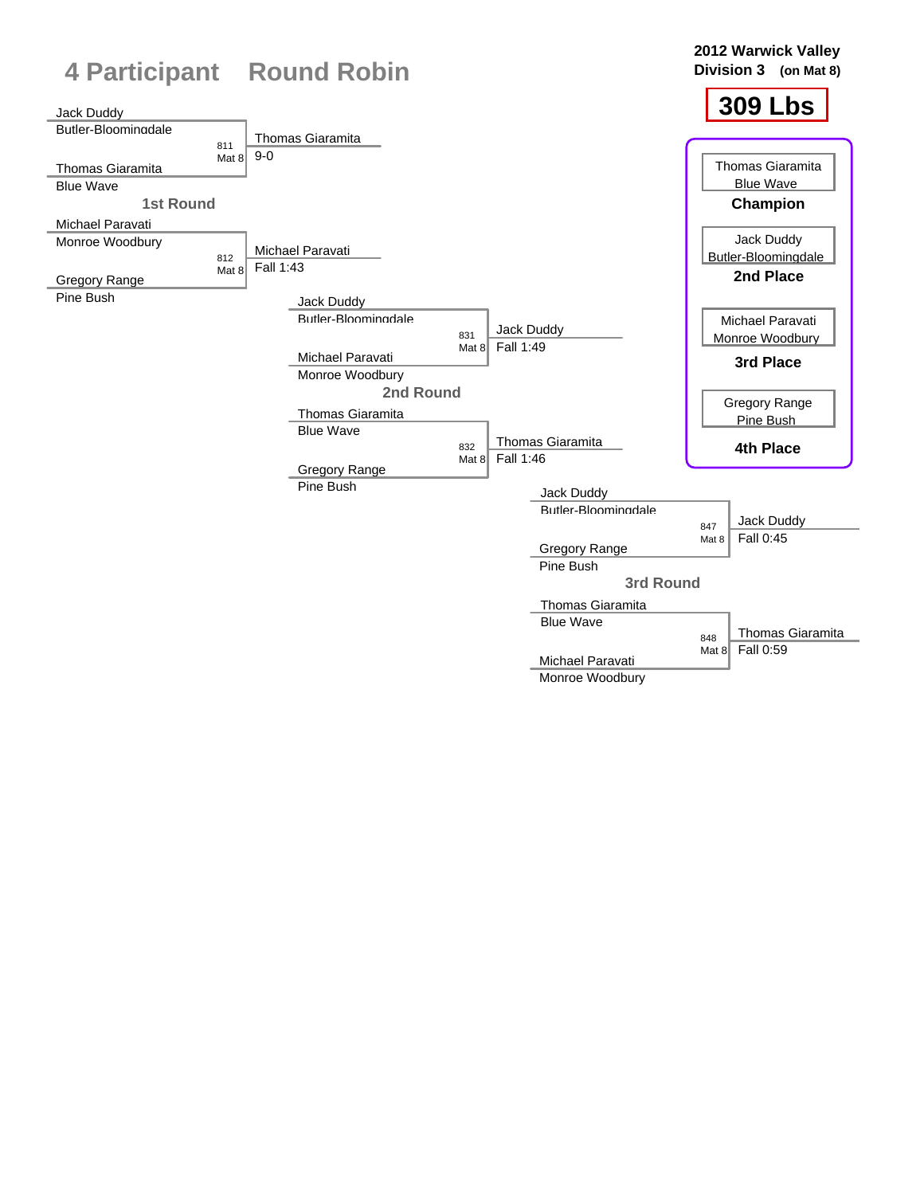# 4 Participant Round Robin

**2012 Warwick Valley Division 3 (on Mat 8)**

**309 Lbs**

### 1st Round

| Match | Wrestler 1 | Wrestler 2 | Winner | Result |
|---|---|---|---|---|
| 811 Mat 8 | Jack Duddy (Butler-Bloomingdale) | Thomas Giaramita (Blue Wave) | Thomas Giaramita | 9-0 |
| 812 Mat 8 | Michael Paravati (Monroe Woodbury) | Gregory Range (Pine Bush) | Michael Paravati | Fall 1:43 |

### 2nd Round

| Match | Wrestler 1 | Wrestler 2 | Winner | Result |
|---|---|---|---|---|
| 831 Mat 8 | Jack Duddy (Butler-Bloomingdale) | Michael Paravati (Monroe Woodbury) | Jack Duddy | Fall 1:49 |
| 832 Mat 8 | Thomas Giaramita (Blue Wave) | Gregory Range (Pine Bush) | Thomas Giaramita | Fall 1:46 |

### 3rd Round

| Match | Wrestler 1 | Wrestler 2 | Winner | Result |
|---|---|---|---|---|
| 847 Mat 8 | Jack Duddy (Butler-Bloomingdale) | Gregory Range (Pine Bush) | Jack Duddy | Fall 0:45 |
| 848 Mat 8 | Thomas Giaramita (Blue Wave) | Michael Paravati (Monroe Woodbury) | Thomas Giaramita | Fall 0:59 |

### Final Placement

| Place | Wrestler | Team |
|---|---|---|
| **Champion** | Thomas Giaramita | Blue Wave |
| **2nd Place** | Jack Duddy | Butler-Bloomingdale |
| **3rd Place** | Michael Paravati | Monroe Woodbury |
| **4th Place** | Gregory Range | Pine Bush |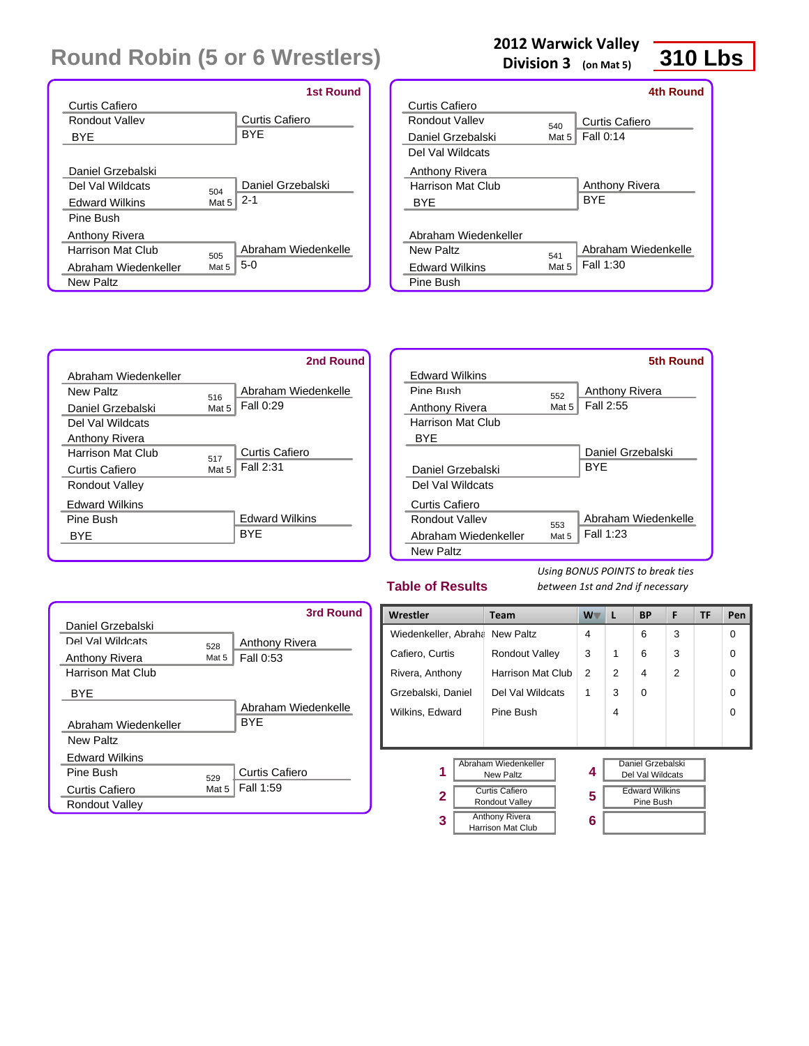# Round Robin (5 or 6 Wrestlers)

**2012 Warwick Valley**
**Division 3** (on Mat 5)

**310 Lbs**

### 1st Round

| Wrestler | Team | Bout | Winner | Result |
|---|---|---|---|---|
| Curtis Cafiero | Rondout Valley | | Curtis Cafiero | BYE |
| BYE | | | | |
| Daniel Grzebalski | Del Val Wildcats | 504 Mat 5 | Daniel Grzebalski | 2-1 |
| Edward Wilkins | Pine Bush | | | |
| Anthony Rivera | Harrison Mat Club | 505 Mat 5 | Abraham Wiedenkelle | 5-0 |
| Abraham Wiedenkeller | New Paltz | | | |

### 2nd Round

| Wrestler | Team | Bout | Winner | Result |
|---|---|---|---|---|
| Abraham Wiedenkeller | New Paltz | 516 Mat 5 | Abraham Wiedenkelle | Fall 0:29 |
| Daniel Grzebalski | Del Val Wildcats | | | |
| Anthony Rivera | Harrison Mat Club | 517 Mat 5 | Curtis Cafiero | Fall 2:31 |
| Curtis Cafiero | Rondout Valley | | | |
| Edward Wilkins | Pine Bush | | Edward Wilkins | BYE |
| BYE | | | | |

### 3rd Round

| Wrestler | Team | Bout | Winner | Result |
|---|---|---|---|---|
| Daniel Grzebalski | Del Val Wildcats | 528 Mat 5 | Anthony Rivera | Fall 0:53 |
| Anthony Rivera | Harrison Mat Club | | | |
| BYE | | | Abraham Wiedenkelle | BYE |
| Abraham Wiedenkeller | New Paltz | | | |
| Edward Wilkins | Pine Bush | 529 Mat 5 | Curtis Cafiero | Fall 1:59 |
| Curtis Cafiero | Rondout Valley | | | |

### 4th Round

| Wrestler | Team | Bout | Winner | Result |
|---|---|---|---|---|
| Curtis Cafiero | Rondout Valley | 540 Mat 5 | Curtis Cafiero | Fall 0:14 |
| Daniel Grzebalski | Del Val Wildcats | | | |
| Anthony Rivera | Harrison Mat Club | | Anthony Rivera | BYE |
| BYE | | | | |
| Abraham Wiedenkeller | New Paltz | 541 Mat 5 | Abraham Wiedenkelle | Fall 1:30 |
| Edward Wilkins | Pine Bush | | | |

### 5th Round

| Wrestler | Team | Bout | Winner | Result |
|---|---|---|---|---|
| Edward Wilkins | Pine Bush | 552 Mat 5 | Anthony Rivera | Fall 2:55 |
| Anthony Rivera | Harrison Mat Club | | | |
| BYE | | | Daniel Grzebalski | BYE |
| Daniel Grzebalski | Del Val Wildcats | | | |
| Curtis Cafiero | Rondout Valley | 553 Mat 5 | Abraham Wiedenkelle | Fall 1:23 |
| Abraham Wiedenkeller | New Paltz | | | |

## Table of Results

*Using BONUS POINTS to break ties between 1st and 2nd if necessary*

| Wrestler | Team | W | L | BP | F | TF | Pen |
|---|---|---|---|---|---|---|---|
| Wiedenkeller, Abraha | New Paltz | 4 | | 6 | 3 | | 0 |
| Cafiero, Curtis | Rondout Valley | 3 | 1 | 6 | 3 | | 0 |
| Rivera, Anthony | Harrison Mat Club | 2 | 2 | 4 | 2 | | 0 |
| Grzebalski, Daniel | Del Val Wildcats | 1 | 3 | 0 | | | 0 |
| Wilkins, Edward | Pine Bush | | 4 | | | | 0 |

| Place | Wrestler / Team |
|---|---|
| 1 | Abraham Wiedenkeller, New Paltz |
| 2 | Curtis Cafiero, Rondout Valley |
| 3 | Anthony Rivera, Harrison Mat Club |
| 4 | Daniel Grzebalski, Del Val Wildcats |
| 5 | Edward Wilkins, Pine Bush |
| 6 | |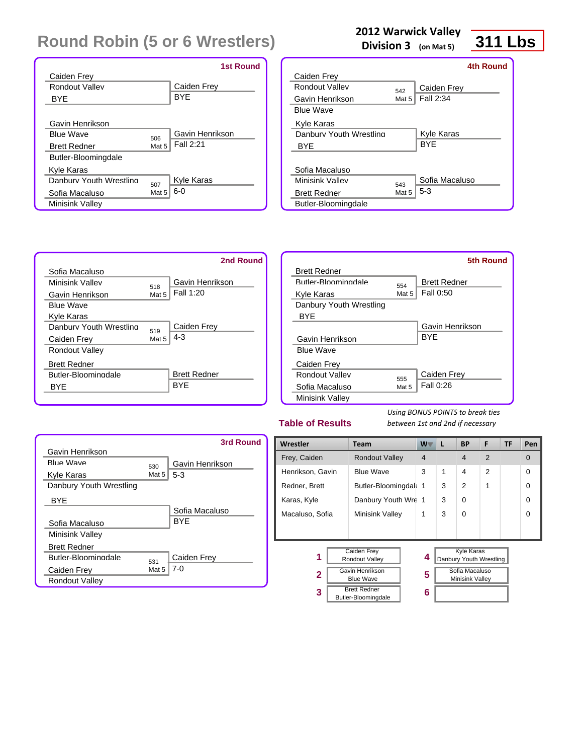# Round Robin (5 or 6 Wrestlers)

**2012 Warwick Valley**
**Division 3** (on Mat 5)

**311 Lbs**

### 1st Round

| Wrestler | Team | Bout | Winner | Result |
|---|---|---|---|---|
| Caiden Frey | Rondout Valley | | Caiden Frey | BYE |
| BYE | | | | |
| Gavin Henrikson | Blue Wave | 506 Mat 5 | Gavin Henrikson | Fall 2:21 |
| Brett Redner | Butler-Bloomingdale | | | |
| Kyle Karas | Danbury Youth Wrestling | 507 Mat 5 | Kyle Karas | 6-0 |
| Sofia Macaluso | Minisink Valley | | | |

### 2nd Round

| Wrestler | Team | Bout | Winner | Result |
|---|---|---|---|---|
| Sofia Macaluso | Minisink Valley | 518 Mat 5 | Gavin Henrikson | Fall 1:20 |
| Gavin Henrikson | Blue Wave | | | |
| Kyle Karas | Danbury Youth Wrestling | 519 Mat 5 | Caiden Frey | 4-3 |
| Caiden Frey | Rondout Valley | | | |
| Brett Redner | Butler-Bloomingdale | | Brett Redner | BYE |
| BYE | | | | |

### 3rd Round

| Wrestler | Team | Bout | Winner | Result |
|---|---|---|---|---|
| Gavin Henrikson | Blue Wave | 530 Mat 5 | Gavin Henrikson | 5-3 |
| Kyle Karas | Danbury Youth Wrestling | | | |
| BYE | | | Sofia Macaluso | BYE |
| Sofia Macaluso | Minisink Valley | | | |
| Brett Redner | Butler-Bloomingdale | 531 Mat 5 | Caiden Frey | 7-0 |
| Caiden Frey | Rondout Valley | | | |

### 4th Round

| Wrestler | Team | Bout | Winner | Result |
|---|---|---|---|---|
| Caiden Frey | Rondout Valley | 542 Mat 5 | Caiden Frey | Fall 2:34 |
| Gavin Henrikson | Blue Wave | | | |
| Kyle Karas | Danbury Youth Wrestling | | Kyle Karas | BYE |
| BYE | | | | |
| Sofia Macaluso | Minisink Valley | 543 Mat 5 | Sofia Macaluso | 5-3 |
| Brett Redner | Butler-Bloomingdale | | | |

### 5th Round

| Wrestler | Team | Bout | Winner | Result |
|---|---|---|---|---|
| Brett Redner | Butler-Bloomingdale | 554 Mat 5 | Brett Redner | Fall 0:50 |
| Kyle Karas | Danbury Youth Wrestling | | | |
| BYE | | | Gavin Henrikson | BYE |
| Gavin Henrikson | Blue Wave | | | |
| Caiden Frey | Rondout Valley | 555 Mat 5 | Caiden Frey | Fall 0:26 |
| Sofia Macaluso | Minisink Valley | | | |

## Table of Results

*Using BONUS POINTS to break ties between 1st and 2nd if necessary*

| Wrestler | Team | W | L | BP | F | TF | Pen |
|---|---|---|---|---|---|---|---|
| Frey, Caiden | Rondout Valley | 4 | | 4 | 2 | | 0 |
| Henrikson, Gavin | Blue Wave | 3 | 1 | 4 | 2 | | 0 |
| Redner, Brett | Butler-Bloomingdal | 1 | 3 | 2 | 1 | | 0 |
| Karas, Kyle | Danbury Youth Wre | 1 | 3 | 0 | | | 0 |
| Macaluso, Sofia | Minisink Valley | 1 | 3 | 0 | | | 0 |

| Place | Wrestler | Place | Wrestler |
|---|---|---|---|
| 1 | Caiden Frey, Rondout Valley | 4 | Kyle Karas, Danbury Youth Wrestling |
| 2 | Gavin Henrikson, Blue Wave | 5 | Sofia Macaluso, Minisink Valley |
| 3 | Brett Redner, Butler-Bloomingdale | 6 | |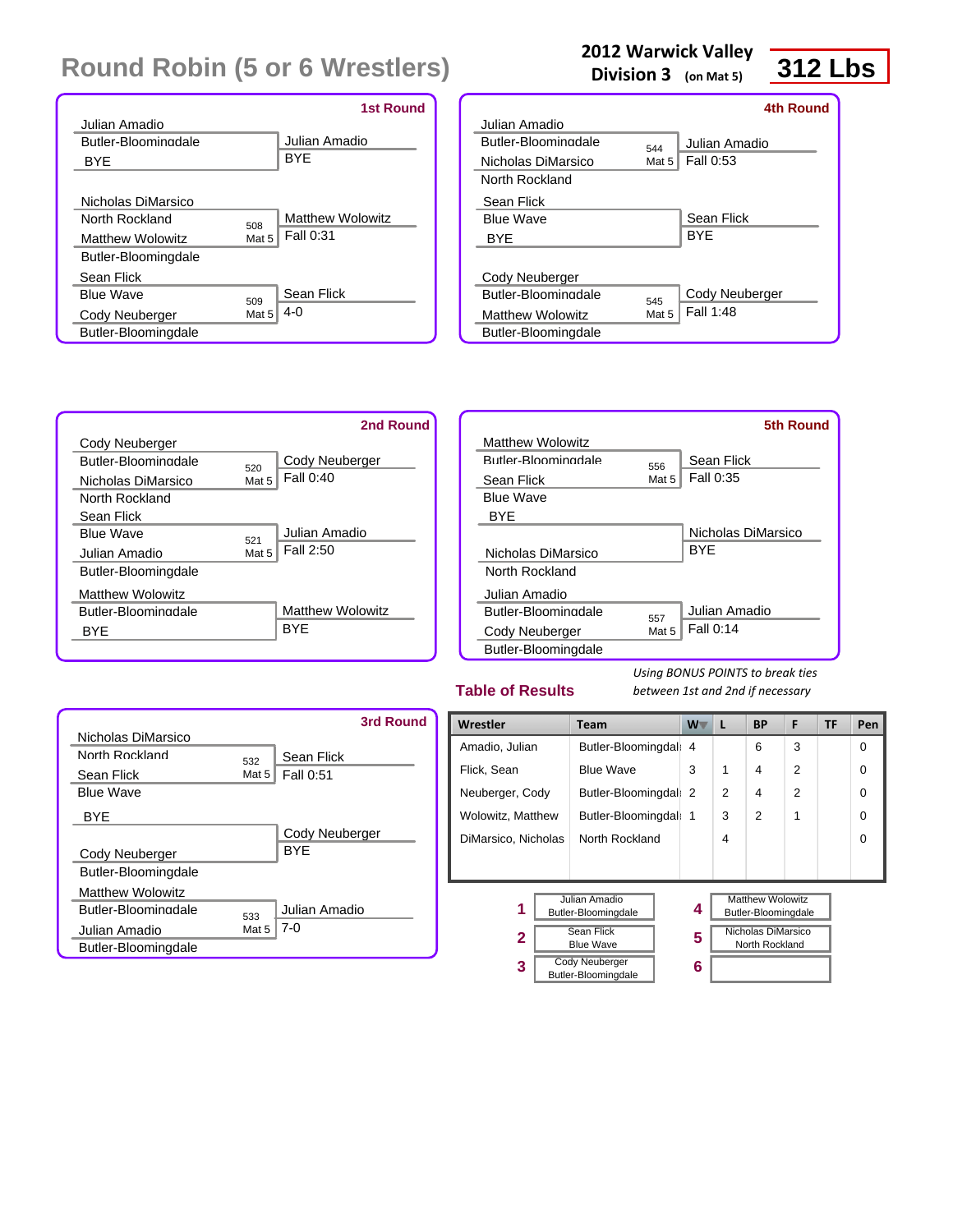# Round Robin (5 or 6 Wrestlers)

**2012 Warwick Valley**
**Division 3** (on Mat 5)

**312 Lbs**

### 1st Round

| Wrestler 1 | Team | Wrestler 2 | Team | Bout | Winner | Result |
|---|---|---|---|---|---|---|
| Julian Amadio | Butler-Bloomingdale | BYE | | | Julian Amadio | BYE |
| Nicholas DiMarsico | North Rockland | Matthew Wolowitz | Butler-Bloomingdale | 508 Mat 5 | Matthew Wolowitz | Fall 0:31 |
| Sean Flick | Blue Wave | Cody Neuberger | Butler-Bloomingdale | 509 Mat 5 | Sean Flick | 4-0 |

### 2nd Round

| Wrestler 1 | Team | Wrestler 2 | Team | Bout | Winner | Result |
|---|---|---|---|---|---|---|
| Cody Neuberger | Butler-Bloomingdale | Nicholas DiMarsico | North Rockland | 520 Mat 5 | Cody Neuberger | Fall 0:40 |
| Sean Flick | Blue Wave | Julian Amadio | Butler-Bloomingdale | 521 Mat 5 | Julian Amadio | Fall 2:50 |
| Matthew Wolowitz | Butler-Bloomingdale | BYE | | | Matthew Wolowitz | BYE |

### 3rd Round

| Wrestler 1 | Team | Wrestler 2 | Team | Bout | Winner | Result |
|---|---|---|---|---|---|---|
| Nicholas DiMarsico | North Rockland | Sean Flick | Blue Wave | 532 Mat 5 | Sean Flick | Fall 0:51 |
| BYE | | Cody Neuberger | Butler-Bloomingdale | | Cody Neuberger | BYE |
| Matthew Wolowitz | Butler-Bloomingdale | Julian Amadio | Butler-Bloomingdale | 533 Mat 5 | Julian Amadio | 7-0 |

### 4th Round

| Wrestler 1 | Team | Wrestler 2 | Team | Bout | Winner | Result |
|---|---|---|---|---|---|---|
| Julian Amadio | Butler-Bloomingdale | Nicholas DiMarsico | North Rockland | 544 Mat 5 | Julian Amadio | Fall 0:53 |
| Sean Flick | Blue Wave | BYE | | | Sean Flick | BYE |
| Cody Neuberger | Butler-Bloomingdale | Matthew Wolowitz | Butler-Bloomingdale | 545 Mat 5 | Cody Neuberger | Fall 1:48 |

### 5th Round

| Wrestler 1 | Team | Wrestler 2 | Team | Bout | Winner | Result |
|---|---|---|---|---|---|---|
| Matthew Wolowitz | Butler-Bloomingdale | Sean Flick | Blue Wave | 556 Mat 5 | Sean Flick | Fall 0:35 |
| BYE | | Nicholas DiMarsico | North Rockland | | Nicholas DiMarsico | BYE |
| Julian Amadio | Butler-Bloomingdale | Cody Neuberger | Butler-Bloomingdale | 557 Mat 5 | Julian Amadio | Fall 0:14 |

## Table of Results

*Using BONUS POINTS to break ties between 1st and 2nd if necessary*

| Wrestler | Team | W | L | BP | F | TF | Pen |
|---|---|---|---|---|---|---|---|
| Amadio, Julian | Butler-Bloomingdale | 4 | | 6 | 3 | | 0 |
| Flick, Sean | Blue Wave | 3 | 1 | 4 | 2 | | 0 |
| Neuberger, Cody | Butler-Bloomingdale | 2 | 2 | 4 | 2 | | 0 |
| Wolowitz, Matthew | Butler-Bloomingdale | 1 | 3 | 2 | 1 | | 0 |
| DiMarsico, Nicholas | North Rockland | | 4 | | | | 0 |

| Place | Wrestler | Place | Wrestler |
|---|---|---|---|
| 1 | Julian Amadio, Butler-Bloomingdale | 4 | Matthew Wolowitz, Butler-Bloomingdale |
| 2 | Sean Flick, Blue Wave | 5 | Nicholas DiMarsico, North Rockland |
| 3 | Cody Neuberger, Butler-Bloomingdale | 6 | |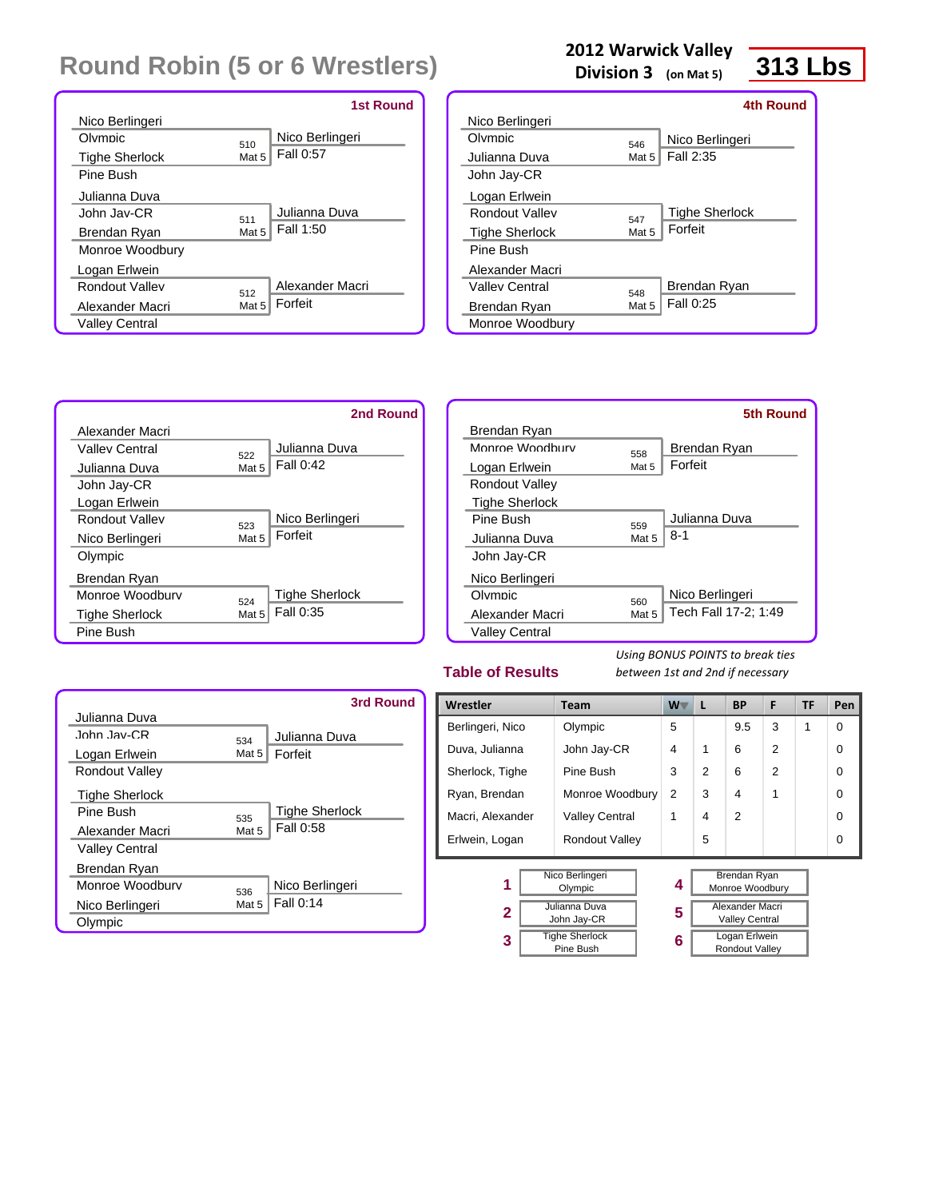# Round Robin (5 or 6 Wrestlers)

**2012 Warwick Valley**
**Division 3** (on Mat 5)

**313 Lbs**

### 1st Round

| Wrestler 1 | Wrestler 2 | Bout | Winner | Result |
|---|---|---|---|---|
| Nico Berlingeri (Olympic) | Tighe Sherlock (Pine Bush) | 510 Mat 5 | Nico Berlingeri | Fall 0:57 |
| Julianna Duva (John Jay-CR) | Brendan Ryan (Monroe Woodbury) | 511 Mat 5 | Julianna Duva | Fall 1:50 |
| Logan Erlwein (Rondout Valley) | Alexander Macri (Valley Central) | 512 Mat 5 | Alexander Macri | Forfeit |

### 2nd Round

| Wrestler 1 | Wrestler 2 | Bout | Winner | Result |
|---|---|---|---|---|
| Alexander Macri (Valley Central) | Julianna Duva (John Jay-CR) | 522 Mat 5 | Julianna Duva | Fall 0:42 |
| Logan Erlwein (Rondout Valley) | Nico Berlingeri (Olympic) | 523 Mat 5 | Nico Berlingeri | Forfeit |
| Brendan Ryan (Monroe Woodbury) | Tighe Sherlock (Pine Bush) | 524 Mat 5 | Tighe Sherlock | Fall 0:35 |

### 3rd Round

| Wrestler 1 | Wrestler 2 | Bout | Winner | Result |
|---|---|---|---|---|
| Julianna Duva (John Jay-CR) | Logan Erlwein (Rondout Valley) | 534 Mat 5 | Julianna Duva | Forfeit |
| Tighe Sherlock (Pine Bush) | Alexander Macri (Valley Central) | 535 Mat 5 | Tighe Sherlock | Fall 0:58 |
| Brendan Ryan (Monroe Woodbury) | Nico Berlingeri (Olympic) | 536 Mat 5 | Nico Berlingeri | Fall 0:14 |

### 4th Round

| Wrestler 1 | Wrestler 2 | Bout | Winner | Result |
|---|---|---|---|---|
| Nico Berlingeri (Olympic) | Julianna Duva (John Jay-CR) | 546 Mat 5 | Nico Berlingeri | Fall 2:35 |
| Logan Erlwein (Rondout Valley) | Tighe Sherlock (Pine Bush) | 547 Mat 5 | Tighe Sherlock | Forfeit |
| Alexander Macri (Valley Central) | Brendan Ryan (Monroe Woodbury) | 548 Mat 5 | Brendan Ryan | Fall 0:25 |

### 5th Round

| Wrestler 1 | Wrestler 2 | Bout | Winner | Result |
|---|---|---|---|---|
| Brendan Ryan (Monroe Woodbury) | Logan Erlwein (Rondout Valley) | 558 Mat 5 | Brendan Ryan | Forfeit |
| Tighe Sherlock (Pine Bush) | Julianna Duva (John Jay-CR) | 559 Mat 5 | Julianna Duva | 8-1 |
| Nico Berlingeri (Olympic) | Alexander Macri (Valley Central) | 560 Mat 5 | Nico Berlingeri | Tech Fall 17-2; 1:49 |

### Table of Results

*Using BONUS POINTS to break ties between 1st and 2nd if necessary*

| Wrestler | Team | W | L | BP | F | TF | Pen |
|---|---|---|---|---|---|---|---|
| Berlingeri, Nico | Olympic | 5 | | 9.5 | 3 | 1 | 0 |
| Duva, Julianna | John Jay-CR | 4 | 1 | 6 | 2 | | 0 |
| Sherlock, Tighe | Pine Bush | 3 | 2 | 6 | 2 | | 0 |
| Ryan, Brendan | Monroe Woodbury | 2 | 3 | 4 | 1 | | 0 |
| Macri, Alexander | Valley Central | 1 | 4 | 2 | | | 0 |
| Erlwein, Logan | Rondout Valley | | 5 | | | | 0 |

| Place | Wrestler | Team |
|---|---|---|
| 1 | Nico Berlingeri | Olympic |
| 2 | Julianna Duva | John Jay-CR |
| 3 | Tighe Sherlock | Pine Bush |
| 4 | Brendan Ryan | Monroe Woodbury |
| 5 | Alexander Macri | Valley Central |
| 6 | Logan Erlwein | Rondout Valley |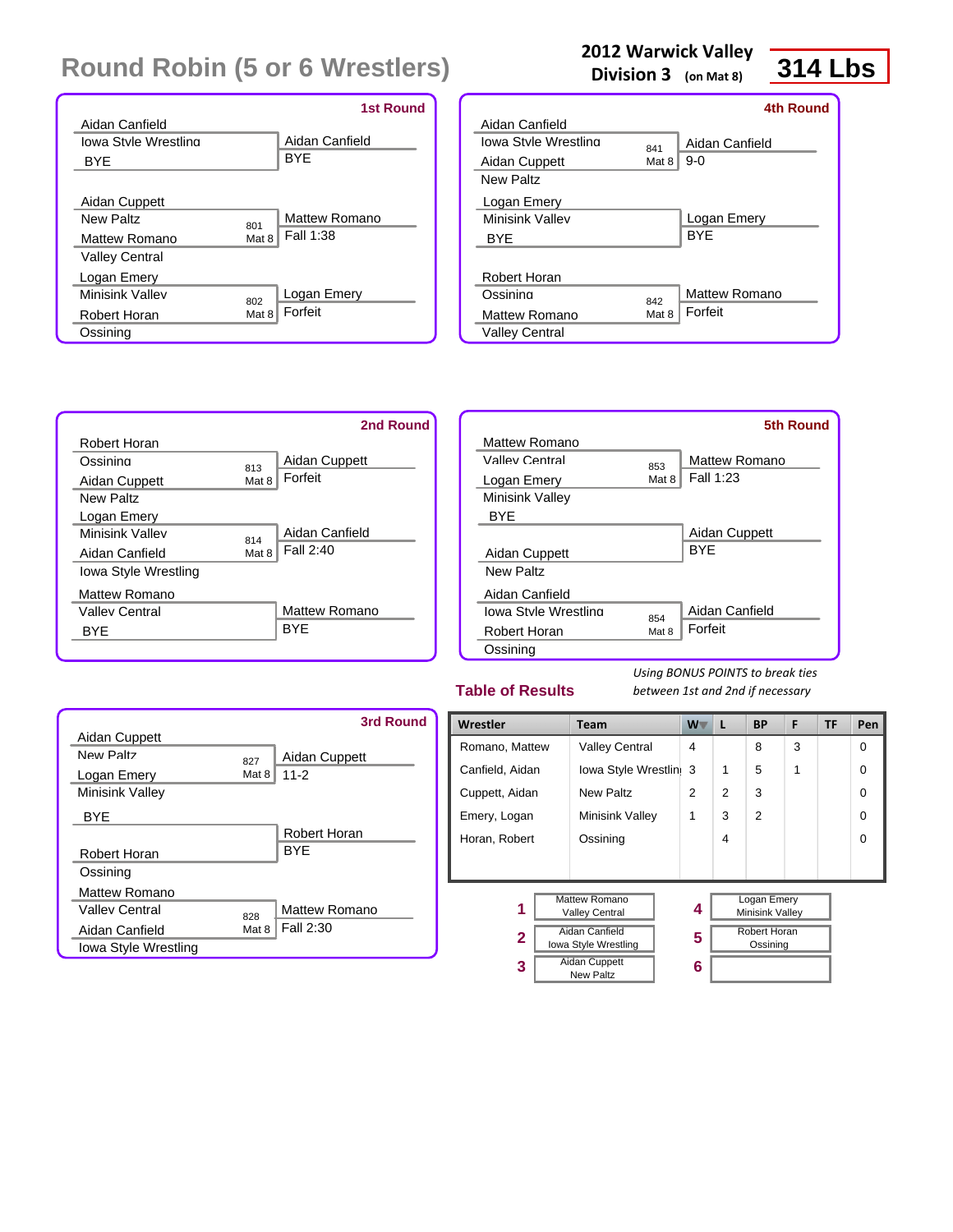# Round Robin (5 or 6 Wrestlers)

**2012 Warwick Valley**
**Division 3** (on Mat 8)

**314 Lbs**

## 1st Round

| Wrestler 1 | Wrestler 2 | Bout | Winner | Result |
|---|---|---|---|---|
| Aidan Canfield (Iowa Style Wrestling) | BYE | | Aidan Canfield | BYE |
| Aidan Cuppett (New Paltz) | Mattew Romano (Valley Central) | 801 Mat 8 | Mattew Romano | Fall 1:38 |
| Logan Emery (Minisink Valley) | Robert Horan (Ossining) | 802 Mat 8 | Logan Emery | Forfeit |

## 2nd Round

| Wrestler 1 | Wrestler 2 | Bout | Winner | Result |
|---|---|---|---|---|
| Robert Horan (Ossining) | Aidan Cuppett (New Paltz) | 813 Mat 8 | Aidan Cuppett | Forfeit |
| Logan Emery (Minisink Valley) | Aidan Canfield (Iowa Style Wrestling) | 814 Mat 8 | Aidan Canfield | Fall 2:40 |
| Mattew Romano (Valley Central) | BYE | | Mattew Romano | BYE |

## 3rd Round

| Wrestler 1 | Wrestler 2 | Bout | Winner | Result |
|---|---|---|---|---|
| Aidan Cuppett (New Paltz) | Logan Emery (Minisink Valley) | 827 Mat 8 | Aidan Cuppett | 11-2 |
| BYE | Robert Horan (Ossining) | | Robert Horan | BYE |
| Mattew Romano (Valley Central) | Aidan Canfield (Iowa Style Wrestling) | 828 Mat 8 | Mattew Romano | Fall 2:30 |

## 4th Round

| Wrestler 1 | Wrestler 2 | Bout | Winner | Result |
|---|---|---|---|---|
| Aidan Canfield (Iowa Style Wrestling) | Aidan Cuppett (New Paltz) | 841 Mat 8 | Aidan Canfield | 9-0 |
| Logan Emery (Minisink Valley) | BYE | | Logan Emery | BYE |
| Robert Horan (Ossining) | Mattew Romano (Valley Central) | 842 Mat 8 | Mattew Romano | Forfeit |

## 5th Round

| Wrestler 1 | Wrestler 2 | Bout | Winner | Result |
|---|---|---|---|---|
| Mattew Romano (Valley Central) | Logan Emery (Minisink Valley) | 853 Mat 8 | Mattew Romano | Fall 1:23 |
| BYE | Aidan Cuppett (New Paltz) | | Aidan Cuppett | BYE |
| Aidan Canfield (Iowa Style Wrestling) | Robert Horan (Ossining) | 854 Mat 8 | Aidan Canfield | Forfeit |

## Table of Results

*Using BONUS POINTS to break ties between 1st and 2nd if necessary*

| Wrestler | Team | W | L | BP | F | TF | Pen |
|---|---|---|---|---|---|---|---|
| Romano, Mattew | Valley Central | 4 | | 8 | 3 | | 0 |
| Canfield, Aidan | Iowa Style Wrestling | 3 | 1 | 5 | 1 | | 0 |
| Cuppett, Aidan | New Paltz | 2 | 2 | 3 | | | 0 |
| Emery, Logan | Minisink Valley | 1 | 3 | 2 | | | 0 |
| Horan, Robert | Ossining | | 4 | | | | 0 |

| Place | Wrestler | Place | Wrestler |
|---|---|---|---|
| 1 | Mattew Romano, Valley Central | 4 | Logan Emery, Minisink Valley |
| 2 | Aidan Canfield, Iowa Style Wrestling | 5 | Robert Horan, Ossining |
| 3 | Aidan Cuppett, New Paltz | 6 | |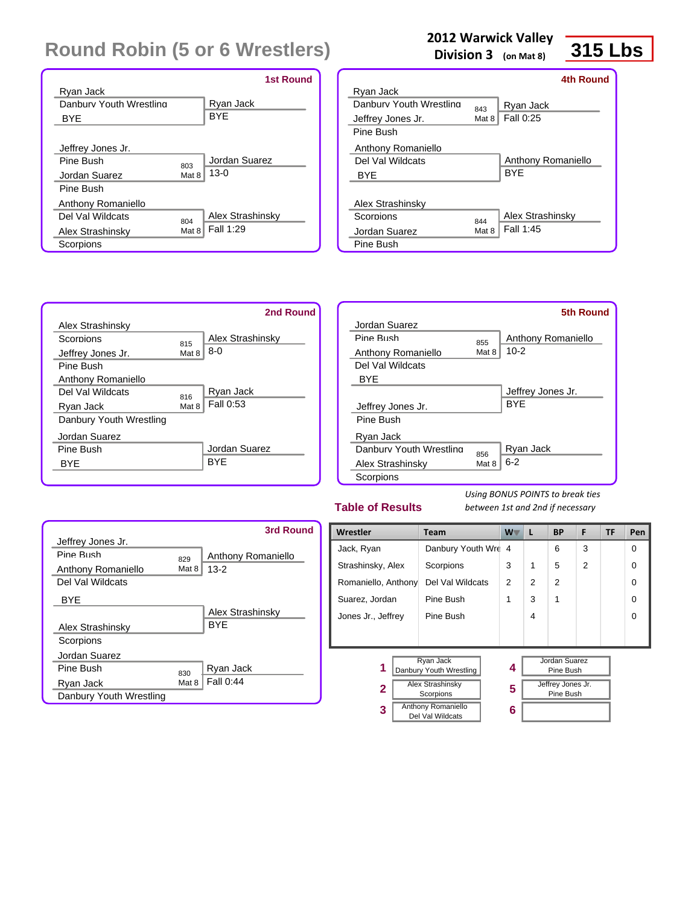# Round Robin (5 or 6 Wrestlers)

**2012 Warwick Valley**
**Division 3** (on Mat 8)

**315 Lbs**

### 1st Round

| Wrestler 1 | Wrestler 2 | Bout | Winner | Result |
|---|---|---|---|---|
| Ryan Jack (Danbury Youth Wrestling) | BYE | | Ryan Jack | BYE |
| Jeffrey Jones Jr. (Pine Bush) | Jordan Suarez (Pine Bush) | 803 Mat 8 | Jordan Suarez | 13-0 |
| Anthony Romaniello (Del Val Wildcats) | Alex Strashinsky (Scorpions) | 804 Mat 8 | Alex Strashinsky | Fall 1:29 |

### 2nd Round

| Wrestler 1 | Wrestler 2 | Bout | Winner | Result |
|---|---|---|---|---|
| Alex Strashinsky (Scorpions) | Jeffrey Jones Jr. (Pine Bush) | 815 Mat 8 | Alex Strashinsky | 8-0 |
| Anthony Romaniello (Del Val Wildcats) | Ryan Jack (Danbury Youth Wrestling) | 816 Mat 8 | Ryan Jack | Fall 0:53 |
| Jordan Suarez (Pine Bush) | BYE | | Jordan Suarez | BYE |

### 3rd Round

| Wrestler 1 | Wrestler 2 | Bout | Winner | Result |
|---|---|---|---|---|
| Jeffrey Jones Jr. (Pine Bush) | Anthony Romaniello (Del Val Wildcats) | 829 Mat 8 | Anthony Romaniello | 13-2 |
| BYE | Alex Strashinsky (Scorpions) | | Alex Strashinsky | BYE |
| Jordan Suarez (Pine Bush) | Ryan Jack (Danbury Youth Wrestling) | 830 Mat 8 | Ryan Jack | Fall 0:44 |

### 4th Round

| Wrestler 1 | Wrestler 2 | Bout | Winner | Result |
|---|---|---|---|---|
| Ryan Jack (Danbury Youth Wrestling) | Jeffrey Jones Jr. (Pine Bush) | 843 Mat 8 | Ryan Jack | Fall 0:25 |
| Anthony Romaniello (Del Val Wildcats) | BYE | | Anthony Romaniello | BYE |
| Alex Strashinsky (Scorpions) | Jordan Suarez (Pine Bush) | 844 Mat 8 | Alex Strashinsky | Fall 1:45 |

### 5th Round

| Wrestler 1 | Wrestler 2 | Bout | Winner | Result |
|---|---|---|---|---|
| Jordan Suarez (Pine Bush) | Anthony Romaniello (Del Val Wildcats) | 855 Mat 8 | Anthony Romaniello | 10-2 |
| BYE | Jeffrey Jones Jr. (Pine Bush) | | Jeffrey Jones Jr. | BYE |
| Ryan Jack (Danbury Youth Wrestling) | Alex Strashinsky (Scorpions) | 856 Mat 8 | Ryan Jack | 6-2 |

## Table of Results

*Using BONUS POINTS to break ties between 1st and 2nd if necessary*

| Wrestler | Team | W | L | BP | F | TF | Pen |
|---|---|---|---|---|---|---|---|
| Jack, Ryan | Danbury Youth Wre | 4 | | 6 | 3 | | 0 |
| Strashinsky, Alex | Scorpions | 3 | 1 | 5 | 2 | | 0 |
| Romaniello, Anthony | Del Val Wildcats | 2 | 2 | 2 | | | 0 |
| Suarez, Jordan | Pine Bush | 1 | 3 | 1 | | | 0 |
| Jones Jr., Jeffrey | Pine Bush | | 4 | | | | 0 |

| Place | Wrestler |
|---|---|
| 1 | Ryan Jack, Danbury Youth Wrestling |
| 2 | Alex Strashinsky, Scorpions |
| 3 | Anthony Romaniello, Del Val Wildcats |
| 4 | Jordan Suarez, Pine Bush |
| 5 | Jeffrey Jones Jr., Pine Bush |
| 6 | |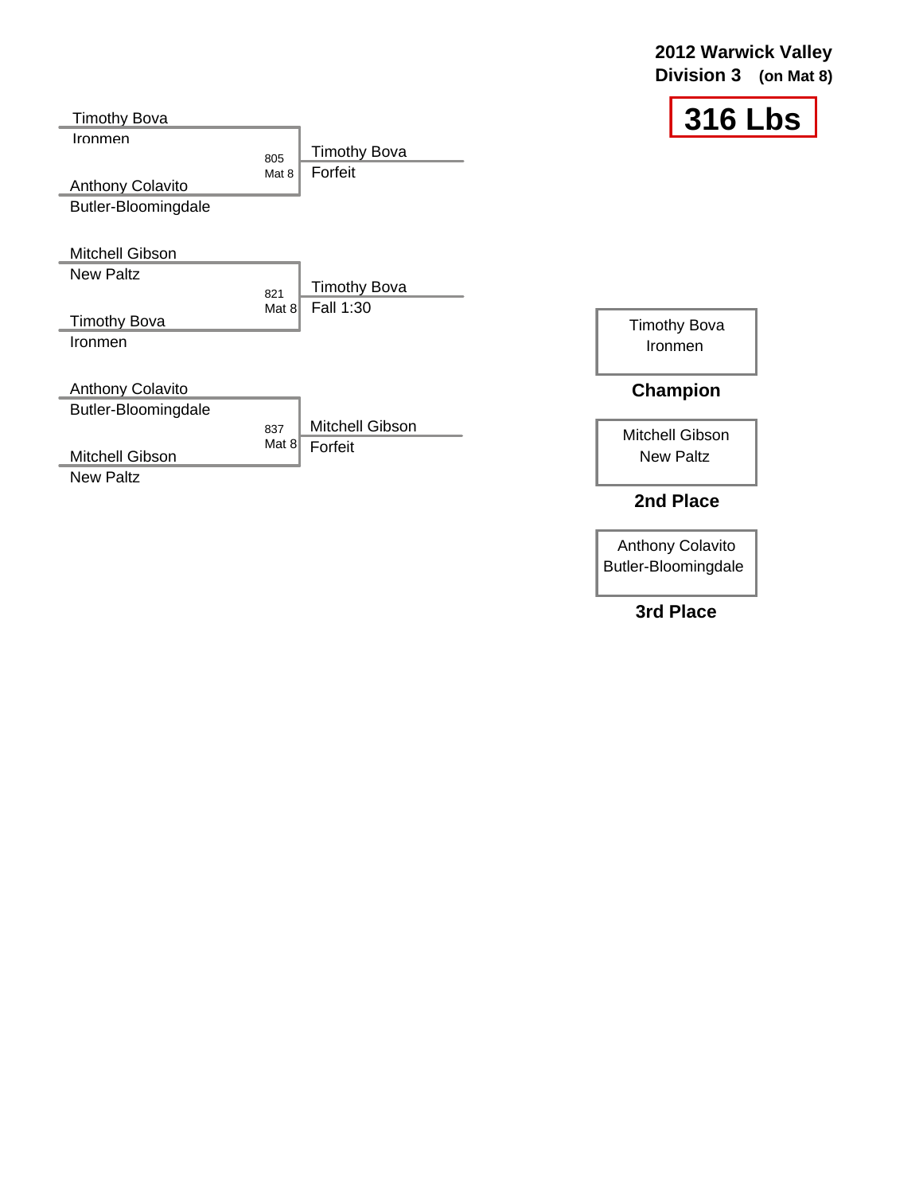**2012 Warwick Valley**
**Division 3 (on Mat 8)**

# 316 Lbs

| Wrestler 1 | Wrestler 2 | Bout | Winner | Result |
|---|---|---|---|---|
| Timothy Bova (Ironmen) | Anthony Colavito (Butler-Bloomingdale) | 805 Mat 8 | Timothy Bova | Forfeit |
| Mitchell Gibson (New Paltz) | Timothy Bova (Ironmen) | 821 Mat 8 | Timothy Bova | Fall 1:30 |
| Anthony Colavito (Butler-Bloomingdale) | Mitchell Gibson (New Paltz) | 837 Mat 8 | Mitchell Gibson | Forfeit |

Timothy Bova
Ironmen
**Champion**

Mitchell Gibson
New Paltz
**2nd Place**

Anthony Colavito
Butler-Bloomingdale
**3rd Place**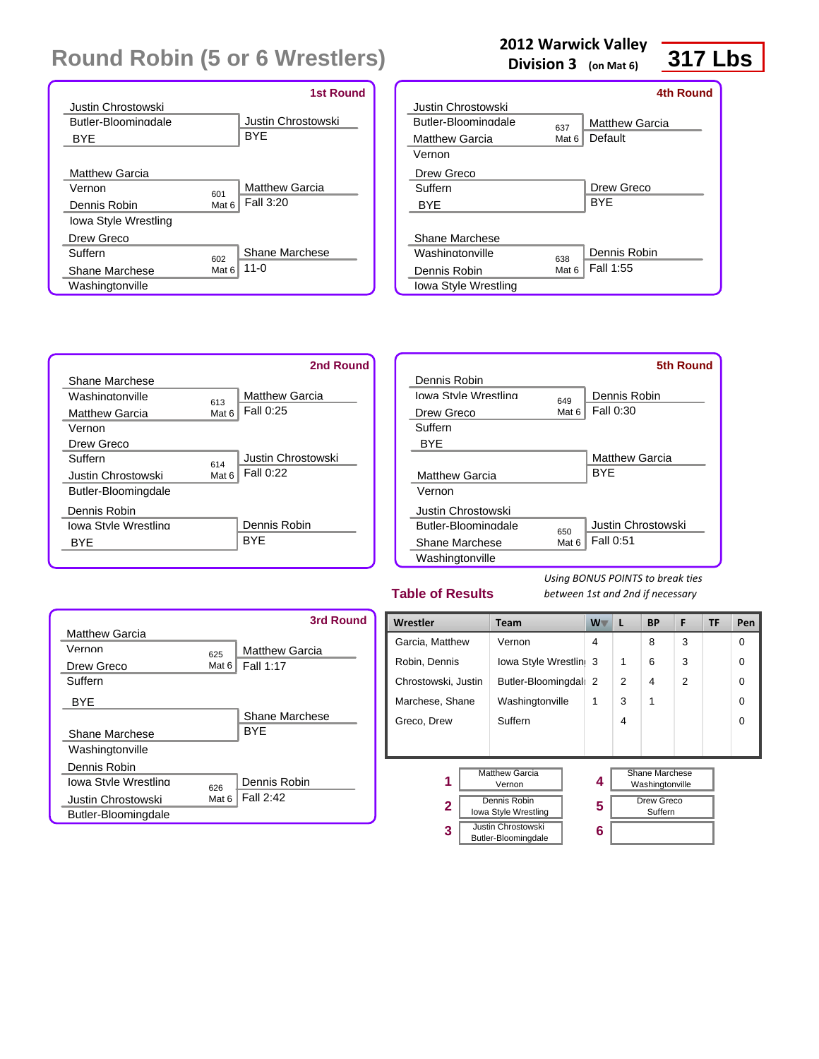# Round Robin (5 or 6 Wrestlers)

**2012 Warwick Valley**
**Division 3** (on Mat 6)

**317 Lbs**

## 1st Round

| Wrestler | Team | Bout | Winner | Result |
|---|---|---|---|---|
| Justin Chrostowski | Butler-Bloomingdale | | Justin Chrostowski | BYE |
| BYE | | | | |
| Matthew Garcia | Vernon | 601 Mat 6 | Matthew Garcia | Fall 3:20 |
| Dennis Robin | Iowa Style Wrestling | | | |
| Drew Greco | Suffern | 602 Mat 6 | Shane Marchese | 11-0 |
| Shane Marchese | Washingtonville | | | |

## 2nd Round

| Wrestler | Team | Bout | Winner | Result |
|---|---|---|---|---|
| Shane Marchese | Washingtonville | 613 Mat 6 | Matthew Garcia | Fall 0:25 |
| Matthew Garcia | Vernon | | | |
| Drew Greco | Suffern | 614 Mat 6 | Justin Chrostowski | Fall 0:22 |
| Justin Chrostowski | Butler-Bloomingdale | | | |
| Dennis Robin | Iowa Style Wrestling | | Dennis Robin | BYE |
| BYE | | | | |

## 3rd Round

| Wrestler | Team | Bout | Winner | Result |
|---|---|---|---|---|
| Matthew Garcia | Vernon | 625 Mat 6 | Matthew Garcia | Fall 1:17 |
| Drew Greco | Suffern | | | |
| BYE | | | Shane Marchese | BYE |
| Shane Marchese | Washingtonville | | | |
| Dennis Robin | Iowa Style Wrestling | 626 Mat 6 | Dennis Robin | Fall 2:42 |
| Justin Chrostowski | Butler-Bloomingdale | | | |

## 4th Round

| Wrestler | Team | Bout | Winner | Result |
|---|---|---|---|---|
| Justin Chrostowski | Butler-Bloomingdale | 637 Mat 6 | Matthew Garcia | Default |
| Matthew Garcia | Vernon | | | |
| Drew Greco | Suffern | | Drew Greco | BYE |
| BYE | | | | |
| Shane Marchese | Washingtonville | 638 Mat 6 | Dennis Robin | Fall 1:55 |
| Dennis Robin | Iowa Style Wrestling | | | |

## 5th Round

| Wrestler | Team | Bout | Winner | Result |
|---|---|---|---|---|
| Dennis Robin | Iowa Style Wrestling | 649 Mat 6 | Dennis Robin | Fall 0:30 |
| Drew Greco | Suffern | | | |
| BYE | | | Matthew Garcia | BYE |
| Matthew Garcia | Vernon | | | |
| Justin Chrostowski | Butler-Bloomingdale | 650 Mat 6 | Justin Chrostowski | Fall 0:51 |
| Shane Marchese | Washingtonville | | | |

## Table of Results

*Using BONUS POINTS to break ties between 1st and 2nd if necessary*

| Wrestler | Team | W | L | BP | F | TF | Pen |
|---|---|---|---|---|---|---|---|
| Garcia, Matthew | Vernon | 4 | | 8 | 3 | | 0 |
| Robin, Dennis | Iowa Style Wrestlin | 3 | 1 | 6 | 3 | | 0 |
| Chrostowski, Justin | Butler-Bloomingdal | 2 | 2 | 4 | 2 | | 0 |
| Marchese, Shane | Washingtonville | 1 | 3 | 1 | | | 0 |
| Greco, Drew | Suffern | | 4 | | | | 0 |

| Place | Wrestler | Team |
|---|---|---|
| 1 | Matthew Garcia | Vernon |
| 2 | Dennis Robin | Iowa Style Wrestling |
| 3 | Justin Chrostowski | Butler-Bloomingdale |
| 4 | Shane Marchese | Washingtonville |
| 5 | Drew Greco | Suffern |
| 6 | | |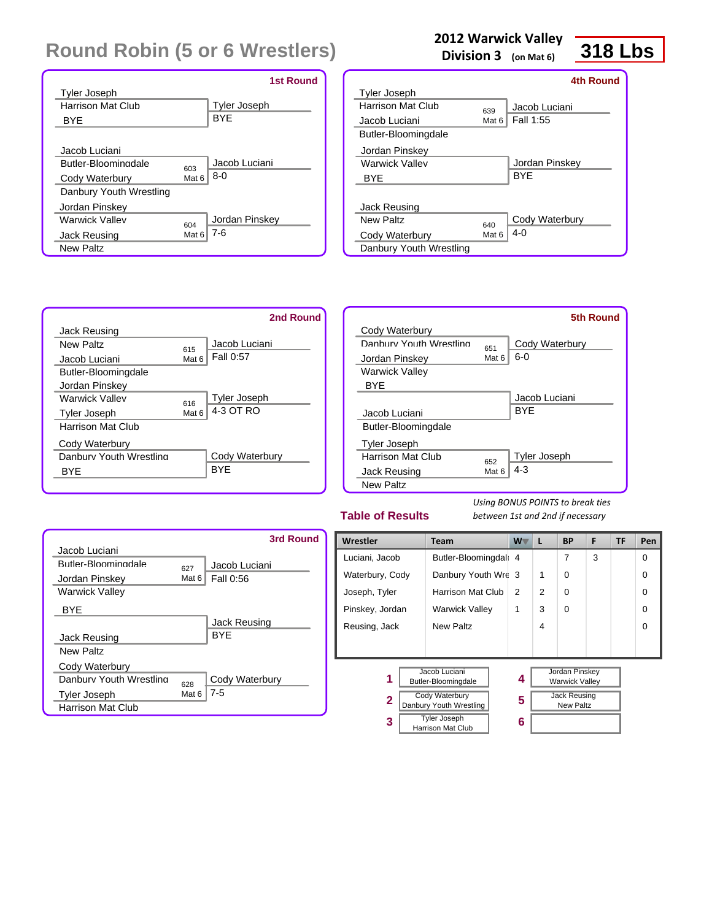# Round Robin (5 or 6 Wrestlers)

**2012 Warwick Valley Division 3** (on Mat 6)

**318 Lbs**

### 1st Round

| Wrestler | Team | Bout | Winner | Result |
|---|---|---|---|---|
| Tyler Joseph | Harrison Mat Club | | Tyler Joseph | BYE |
| BYE | | | | |
| Jacob Luciani | Butler-Bloomingdale | 603 Mat 6 | Jacob Luciani | 8-0 |
| Cody Waterbury | Danbury Youth Wrestling | | | |
| Jordan Pinskey | Warwick Valley | 604 Mat 6 | Jordan Pinskey | 7-6 |
| Jack Reusing | New Paltz | | | |

### 2nd Round

| Wrestler | Team | Bout | Winner | Result |
|---|---|---|---|---|
| Jack Reusing | New Paltz | 615 Mat 6 | Jacob Luciani | Fall 0:57 |
| Jacob Luciani | Butler-Bloomingdale | | | |
| Jordan Pinskey | Warwick Valley | 616 Mat 6 | Tyler Joseph | 4-3 OT RO |
| Tyler Joseph | Harrison Mat Club | | | |
| Cody Waterbury | Danbury Youth Wrestling | | Cody Waterbury | BYE |
| BYE | | | | |

### 3rd Round

| Wrestler | Team | Bout | Winner | Result |
|---|---|---|---|---|
| Jacob Luciani | Butler-Bloomingdale | 627 Mat 6 | Jacob Luciani | Fall 0:56 |
| Jordan Pinskey | Warwick Valley | | | |
| BYE | | | Jack Reusing | BYE |
| Jack Reusing | New Paltz | | | |
| Cody Waterbury | Danbury Youth Wrestling | 628 Mat 6 | Cody Waterbury | 7-5 |
| Tyler Joseph | Harrison Mat Club | | | |

### 4th Round

| Wrestler | Team | Bout | Winner | Result |
|---|---|---|---|---|
| Tyler Joseph | Harrison Mat Club | 639 Mat 6 | Jacob Luciani | Fall 1:55 |
| Jacob Luciani | Butler-Bloomingdale | | | |
| Jordan Pinskey | Warwick Valley | | Jordan Pinskey | BYE |
| BYE | | | | |
| Jack Reusing | New Paltz | 640 Mat 6 | Cody Waterbury | 4-0 |
| Cody Waterbury | Danbury Youth Wrestling | | | |

### 5th Round

| Wrestler | Team | Bout | Winner | Result |
|---|---|---|---|---|
| Cody Waterbury | Danbury Youth Wrestling | 651 Mat 6 | Cody Waterbury | 6-0 |
| Jordan Pinskey | Warwick Valley | | | |
| BYE | | | Jacob Luciani | BYE |
| Jacob Luciani | Butler-Bloomingdale | | | |
| Tyler Joseph | Harrison Mat Club | 652 Mat 6 | Tyler Joseph | 4-3 |
| Jack Reusing | New Paltz | | | |

### Table of Results

*Using BONUS POINTS to break ties between 1st and 2nd if necessary*

| Wrestler | Team | W | L | BP | F | TF | Pen |
|---|---|---|---|---|---|---|---|
| Luciani, Jacob | Butler-Bloomingdale | 4 | | 7 | 3 | | 0 |
| Waterbury, Cody | Danbury Youth Wrestling | 3 | 1 | 0 | | | 0 |
| Joseph, Tyler | Harrison Mat Club | 2 | 2 | 0 | | | 0 |
| Pinskey, Jordan | Warwick Valley | 1 | 3 | 0 | | | 0 |
| Reusing, Jack | New Paltz | | 4 | | | | 0 |

| Place | Wrestler | Place | Wrestler |
|---|---|---|---|
| 1 | Jacob Luciani, Butler-Bloomingdale | 4 | Jordan Pinskey, Warwick Valley |
| 2 | Cody Waterbury, Danbury Youth Wrestling | 5 | Jack Reusing, New Paltz |
| 3 | Tyler Joseph, Harrison Mat Club | 6 | |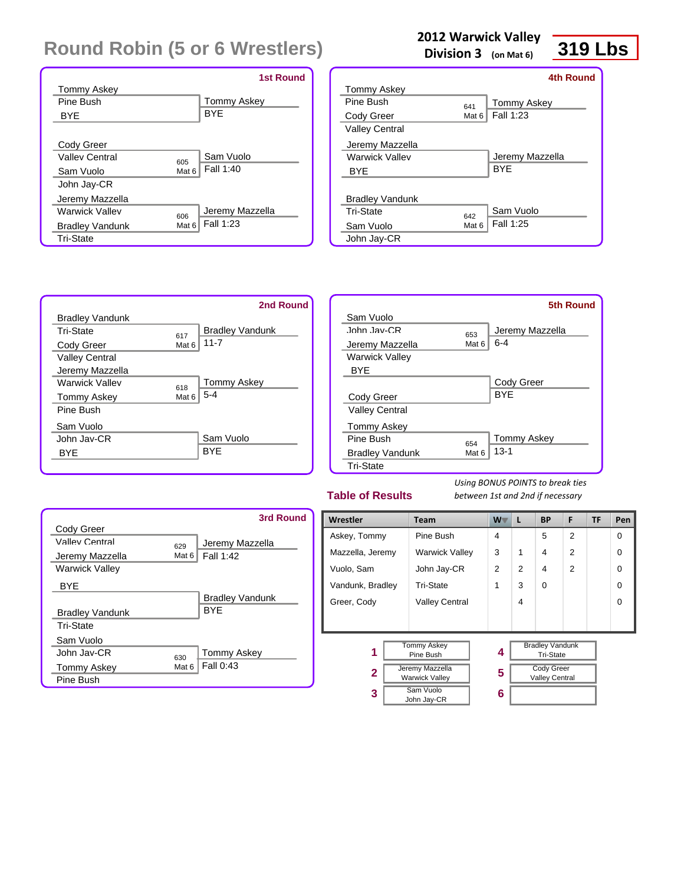# Round Robin (5 or 6 Wrestlers)

**2012 Warwick Valley**
**Division 3** (on Mat 6)

**319 Lbs**

### 1st Round

| Wrestler 1 | Wrestler 2 | Bout | Winner | Result |
|---|---|---|---|---|
| Tommy Askey, Pine Bush | BYE | | Tommy Askey | BYE |
| Cody Greer, Valley Central | Sam Vuolo, John Jay-CR | 605 Mat 6 | Sam Vuolo | Fall 1:40 |
| Jeremy Mazzella, Warwick Valley | Bradley Vandunk, Tri-State | 606 Mat 6 | Jeremy Mazzella | Fall 1:23 |

### 2nd Round

| Wrestler 1 | Wrestler 2 | Bout | Winner | Result |
|---|---|---|---|---|
| Bradley Vandunk, Tri-State | Cody Greer, Valley Central | 617 Mat 6 | Bradley Vandunk | 11-7 |
| Jeremy Mazzella, Warwick Valley | Tommy Askey, Pine Bush | 618 Mat 6 | Tommy Askey | 5-4 |
| Sam Vuolo, John Jay-CR | BYE | | Sam Vuolo | BYE |

### 3rd Round

| Wrestler 1 | Wrestler 2 | Bout | Winner | Result |
|---|---|---|---|---|
| Cody Greer, Valley Central | Jeremy Mazzella, Warwick Valley | 629 Mat 6 | Jeremy Mazzella | Fall 1:42 |
| BYE | Bradley Vandunk, Tri-State | | Bradley Vandunk | BYE |
| Sam Vuolo, John Jay-CR | Tommy Askey, Pine Bush | 630 Mat 6 | Tommy Askey | Fall 0:43 |

### 4th Round

| Wrestler 1 | Wrestler 2 | Bout | Winner | Result |
|---|---|---|---|---|
| Tommy Askey, Pine Bush | Cody Greer, Valley Central | 641 Mat 6 | Tommy Askey | Fall 1:23 |
| Jeremy Mazzella, Warwick Valley | BYE | | Jeremy Mazzella | BYE |
| Bradley Vandunk, Tri-State | Sam Vuolo, John Jay-CR | 642 Mat 6 | Sam Vuolo | Fall 1:25 |

### 5th Round

| Wrestler 1 | Wrestler 2 | Bout | Winner | Result |
|---|---|---|---|---|
| Sam Vuolo, John Jay-CR | Jeremy Mazzella, Warwick Valley | 653 Mat 6 | Jeremy Mazzella | 6-4 |
| BYE | Cody Greer, Valley Central | | Cody Greer | BYE |
| Tommy Askey, Pine Bush | Bradley Vandunk, Tri-State | 654 Mat 6 | Tommy Askey | 13-1 |

## Table of Results

*Using BONUS POINTS to break ties between 1st and 2nd if necessary*

| Wrestler | Team | W | L | BP | F | TF | Pen |
|---|---|---|---|---|---|---|---|
| Askey, Tommy | Pine Bush | 4 | | 5 | 2 | | 0 |
| Mazzella, Jeremy | Warwick Valley | 3 | 1 | 4 | 2 | | 0 |
| Vuolo, Sam | John Jay-CR | 2 | 2 | 4 | 2 | | 0 |
| Vandunk, Bradley | Tri-State | 1 | 3 | 0 | | | 0 |
| Greer, Cody | Valley Central | | 4 | | | | 0 |

| Place | Wrestler |
|---|---|
| 1 | Tommy Askey, Pine Bush |
| 2 | Jeremy Mazzella, Warwick Valley |
| 3 | Sam Vuolo, John Jay-CR |
| 4 | Bradley Vandunk, Tri-State |
| 5 | Cody Greer, Valley Central |
| 6 | |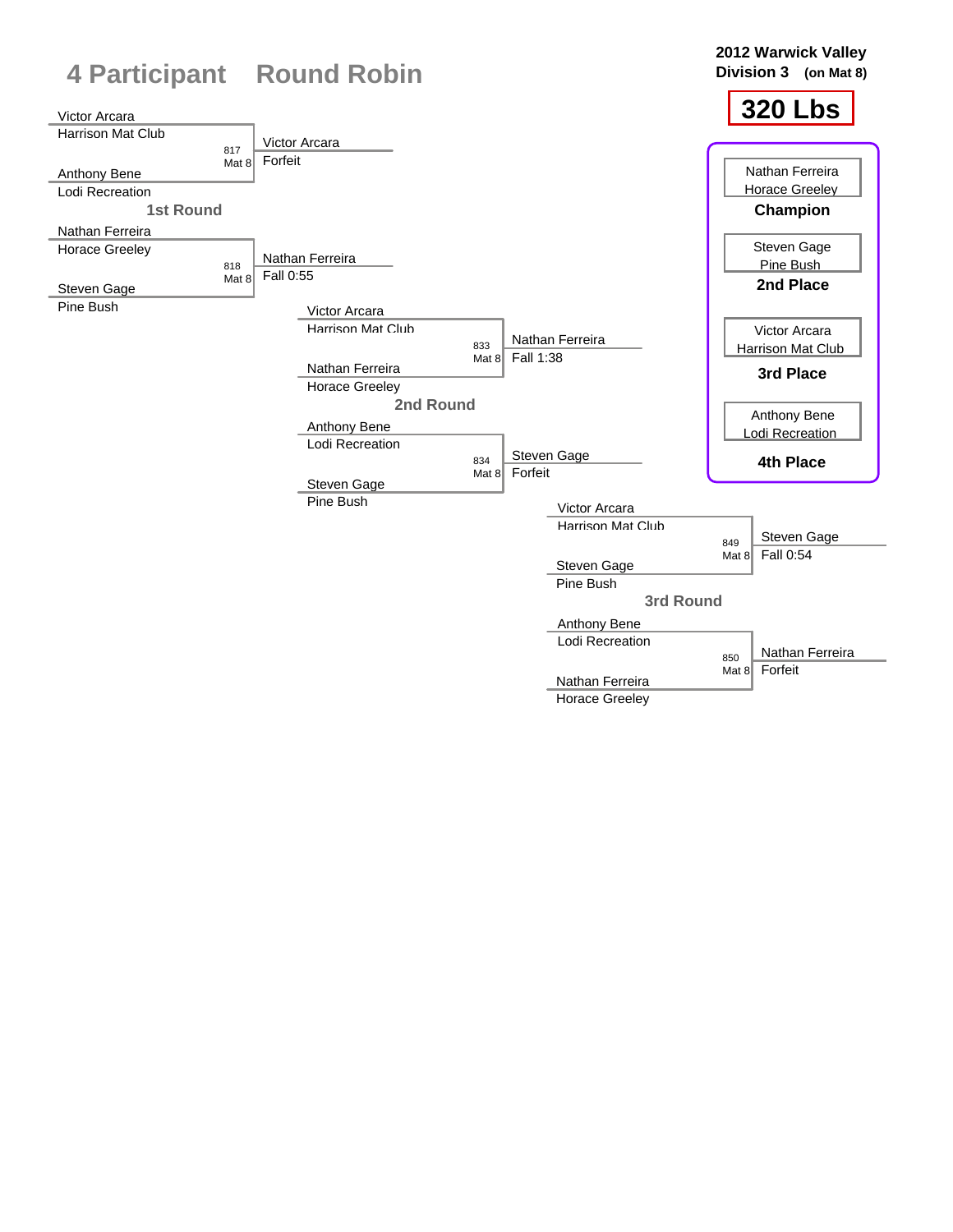# 4 Participant Round Robin

**2012 Warwick Valley**
**Division 3 (on Mat 8)**

**320 Lbs**

## 1st Round

| Bout | Mat | Wrestler 1 | Wrestler 2 | Winner | Result |
|---|---|---|---|---|---|
| 817 | Mat 8 | Victor Arcara, Harrison Mat Club | Anthony Bene, Lodi Recreation | Victor Arcara | Forfeit |
| 818 | Mat 8 | Nathan Ferreira, Horace Greeley | Steven Gage, Pine Bush | Nathan Ferreira | Fall 0:55 |

## 2nd Round

| Bout | Mat | Wrestler 1 | Wrestler 2 | Winner | Result |
|---|---|---|---|---|---|
| 833 | Mat 8 | Victor Arcara, Harrison Mat Club | Nathan Ferreira, Horace Greeley | Nathan Ferreira | Fall 1:38 |
| 834 | Mat 8 | Anthony Bene, Lodi Recreation | Steven Gage, Pine Bush | Steven Gage | Forfeit |

## 3rd Round

| Bout | Mat | Wrestler 1 | Wrestler 2 | Winner | Result |
|---|---|---|---|---|---|
| 849 | Mat 8 | Victor Arcara, Harrison Mat Club | Steven Gage, Pine Bush | Steven Gage | Fall 0:54 |
| 850 | Mat 8 | Anthony Bene, Lodi Recreation | Nathan Ferreira, Horace Greeley | Nathan Ferreira | Forfeit |

## Placements

| Place | Wrestler | Team |
|---|---|---|
| **Champion** | Nathan Ferreira | Horace Greeley |
| **2nd Place** | Steven Gage | Pine Bush |
| **3rd Place** | Victor Arcara | Harrison Mat Club |
| **4th Place** | Anthony Bene | Lodi Recreation |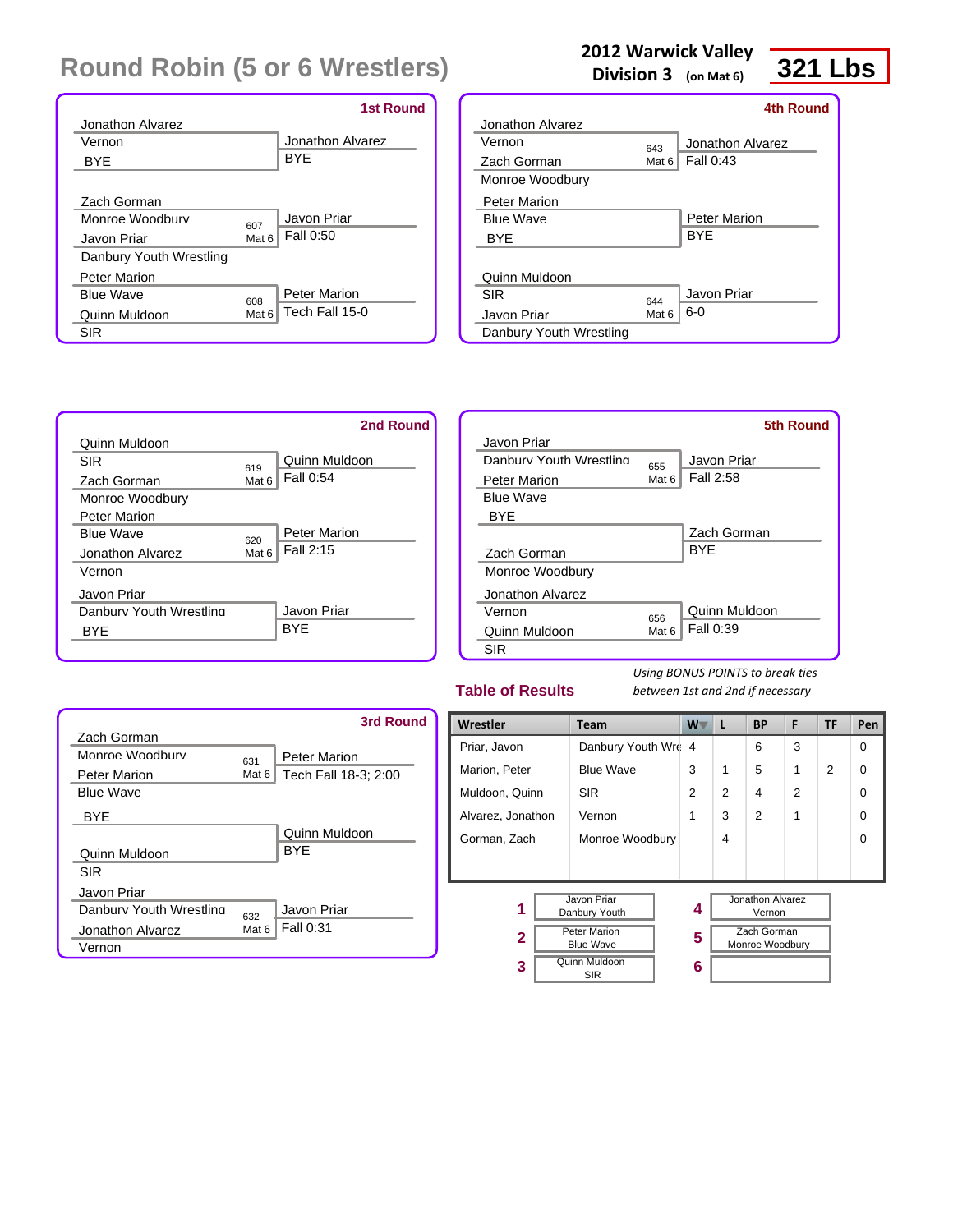# Round Robin (5 or 6 Wrestlers)

**2012 Warwick Valley**
**Division 3** (on Mat 6)

**321 Lbs**

### 1st Round

| Wrestler 1 | Wrestler 2 | Bout | Winner | Result |
|---|---|---|---|---|
| Jonathon Alvarez (Vernon) | BYE | | Jonathon Alvarez | BYE |
| Zach Gorman (Monroe Woodbury) | Javon Priar (Danbury Youth Wrestling) | 607 Mat 6 | Javon Priar | Fall 0:50 |
| Peter Marion (Blue Wave) | Quinn Muldoon (SIR) | 608 Mat 6 | Peter Marion | Tech Fall 15-0 |

### 2nd Round

| Wrestler 1 | Wrestler 2 | Bout | Winner | Result |
|---|---|---|---|---|
| Quinn Muldoon (SIR) | Zach Gorman (Monroe Woodbury) | 619 Mat 6 | Quinn Muldoon | Fall 0:54 |
| Peter Marion (Blue Wave) | Jonathon Alvarez (Vernon) | 620 Mat 6 | Peter Marion | Fall 2:15 |
| Javon Priar (Danbury Youth Wrestling) | BYE | | Javon Priar | BYE |

### 3rd Round

| Wrestler 1 | Wrestler 2 | Bout | Winner | Result |
|---|---|---|---|---|
| Zach Gorman (Monroe Woodbury) | Peter Marion (Blue Wave) | 631 Mat 6 | Peter Marion | Tech Fall 18-3; 2:00 |
| BYE | Quinn Muldoon (SIR) | | Quinn Muldoon | BYE |
| Javon Priar (Danbury Youth Wrestling) | Jonathon Alvarez (Vernon) | 632 Mat 6 | Javon Priar | Fall 0:31 |

### 4th Round

| Wrestler 1 | Wrestler 2 | Bout | Winner | Result |
|---|---|---|---|---|
| Jonathon Alvarez (Vernon) | Zach Gorman (Monroe Woodbury) | 643 Mat 6 | Jonathon Alvarez | Fall 0:43 |
| Peter Marion (Blue Wave) | BYE | | Peter Marion | BYE |
| Quinn Muldoon (SIR) | Javon Priar (Danbury Youth Wrestling) | 644 Mat 6 | Javon Priar | 6-0 |

### 5th Round

| Wrestler 1 | Wrestler 2 | Bout | Winner | Result |
|---|---|---|---|---|
| Javon Priar (Danbury Youth Wrestling) | Peter Marion (Blue Wave) | 655 Mat 6 | Javon Priar | Fall 2:58 |
| BYE | Zach Gorman (Monroe Woodbury) | | Zach Gorman | BYE |
| Jonathon Alvarez (Vernon) | Quinn Muldoon (SIR) | 656 Mat 6 | Quinn Muldoon | Fall 0:39 |

## Table of Results

*Using BONUS POINTS to break ties between 1st and 2nd if necessary*

| Wrestler | Team | W | L | BP | F | TF | Pen |
|---|---|---|---|---|---|---|---|
| Priar, Javon | Danbury Youth Wre | 4 | | 6 | 3 | | 0 |
| Marion, Peter | Blue Wave | 3 | 1 | 5 | 1 | 2 | 0 |
| Muldoon, Quinn | SIR | 2 | 2 | 4 | 2 | | 0 |
| Alvarez, Jonathon | Vernon | 1 | 3 | 2 | 1 | | 0 |
| Gorman, Zach | Monroe Woodbury | | 4 | | | | 0 |

| Place | Wrestler |
|---|---|
| 1 | Javon Priar, Danbury Youth |
| 2 | Peter Marion, Blue Wave |
| 3 | Quinn Muldoon, SIR |
| 4 | Jonathon Alvarez, Vernon |
| 5 | Zach Gorman, Monroe Woodbury |
| 6 | |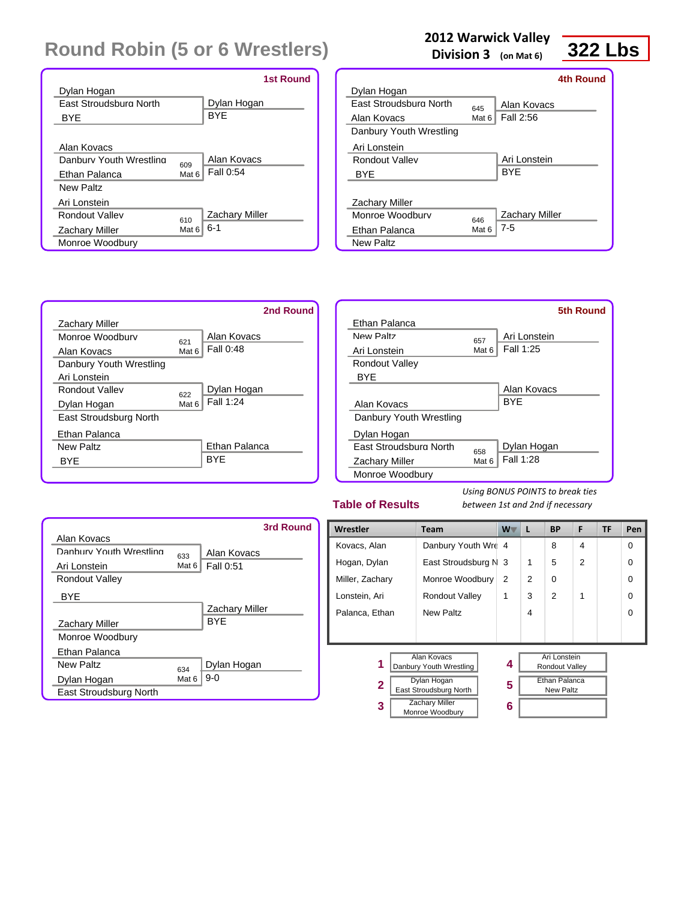# Round Robin (5 or 6 Wrestlers)

**2012 Warwick Valley**
**Division 3** (on Mat 6)

**322 Lbs**

### 1st Round

| Wrestler | Team | Bout | Winner / Result |
|---|---|---|---|
| Dylan Hogan | East Stroudsburg North | | Dylan Hogan |
| BYE | | | BYE |
| Alan Kovacs | Danbury Youth Wrestling | 609 Mat 6 | Alan Kovacs |
| Ethan Palanca | New Paltz | | Fall 0:54 |
| Ari Lonstein | Rondout Valley | 610 Mat 6 | Zachary Miller |
| Zachary Miller | Monroe Woodbury | | 6-1 |

### 2nd Round

| Wrestler | Team | Bout | Winner / Result |
|---|---|---|---|
| Zachary Miller | Monroe Woodbury | 621 Mat 6 | Alan Kovacs |
| Alan Kovacs | Danbury Youth Wrestling | | Fall 0:48 |
| Ari Lonstein | Rondout Valley | 622 Mat 6 | Dylan Hogan |
| Dylan Hogan | East Stroudsburg North | | Fall 1:24 |
| Ethan Palanca | New Paltz | | Ethan Palanca |
| BYE | | | BYE |

### 3rd Round

| Wrestler | Team | Bout | Winner / Result |
|---|---|---|---|
| Alan Kovacs | Danbury Youth Wrestling | 633 Mat 6 | Alan Kovacs |
| Ari Lonstein | Rondout Valley | | Fall 0:51 |
| BYE | | | Zachary Miller |
| Zachary Miller | Monroe Woodbury | | BYE |
| Ethan Palanca | New Paltz | 634 Mat 6 | Dylan Hogan |
| Dylan Hogan | East Stroudsburg North | | 9-0 |

### 4th Round

| Wrestler | Team | Bout | Winner / Result |
|---|---|---|---|
| Dylan Hogan | East Stroudsburg North | 645 Mat 6 | Alan Kovacs |
| Alan Kovacs | Danbury Youth Wrestling | | Fall 2:56 |
| Ari Lonstein | Rondout Valley | | Ari Lonstein |
| BYE | | | BYE |
| Zachary Miller | Monroe Woodbury | 646 Mat 6 | Zachary Miller |
| Ethan Palanca | New Paltz | | 7-5 |

### 5th Round

| Wrestler | Team | Bout | Winner / Result |
|---|---|---|---|
| Ethan Palanca | New Paltz | 657 Mat 6 | Ari Lonstein |
| Ari Lonstein | Rondout Valley | | Fall 1:25 |
| BYE | | | Alan Kovacs |
| Alan Kovacs | Danbury Youth Wrestling | | BYE |
| Dylan Hogan | East Stroudsburg North | 658 Mat 6 | Dylan Hogan |
| Zachary Miller | Monroe Woodbury | | Fall 1:28 |

### Table of Results

*Using BONUS POINTS to break ties between 1st and 2nd if necessary*

| Wrestler | Team | W | L | BP | F | TF | Pen |
|---|---|---|---|---|---|---|---|
| Kovacs, Alan | Danbury Youth Wre | 4 | | 8 | 4 | | 0 |
| Hogan, Dylan | East Stroudsburg N | 3 | 1 | 5 | 2 | | 0 |
| Miller, Zachary | Monroe Woodbury | 2 | 2 | 0 | | | 0 |
| Lonstein, Ari | Rondout Valley | 1 | 3 | 2 | 1 | | 0 |
| Palanca, Ethan | New Paltz | | 4 | | | | 0 |

| Place | Wrestler | Team |
|---|---|---|
| 1 | Alan Kovacs | Danbury Youth Wrestling |
| 2 | Dylan Hogan | East Stroudsburg North |
| 3 | Zachary Miller | Monroe Woodbury |
| 4 | Ari Lonstein | Rondout Valley |
| 5 | Ethan Palanca | New Paltz |
| 6 | | |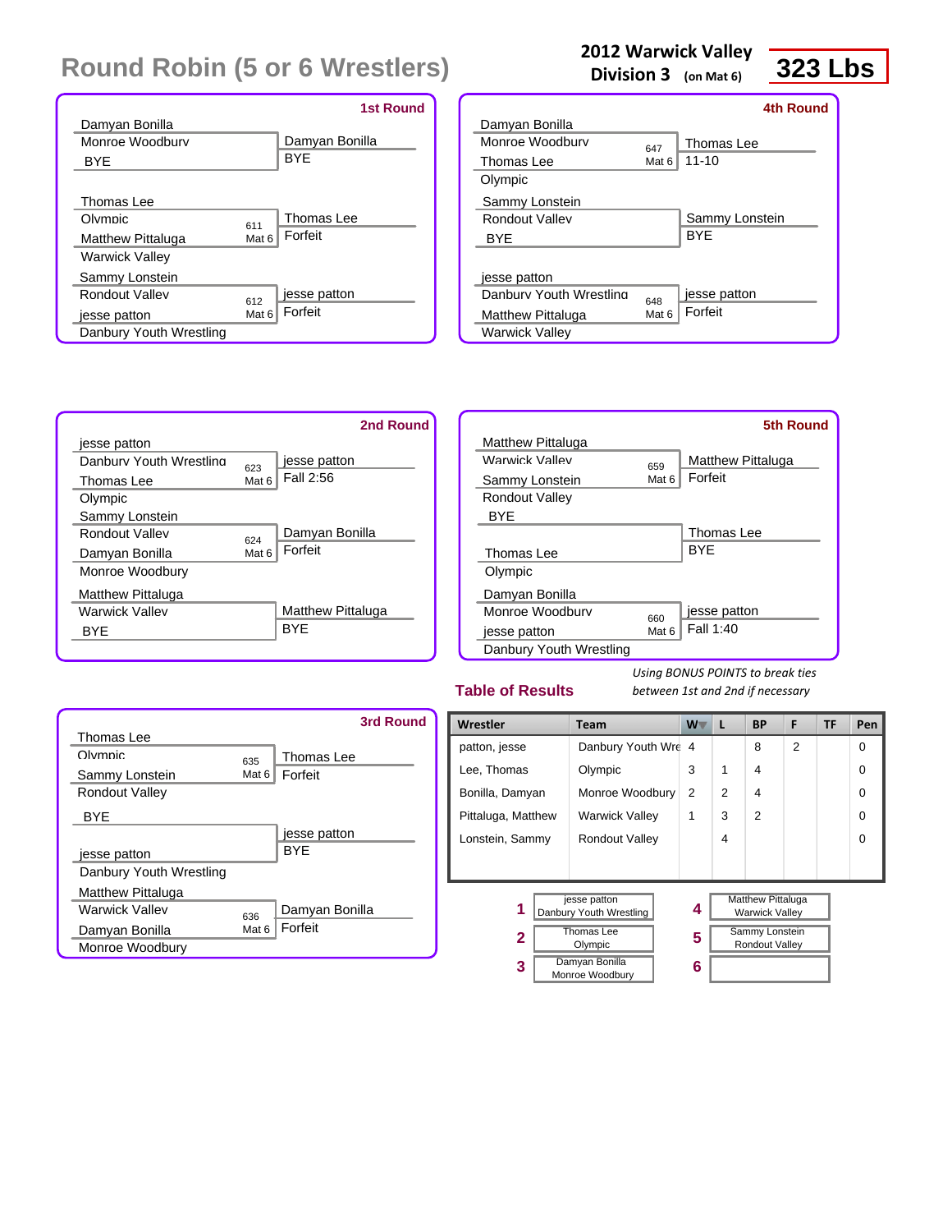# Round Robin (5 or 6 Wrestlers)

**2012 Warwick Valley Division 3** (on Mat 6)

**323 Lbs**

### 1st Round

| Wrestler 1 | Wrestler 2 | Bout | Winner | Result |
|---|---|---|---|---|
| Damyan Bonilla (Monroe Woodbury) | BYE | | Damyan Bonilla | BYE |
| Thomas Lee (Olympic) | Matthew Pittaluga (Warwick Valley) | 611 Mat 6 | Thomas Lee | Forfeit |
| Sammy Lonstein (Rondout Valley) | jesse patton (Danbury Youth Wrestling) | 612 Mat 6 | jesse patton | Forfeit |

### 2nd Round

| Wrestler 1 | Wrestler 2 | Bout | Winner | Result |
|---|---|---|---|---|
| jesse patton (Danbury Youth Wrestling) | Thomas Lee (Olympic) | 623 Mat 6 | jesse patton | Fall 2:56 |
| Sammy Lonstein (Rondout Valley) | Damyan Bonilla (Monroe Woodbury) | 624 Mat 6 | Damyan Bonilla | Forfeit |
| Matthew Pittaluga (Warwick Valley) | BYE | | Matthew Pittaluga | BYE |

### 3rd Round

| Wrestler 1 | Wrestler 2 | Bout | Winner | Result |
|---|---|---|---|---|
| Thomas Lee (Olympic) | Sammy Lonstein (Rondout Valley) | 635 Mat 6 | Thomas Lee | Forfeit |
| BYE | jesse patton (Danbury Youth Wrestling) | | jesse patton | BYE |
| Matthew Pittaluga (Warwick Valley) | Damyan Bonilla (Monroe Woodbury) | 636 Mat 6 | Damyan Bonilla | Forfeit |

### 4th Round

| Wrestler 1 | Wrestler 2 | Bout | Winner | Result |
|---|---|---|---|---|
| Damyan Bonilla (Monroe Woodbury) | Thomas Lee (Olympic) | 647 Mat 6 | Thomas Lee | 11-10 |
| Sammy Lonstein (Rondout Valley) | BYE | | Sammy Lonstein | BYE |
| jesse patton (Danbury Youth Wrestling) | Matthew Pittaluga (Warwick Valley) | 648 Mat 6 | jesse patton | Forfeit |

### 5th Round

| Wrestler 1 | Wrestler 2 | Bout | Winner | Result |
|---|---|---|---|---|
| Matthew Pittaluga (Warwick Valley) | Sammy Lonstein (Rondout Valley) | 659 Mat 6 | Matthew Pittaluga | Forfeit |
| BYE | Thomas Lee (Olympic) | | Thomas Lee | BYE |
| Damyan Bonilla (Monroe Woodbury) | jesse patton (Danbury Youth Wrestling) | 660 Mat 6 | jesse patton | Fall 1:40 |

## Table of Results

*Using BONUS POINTS to break ties between 1st and 2nd if necessary*

| Wrestler | Team | W | L | BP | F | TF | Pen |
|---|---|---|---|---|---|---|---|
| patton, jesse | Danbury Youth Wre | 4 | | 8 | 2 | | 0 |
| Lee, Thomas | Olympic | 3 | 1 | 4 | | | 0 |
| Bonilla, Damyan | Monroe Woodbury | 2 | 2 | 4 | | | 0 |
| Pittaluga, Matthew | Warwick Valley | 1 | 3 | 2 | | | 0 |
| Lonstein, Sammy | Rondout Valley | | 4 | | | | 0 |

| Place | Wrestler |
|---|---|
| 1 | jesse patton, Danbury Youth Wrestling |
| 2 | Thomas Lee, Olympic |
| 3 | Damyan Bonilla, Monroe Woodbury |
| 4 | Matthew Pittaluga, Warwick Valley |
| 5 | Sammy Lonstein, Rondout Valley |
| 6 | |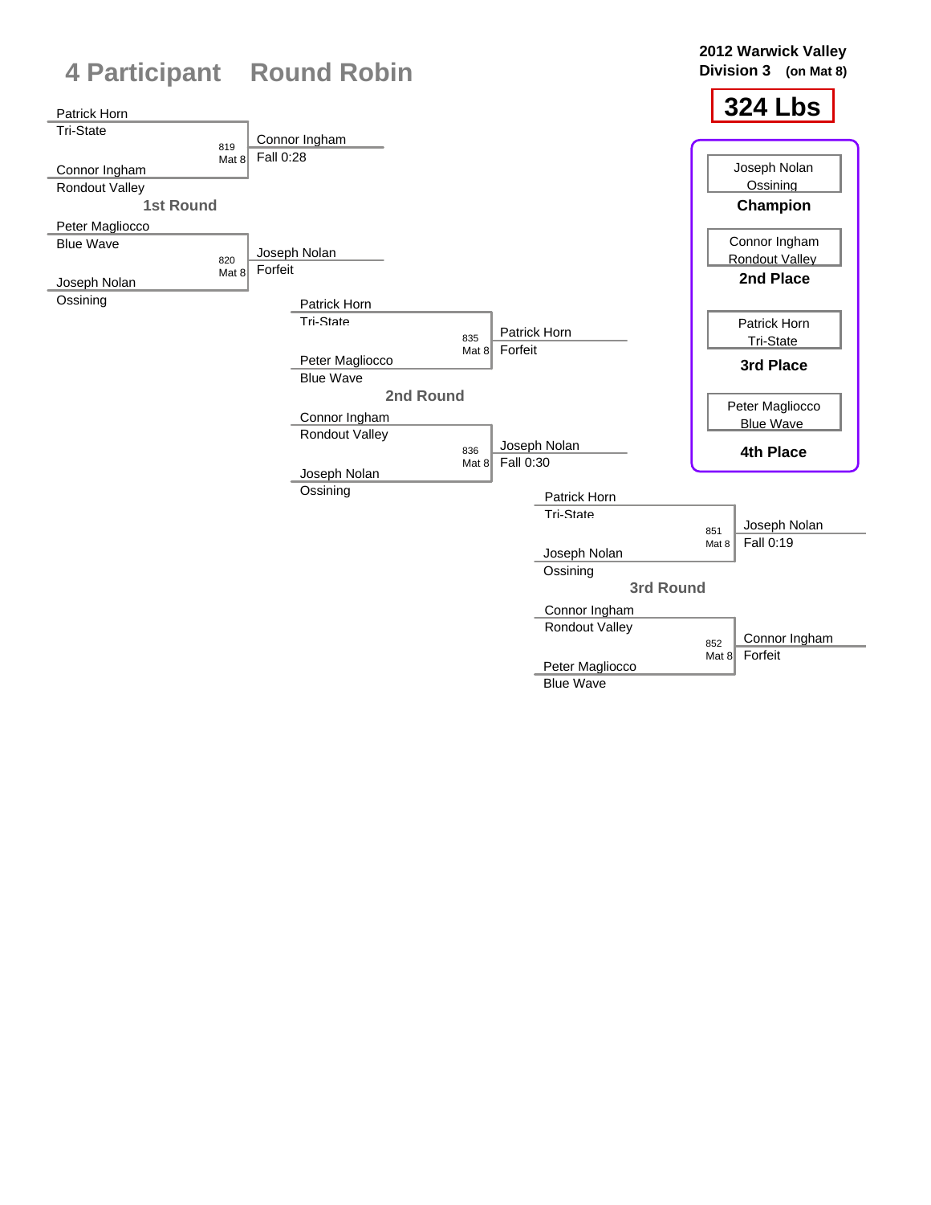# 4 Participant Round Robin

**2012 Warwick Valley**
**Division 3 (on Mat 8)**

## 324 Lbs

### 1st Round

| Bout | Mat | Wrestler 1 | Wrestler 2 | Winner | Result |
|---|---|---|---|---|---|
| 819 | Mat 8 | Patrick Horn (Tri-State) | Connor Ingham (Rondout Valley) | Connor Ingham | Fall 0:28 |
| 820 | Mat 8 | Peter Magliocco (Blue Wave) | Joseph Nolan (Ossining) | Joseph Nolan | Forfeit |

### 2nd Round

| Bout | Mat | Wrestler 1 | Wrestler 2 | Winner | Result |
|---|---|---|---|---|---|
| 835 | Mat 8 | Patrick Horn (Tri-State) | Peter Magliocco (Blue Wave) | Patrick Horn | Forfeit |
| 836 | Mat 8 | Connor Ingham (Rondout Valley) | Joseph Nolan (Ossining) | Joseph Nolan | Fall 0:30 |

### 3rd Round

| Bout | Mat | Wrestler 1 | Wrestler 2 | Winner | Result |
|---|---|---|---|---|---|
| 851 | Mat 8 | Patrick Horn (Tri-State) | Joseph Nolan (Ossining) | Joseph Nolan | Fall 0:19 |
| 852 | Mat 8 | Connor Ingham (Rondout Valley) | Peter Magliocco (Blue Wave) | Connor Ingham | Forfeit |

### Final Placements

| Place | Wrestler | Team |
|---|---|---|
| Champion | Joseph Nolan | Ossining |
| 2nd Place | Connor Ingham | Rondout Valley |
| 3rd Place | Patrick Horn | Tri-State |
| 4th Place | Peter Magliocco | Blue Wave |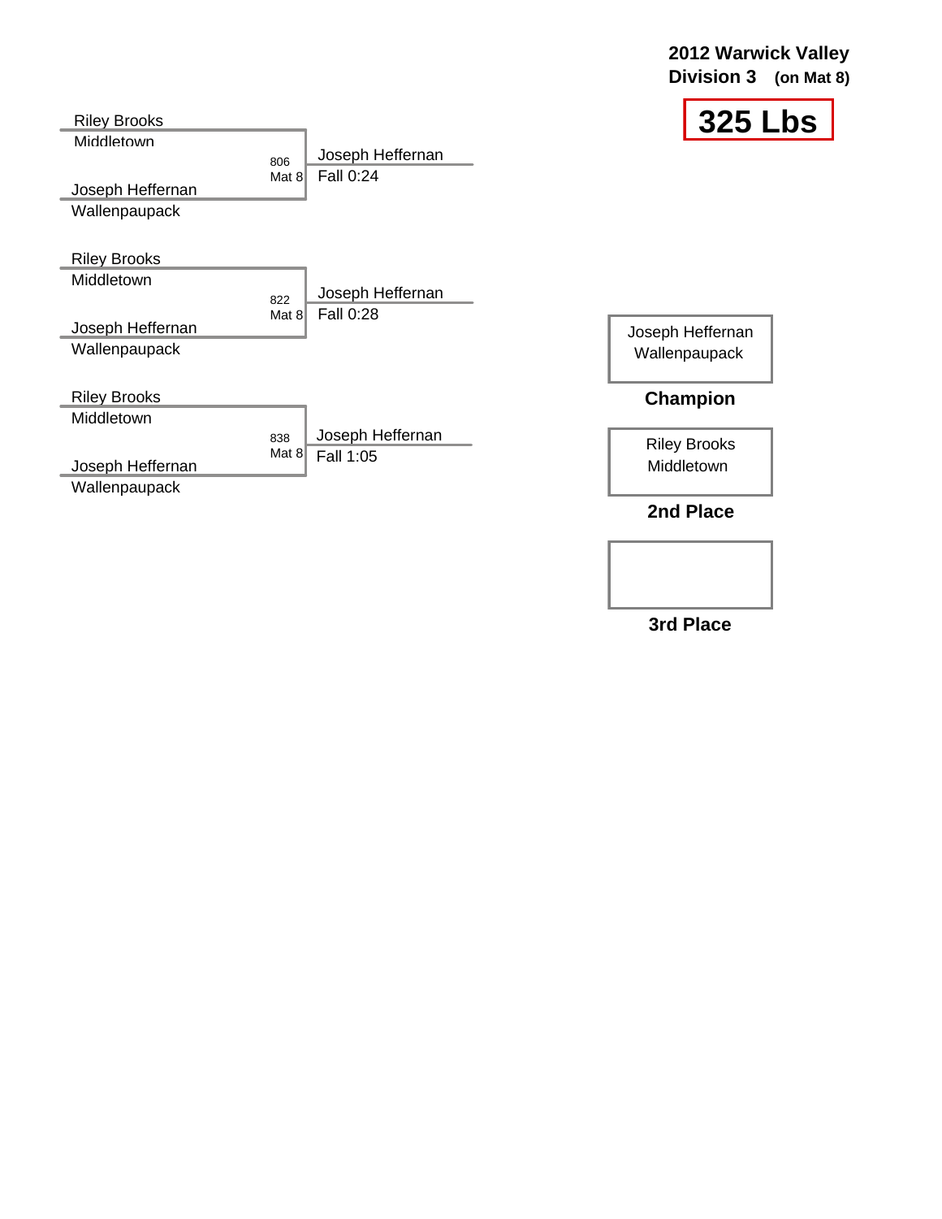**2012 Warwick Valley**
**Division 3 (on Mat 8)**

# 325 Lbs

| Wrestler | Team | Bout | Mat | Winner | Result |
|---|---|---|---|---|---|
| Riley Brooks | Middletown | 806 | Mat 8 | Joseph Heffernan | Fall 0:24 |
| Joseph Heffernan | Wallenpaupack | | | | |
| Riley Brooks | Middletown | 822 | Mat 8 | Joseph Heffernan | Fall 0:28 |
| Joseph Heffernan | Wallenpaupack | | | | |
| Riley Brooks | Middletown | 838 | Mat 8 | Joseph Heffernan | Fall 1:05 |
| Joseph Heffernan | Wallenpaupack | | | | |

**Champion**
Joseph Heffernan
Wallenpaupack

**2nd Place**
Riley Brooks
Middletown

**3rd Place**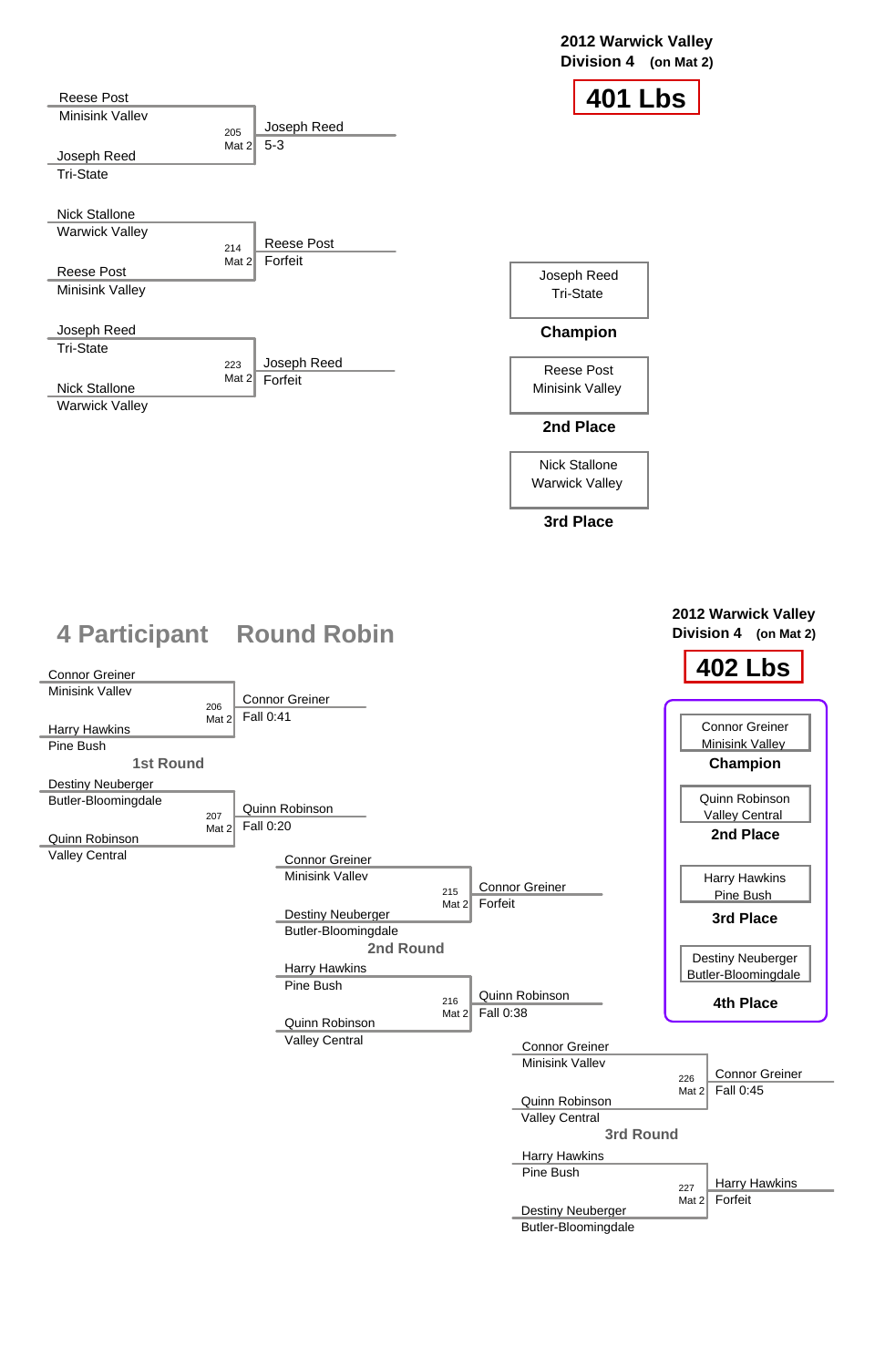## 2012 Warwick Valley
**Division 4 (on Mat 2)**

# 401 Lbs

Reese Post
Minisink Valley

205 Mat 2 — Joseph Reed 5-3

Joseph Reed
Tri-State

Nick Stallone
Warwick Valley

214 Mat 2 — Reese Post Forfeit

Reese Post
Minisink Valley

Joseph Reed
Tri-State

223 Mat 2 — Joseph Reed Forfeit

Nick Stallone
Warwick Valley

| Wrestler | Team | Place |
|---|---|---|
| Joseph Reed | Tri-State | Champion |
| Reese Post | Minisink Valley | 2nd Place |
| Nick Stallone | Warwick Valley | 3rd Place |

## 4 Participant Round Robin

## 2012 Warwick Valley
**Division 4 (on Mat 2)**

# 402 Lbs

### 1st Round

Connor Greiner
Minisink Valley

206 Mat 2 — Connor Greiner Fall 0:41

Harry Hawkins
Pine Bush

Destiny Neuberger
Butler-Bloomingdale

207 Mat 2 — Quinn Robinson Fall 0:20

Quinn Robinson
Valley Central

### 2nd Round

Connor Greiner
Minisink Valley

215 Mat 2 — Connor Greiner Forfeit

Destiny Neuberger
Butler-Bloomingdale

Harry Hawkins
Pine Bush

216 Mat 2 — Quinn Robinson Fall 0:38

Quinn Robinson
Valley Central

### 3rd Round

Connor Greiner
Minisink Valley

226 Mat 2 — Connor Greiner Fall 0:45

Quinn Robinson
Valley Central

Harry Hawkins
Pine Bush

227 Mat 2 — Harry Hawkins Forfeit

Destiny Neuberger
Butler-Bloomingdale

| Wrestler | Team | Place |
|---|---|---|
| Connor Greiner | Minisink Valley | Champion |
| Quinn Robinson | Valley Central | 2nd Place |
| Harry Hawkins | Pine Bush | 3rd Place |
| Destiny Neuberger | Butler-Bloomingdale | 4th Place |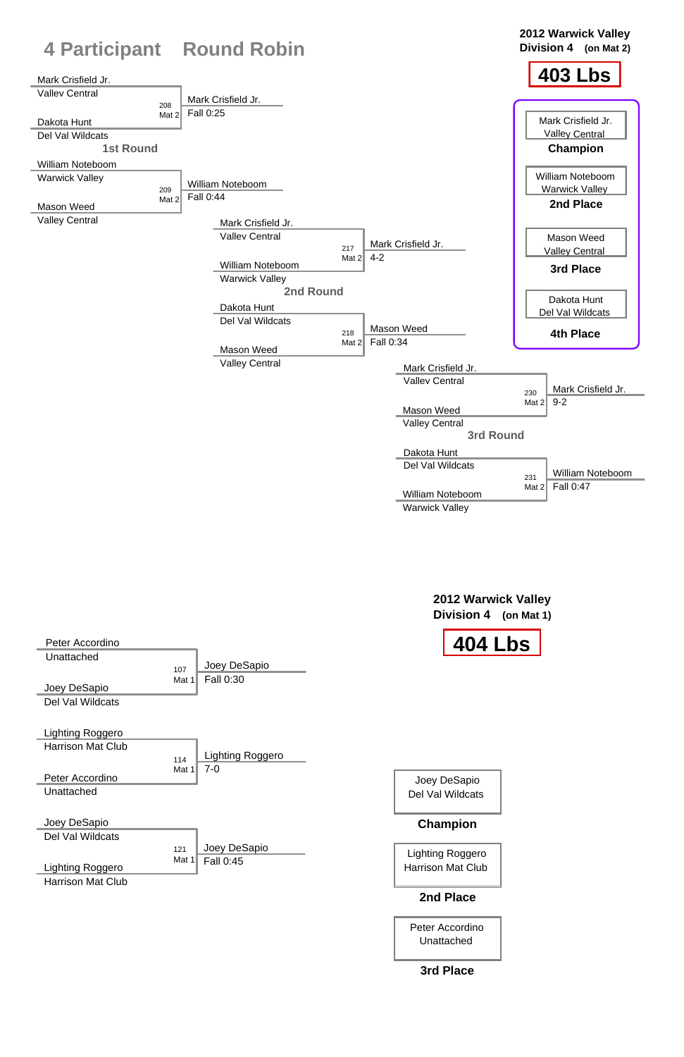## 4 Participant Round Robin

**2012 Warwick Valley**
**Division 4 (on Mat 2)**

# 403 Lbs

### 1st Round

| Bout | Mat | Wrestler 1 | Wrestler 2 | Winner | Result |
|---|---|---|---|---|---|
| 208 | Mat 2 | Mark Crisfield Jr. (Valley Central) | Dakota Hunt (Del Val Wildcats) | Mark Crisfield Jr. | Fall 0:25 |
| 209 | Mat 2 | William Noteboom (Warwick Valley) | Mason Weed (Valley Central) | William Noteboom | Fall 0:44 |

### 2nd Round

| Bout | Mat | Wrestler 1 | Wrestler 2 | Winner | Result |
|---|---|---|---|---|---|
| 217 | Mat 2 | Mark Crisfield Jr. (Valley Central) | William Noteboom (Warwick Valley) | Mark Crisfield Jr. | 4-2 |
| 218 | Mat 2 | Dakota Hunt (Del Val Wildcats) | Mason Weed (Valley Central) | Mason Weed | Fall 0:34 |

### 3rd Round

| Bout | Mat | Wrestler 1 | Wrestler 2 | Winner | Result |
|---|---|---|---|---|---|
| 230 | Mat 2 | Mark Crisfield Jr. (Valley Central) | Mason Weed (Valley Central) | Mark Crisfield Jr. | 9-2 |
| 231 | Mat 2 | Dakota Hunt (Del Val Wildcats) | William Noteboom (Warwick Valley) | William Noteboom | Fall 0:47 |

### Placements

- **Champion:** Mark Crisfield Jr. – Valley Central
- **2nd Place:** William Noteboom – Warwick Valley
- **3rd Place:** Mason Weed – Valley Central
- **4th Place:** Dakota Hunt – Del Val Wildcats

---

**2012 Warwick Valley**
**Division 4 (on Mat 1)**

# 404 Lbs

| Bout | Mat | Wrestler 1 | Wrestler 2 | Winner | Result |
|---|---|---|---|---|---|
| 107 | Mat 1 | Peter Accordino (Unattached) | Joey DeSapio (Del Val Wildcats) | Joey DeSapio | Fall 0:30 |
| 114 | Mat 1 | Lighting Roggero (Harrison Mat Club) | Peter Accordino (Unattached) | Lighting Roggero | 7-0 |
| 121 | Mat 1 | Joey DeSapio (Del Val Wildcats) | Lighting Roggero (Harrison Mat Club) | Joey DeSapio | Fall 0:45 |

### Placements

- **Champion:** Joey DeSapio – Del Val Wildcats
- **2nd Place:** Lighting Roggero – Harrison Mat Club
- **3rd Place:** Peter Accordino – Unattached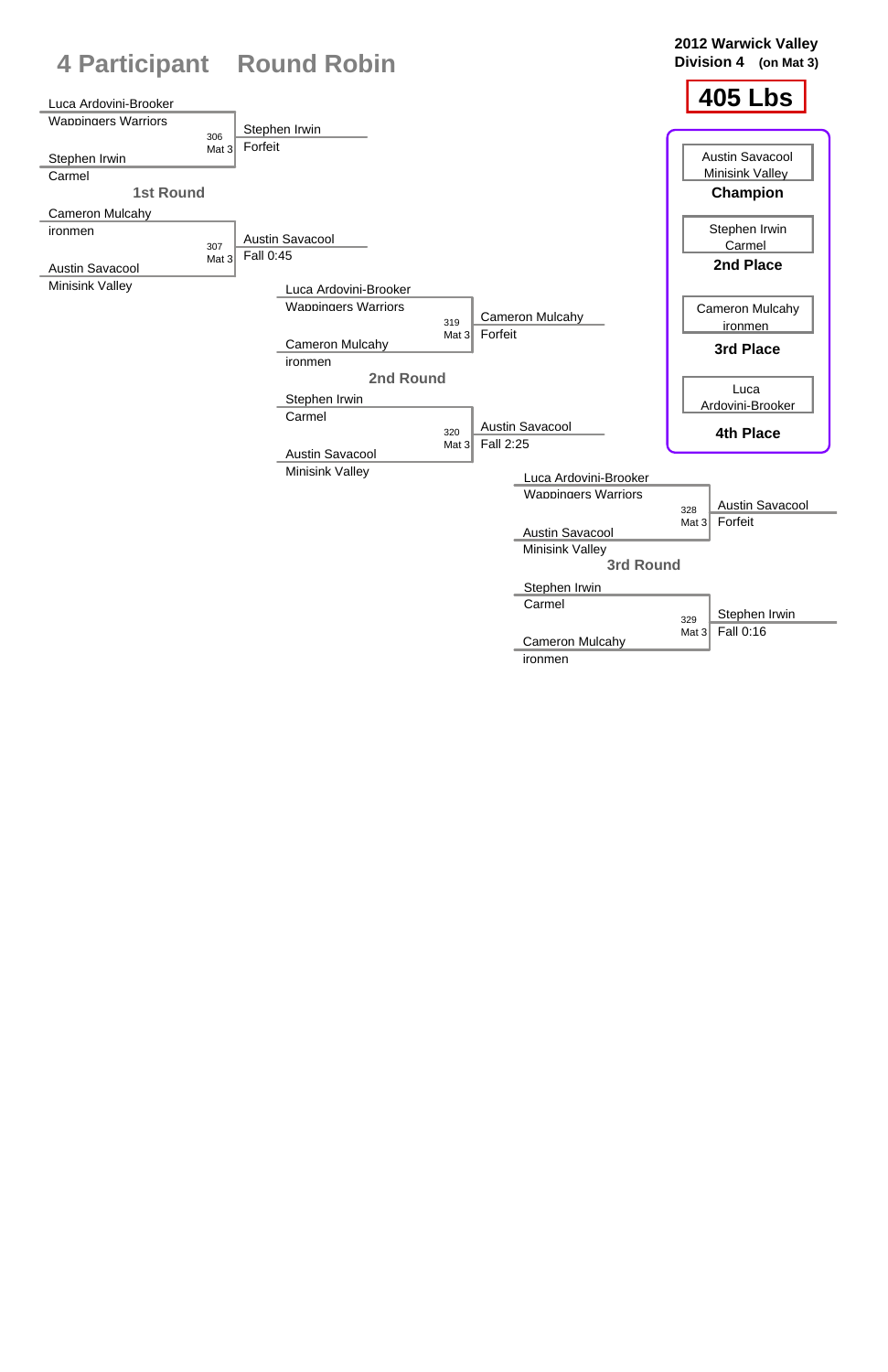# 4 Participant Round Robin

**2012 Warwick Valley**
**Division 4** (on Mat 3)

## 405 Lbs

### 1st Round

| Wrestler | Team | Bout | Winner | Result |
|---|---|---|---|---|
| Luca Ardovini-Brooker | Wappingers Warriors | 306 Mat 3 | Stephen Irwin | Forfeit |
| Stephen Irwin | Carmel | | | |
| Cameron Mulcahy | ironmen | 307 Mat 3 | Austin Savacool | Fall 0:45 |
| Austin Savacool | Minisink Valley | | | |

### 2nd Round

| Wrestler | Team | Bout | Winner | Result |
|---|---|---|---|---|
| Luca Ardovini-Brooker | Wappingers Warriors | 319 Mat 3 | Cameron Mulcahy | Forfeit |
| Cameron Mulcahy | ironmen | | | |
| Stephen Irwin | Carmel | 320 Mat 3 | Austin Savacool | Fall 2:25 |
| Austin Savacool | Minisink Valley | | | |

### 3rd Round

| Wrestler | Team | Bout | Winner | Result |
|---|---|---|---|---|
| Luca Ardovini-Brooker | Wappingers Warriors | 328 Mat 3 | Austin Savacool | Forfeit |
| Austin Savacool | Minisink Valley | | | |
| Stephen Irwin | Carmel | 329 Mat 3 | Stephen Irwin | Fall 0:16 |
| Cameron Mulcahy | ironmen | | | |

### Placings

| Place | Wrestler | Team |
|---|---|---|
| Champion | Austin Savacool | Minisink Valley |
| 2nd Place | Stephen Irwin | Carmel |
| 3rd Place | Cameron Mulcahy | ironmen |
| 4th Place | Luca Ardovini-Brooker | |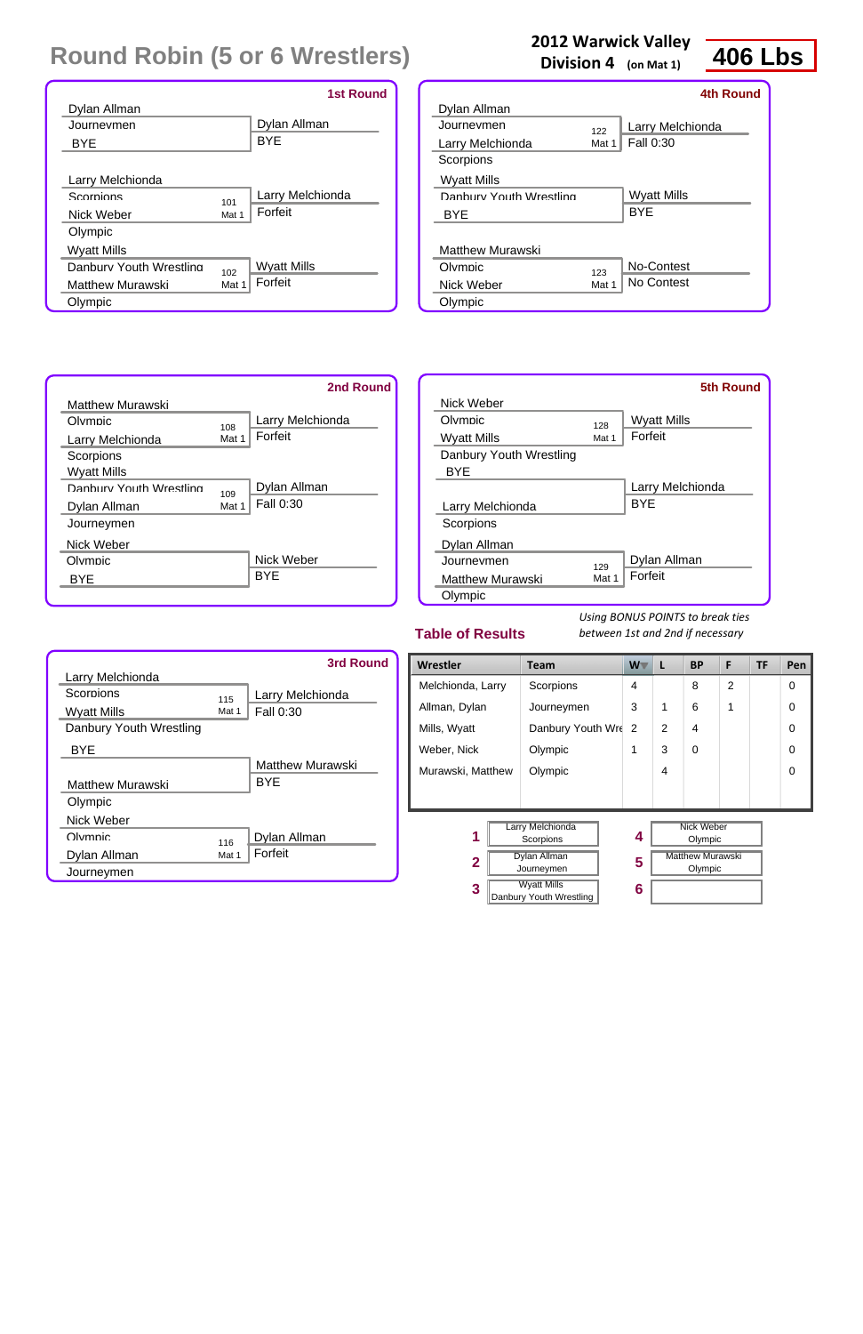# Round Robin (5 or 6 Wrestlers)

**2012 Warwick Valley**
**Division 4** (on Mat 1)

**406 Lbs**

## 1st Round

| Wrestler 1 | Wrestler 2 | Bout | Winner | Result |
|---|---|---|---|---|
| Dylan Allman (Journeymen) | BYE | | Dylan Allman | BYE |
| Larry Melchionda (Scorpions) | Nick Weber (Olympic) | 101 Mat 1 | Larry Melchionda | Forfeit |
| Wyatt Mills (Danbury Youth Wrestling) | Matthew Murawski (Olympic) | 102 Mat 1 | Wyatt Mills | Forfeit |

## 2nd Round

| Wrestler 1 | Wrestler 2 | Bout | Winner | Result |
|---|---|---|---|---|
| Matthew Murawski (Olympic) | Larry Melchionda (Scorpions) | 108 Mat 1 | Larry Melchionda | Forfeit |
| Wyatt Mills (Danbury Youth Wrestling) | Dylan Allman (Journeymen) | 109 Mat 1 | Dylan Allman | Fall 0:30 |
| Nick Weber (Olympic) | BYE | | Nick Weber | BYE |

## 3rd Round

| Wrestler 1 | Wrestler 2 | Bout | Winner | Result |
|---|---|---|---|---|
| Larry Melchionda (Scorpions) | Wyatt Mills (Danbury Youth Wrestling) | 115 Mat 1 | Larry Melchionda | Fall 0:30 |
| BYE | Matthew Murawski (Olympic) | | Matthew Murawski | BYE |
| Nick Weber (Olympic) | Dylan Allman (Journeymen) | 116 Mat 1 | Dylan Allman | Forfeit |

## 4th Round

| Wrestler 1 | Wrestler 2 | Bout | Winner | Result |
|---|---|---|---|---|
| Dylan Allman (Journeymen) | Larry Melchionda (Scorpions) | 122 Mat 1 | Larry Melchionda | Fall 0:30 |
| Wyatt Mills (Danbury Youth Wrestling) | BYE | | Wyatt Mills | BYE |
| Matthew Murawski (Olympic) | Nick Weber (Olympic) | 123 Mat 1 | No-Contest | No Contest |

## 5th Round

| Wrestler 1 | Wrestler 2 | Bout | Winner | Result |
|---|---|---|---|---|
| Nick Weber (Olympic) | Wyatt Mills (Danbury Youth Wrestling) | 128 Mat 1 | Wyatt Mills | Forfeit |
| BYE | Larry Melchionda (Scorpions) | | Larry Melchionda | BYE |
| Dylan Allman (Journeymen) | Matthew Murawski (Olympic) | 129 Mat 1 | Dylan Allman | Forfeit |

## Table of Results

*Using BONUS POINTS to break ties between 1st and 2nd if necessary*

| Wrestler | Team | W | L | BP | F | TF | Pen |
|---|---|---|---|---|---|---|---|
| Melchionda, Larry | Scorpions | 4 | | 8 | 2 | | 0 |
| Allman, Dylan | Journeymen | 3 | 1 | 6 | 1 | | 0 |
| Mills, Wyatt | Danbury Youth Wre | 2 | 2 | 4 | | | 0 |
| Weber, Nick | Olympic | 1 | 3 | 0 | | | 0 |
| Murawski, Matthew | Olympic | | 4 | | | | 0 |

| Place | Wrestler | Place | Wrestler |
|---|---|---|---|
| 1 | Larry Melchionda, Scorpions | 4 | Nick Weber, Olympic |
| 2 | Dylan Allman, Journeymen | 5 | Matthew Murawski, Olympic |
| 3 | Wyatt Mills, Danbury Youth Wrestling | 6 | |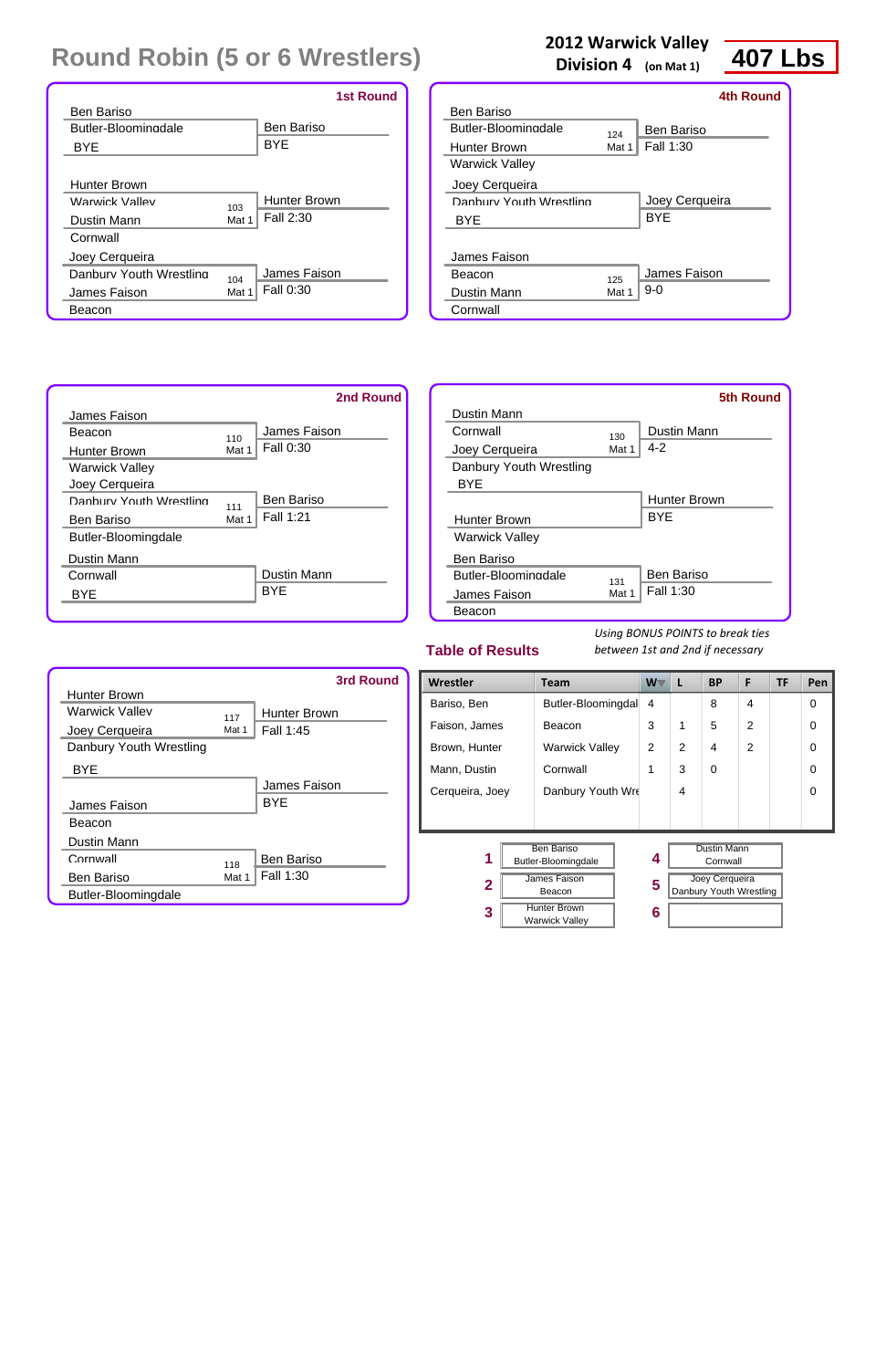# Round Robin (5 or 6 Wrestlers)

**2012 Warwick Valley Division 4** (on Mat 1)

## 407 Lbs

### 1st Round

| Bout | Wrestler 1 | Wrestler 2 | Winner | Result |
|---|---|---|---|---|
| | Ben Bariso (Butler-Bloomingdale) | BYE | Ben Bariso | BYE |
| 103, Mat 1 | Hunter Brown (Warwick Valley) | Dustin Mann (Cornwall) | Hunter Brown | Fall 2:30 |
| 104, Mat 1 | Joey Cerqueira (Danbury Youth Wrestling) | James Faison (Beacon) | James Faison | Fall 0:30 |

### 2nd Round

| Bout | Wrestler 1 | Wrestler 2 | Winner | Result |
|---|---|---|---|---|
| 110, Mat 1 | James Faison (Beacon) | Hunter Brown (Warwick Valley) | James Faison | Fall 0:30 |
| 111, Mat 1 | Joey Cerqueira (Danbury Youth Wrestling) | Ben Bariso (Butler-Bloomingdale) | Ben Bariso | Fall 1:21 |
| | Dustin Mann (Cornwall) | BYE | Dustin Mann | BYE |

### 3rd Round

| Bout | Wrestler 1 | Wrestler 2 | Winner | Result |
|---|---|---|---|---|
| 117, Mat 1 | Hunter Brown (Warwick Valley) | Joey Cerqueira (Danbury Youth Wrestling) | Hunter Brown | Fall 1:45 |
| | BYE | James Faison (Beacon) | James Faison | BYE |
| 118, Mat 1 | Dustin Mann (Cornwall) | Ben Bariso (Butler-Bloomingdale) | Ben Bariso | Fall 1:30 |

### 4th Round

| Bout | Wrestler 1 | Wrestler 2 | Winner | Result |
|---|---|---|---|---|
| 124, Mat 1 | Ben Bariso (Butler-Bloomingdale) | Hunter Brown (Warwick Valley) | Ben Bariso | Fall 1:30 |
| | Joey Cerqueira (Danbury Youth Wrestling) | BYE | Joey Cerqueira | BYE |
| 125, Mat 1 | James Faison (Beacon) | Dustin Mann (Cornwall) | James Faison | 9-0 |

### 5th Round

| Bout | Wrestler 1 | Wrestler 2 | Winner | Result |
|---|---|---|---|---|
| 130, Mat 1 | Dustin Mann (Cornwall) | Joey Cerqueira (Danbury Youth Wrestling) | Dustin Mann | 4-2 |
| | BYE | Hunter Brown (Warwick Valley) | Hunter Brown | BYE |
| 131, Mat 1 | Ben Bariso (Butler-Bloomingdale) | James Faison (Beacon) | Ben Bariso | Fall 1:30 |

### Table of Results

*Using BONUS POINTS to break ties between 1st and 2nd if necessary*

| Wrestler | Team | W | L | BP | F | TF | Pen |
|---|---|---|---|---|---|---|---|
| Bariso, Ben | Butler-Bloomingdal | 4 | | 8 | 4 | | 0 |
| Faison, James | Beacon | 3 | 1 | 5 | 2 | | 0 |
| Brown, Hunter | Warwick Valley | 2 | 2 | 4 | 2 | | 0 |
| Mann, Dustin | Cornwall | 1 | 3 | 0 | | | 0 |
| Cerqueira, Joey | Danbury Youth Wre | | 4 | | | | 0 |

### Placings

| Place | Wrestler | Team |
|---|---|---|
| 1 | Ben Bariso | Butler-Bloomingdale |
| 2 | James Faison | Beacon |
| 3 | Hunter Brown | Warwick Valley |
| 4 | Dustin Mann | Cornwall |
| 5 | Joey Cerqueira | Danbury Youth Wrestling |
| 6 | | |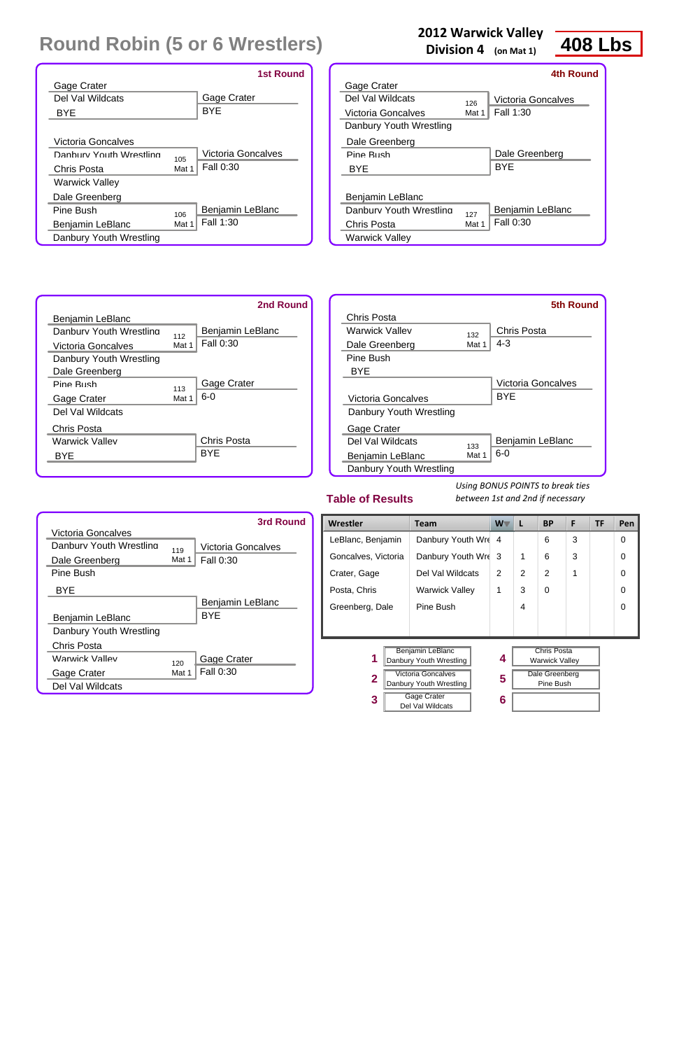# Round Robin (5 or 6 Wrestlers)

**2012 Warwick Valley Division 4** (on Mat 1)

**408 Lbs**

## 1st Round

| Bout | Wrestler 1 | Wrestler 2 | Mat | Winner | Result |
|---|---|---|---|---|---|
| | Gage Crater (Del Val Wildcats) | BYE | | Gage Crater | BYE |
| 105 | Victoria Goncalves (Danbury Youth Wrestling) | Chris Posta (Warwick Valley) | Mat 1 | Victoria Goncalves | Fall 0:30 |
| 106 | Dale Greenberg (Pine Bush) | Benjamin LeBlanc (Danbury Youth Wrestling) | Mat 1 | Benjamin LeBlanc | Fall 1:30 |

## 2nd Round

| Bout | Wrestler 1 | Wrestler 2 | Mat | Winner | Result |
|---|---|---|---|---|---|
| 112 | Benjamin LeBlanc (Danbury Youth Wrestling) | Victoria Goncalves (Danbury Youth Wrestling) | Mat 1 | Benjamin LeBlanc | Fall 0:30 |
| 113 | Dale Greenberg (Pine Bush) | Gage Crater (Del Val Wildcats) | Mat 1 | Gage Crater | 6-0 |
| | Chris Posta (Warwick Valley) | BYE | | Chris Posta | BYE |

## 3rd Round

| Bout | Wrestler 1 | Wrestler 2 | Mat | Winner | Result |
|---|---|---|---|---|---|
| 119 | Victoria Goncalves (Danbury Youth Wrestling) | Dale Greenberg (Pine Bush) | Mat 1 | Victoria Goncalves | Fall 0:30 |
| | BYE | Benjamin LeBlanc (Danbury Youth Wrestling) | | Benjamin LeBlanc | BYE |
| 120 | Chris Posta (Warwick Valley) | Gage Crater (Del Val Wildcats) | Mat 1 | Gage Crater | Fall 0:30 |

## 4th Round

| Bout | Wrestler 1 | Wrestler 2 | Mat | Winner | Result |
|---|---|---|---|---|---|
| 126 | Gage Crater (Del Val Wildcats) | Victoria Goncalves (Danbury Youth Wrestling) | Mat 1 | Victoria Goncalves | Fall 1:30 |
| | Dale Greenberg (Pine Bush) | BYE | | Dale Greenberg | BYE |
| 127 | Benjamin LeBlanc (Danbury Youth Wrestling) | Chris Posta (Warwick Valley) | Mat 1 | Benjamin LeBlanc | Fall 0:30 |

## 5th Round

| Bout | Wrestler 1 | Wrestler 2 | Mat | Winner | Result |
|---|---|---|---|---|---|
| 132 | Chris Posta (Warwick Valley) | Dale Greenberg (Pine Bush) | Mat 1 | Chris Posta | 4-3 |
| | BYE | Victoria Goncalves (Danbury Youth Wrestling) | | Victoria Goncalves | BYE |
| 133 | Gage Crater (Del Val Wildcats) | Benjamin LeBlanc (Danbury Youth Wrestling) | Mat 1 | Benjamin LeBlanc | 6-0 |

## Table of Results

*Using BONUS POINTS to break ties between 1st and 2nd if necessary*

| Wrestler | Team | W | L | BP | F | TF | Pen |
|---|---|---|---|---|---|---|---|
| LeBlanc, Benjamin | Danbury Youth Wre | 4 | | 6 | 3 | | 0 |
| Goncalves, Victoria | Danbury Youth Wre | 3 | 1 | 6 | 3 | | 0 |
| Crater, Gage | Del Val Wildcats | 2 | 2 | 2 | 1 | | 0 |
| Posta, Chris | Warwick Valley | 1 | 3 | 0 | | | 0 |
| Greenberg, Dale | Pine Bush | | 4 | | | | 0 |

| Place | Wrestler | Team |
|---|---|---|
| 1 | Benjamin LeBlanc | Danbury Youth Wrestling |
| 2 | Victoria Goncalves | Danbury Youth Wrestling |
| 3 | Gage Crater | Del Val Wildcats |
| 4 | Chris Posta | Warwick Valley |
| 5 | Dale Greenberg | Pine Bush |
| 6 | | |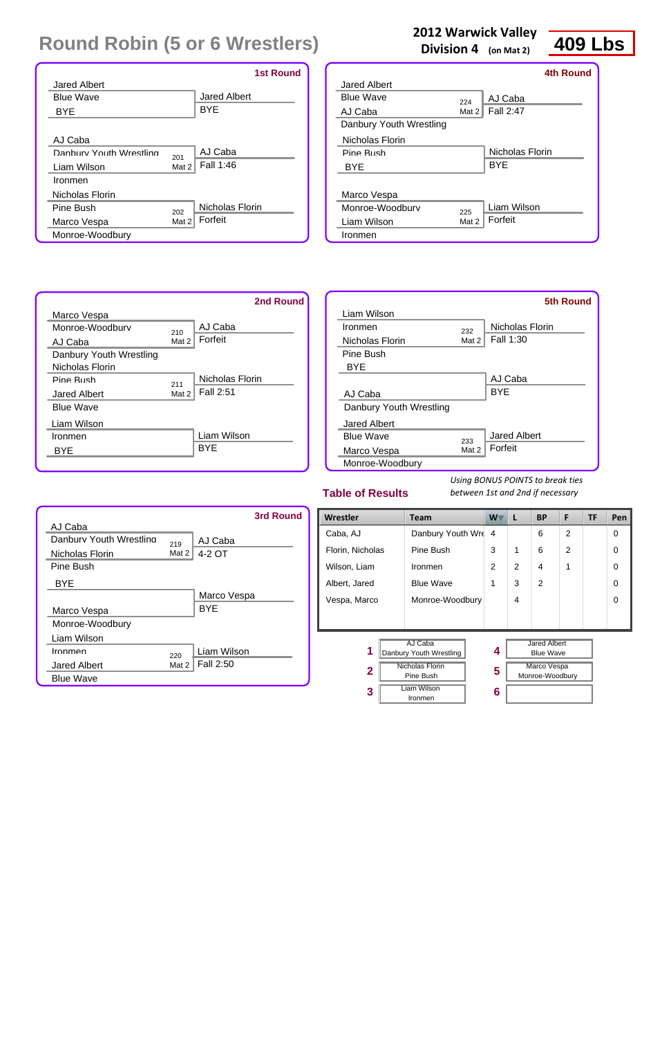# Round Robin (5 or 6 Wrestlers)

**2012 Warwick Valley Division 4** (on Mat 2)

**409 Lbs**

## 1st Round

| Wrestler | Team | Bout | Winner | Result |
|---|---|---|---|---|
| Jared Albert | Blue Wave | | Jared Albert | BYE |
| BYE | | | | |
| AJ Caba | Danbury Youth Wrestling | 201 Mat 2 | AJ Caba | Fall 1:46 |
| Liam Wilson | Ironmen | | | |
| Nicholas Florin | Pine Bush | 202 Mat 2 | Nicholas Florin | Forfeit |
| Marco Vespa | Monroe-Woodbury | | | |

## 2nd Round

| Wrestler | Team | Bout | Winner | Result |
|---|---|---|---|---|
| Marco Vespa | Monroe-Woodbury | 210 Mat 2 | AJ Caba | Forfeit |
| AJ Caba | Danbury Youth Wrestling | | | |
| Nicholas Florin | Pine Bush | 211 Mat 2 | Nicholas Florin | Fall 2:51 |
| Jared Albert | Blue Wave | | | |
| Liam Wilson | Ironmen | | Liam Wilson | BYE |
| BYE | | | | |

## 3rd Round

| Wrestler | Team | Bout | Winner | Result |
|---|---|---|---|---|
| AJ Caba | Danbury Youth Wrestling | 219 Mat 2 | AJ Caba | 4-2 OT |
| Nicholas Florin | Pine Bush | | | |
| BYE | | | Marco Vespa | BYE |
| Marco Vespa | Monroe-Woodbury | | | |
| Liam Wilson | Ironmen | 220 Mat 2 | Liam Wilson | Fall 2:50 |
| Jared Albert | Blue Wave | | | |

## 4th Round

| Wrestler | Team | Bout | Winner | Result |
|---|---|---|---|---|
| Jared Albert | Blue Wave | 224 Mat 2 | AJ Caba | Fall 2:47 |
| AJ Caba | Danbury Youth Wrestling | | | |
| Nicholas Florin | Pine Bush | | Nicholas Florin | BYE |
| BYE | | | | |
| Marco Vespa | Monroe-Woodbury | 225 Mat 2 | Liam Wilson | Forfeit |
| Liam Wilson | Ironmen | | | |

## 5th Round

| Wrestler | Team | Bout | Winner | Result |
|---|---|---|---|---|
| Liam Wilson | Ironmen | 232 Mat 2 | Nicholas Florin | Fall 1:30 |
| Nicholas Florin | Pine Bush | | | |
| BYE | | | AJ Caba | BYE |
| AJ Caba | Danbury Youth Wrestling | | | |
| Jared Albert | Blue Wave | 233 Mat 2 | Jared Albert | Forfeit |
| Marco Vespa | Monroe-Woodbury | | | |

*Using BONUS POINTS to break ties between 1st and 2nd if necessary*

## Table of Results

| Wrestler | Team | W | L | BP | F | TF | Pen |
|---|---|---|---|---|---|---|---|
| Caba, AJ | Danbury Youth Wre | 4 | | 6 | 2 | | 0 |
| Florin, Nicholas | Pine Bush | 3 | 1 | 6 | 2 | | 0 |
| Wilson, Liam | Ironmen | 2 | 2 | 4 | 1 | | 0 |
| Albert, Jared | Blue Wave | 1 | 3 | 2 | | | 0 |
| Vespa, Marco | Monroe-Woodbury | | 4 | | | | 0 |

| Place | Wrestler |
|---|---|
| 1 | AJ Caba, Danbury Youth Wrestling |
| 2 | Nicholas Florin, Pine Bush |
| 3 | Liam Wilson, Ironmen |
| 4 | Jared Albert, Blue Wave |
| 5 | Marco Vespa, Monroe-Woodbury |
| 6 | |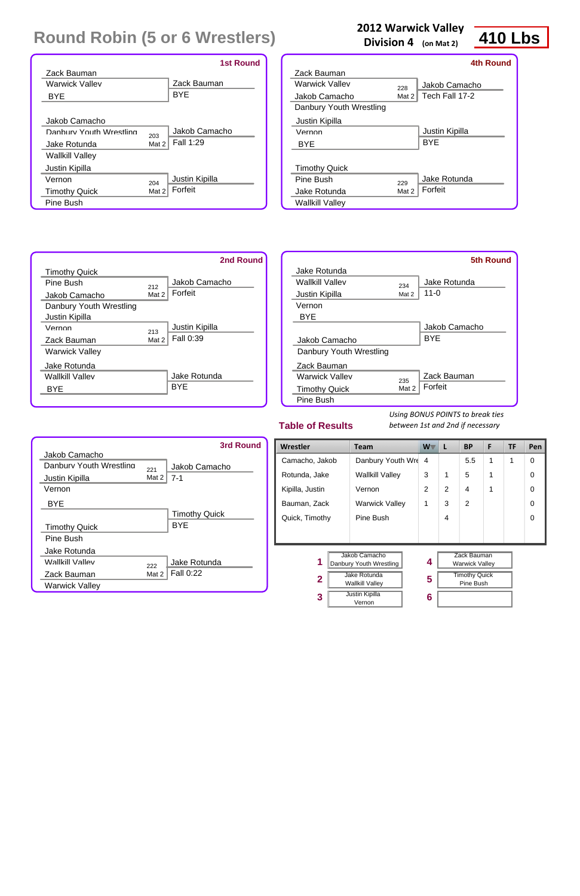# Round Robin (5 or 6 Wrestlers)

**2012 Warwick Valley Division 4** (on Mat 2)

**410 Lbs**

### 1st Round

| Wrestler | Team | Bout | Winner | Result |
|---|---|---|---|---|
| Zack Bauman | Warwick Valley | | Zack Bauman | BYE |
| BYE | | | | |
| Jakob Camacho | Danbury Youth Wrestling | 203 Mat 2 | Jakob Camacho | Fall 1:29 |
| Jake Rotunda | Wallkill Valley | | | |
| Justin Kipilla | Vernon | 204 Mat 2 | Justin Kipilla | Forfeit |
| Timothy Quick | Pine Bush | | | |

### 2nd Round

| Wrestler | Team | Bout | Winner | Result |
|---|---|---|---|---|
| Timothy Quick | Pine Bush | 212 Mat 2 | Jakob Camacho | Forfeit |
| Jakob Camacho | Danbury Youth Wrestling | | | |
| Justin Kipilla | Vernon | 213 Mat 2 | Justin Kipilla | Fall 0:39 |
| Zack Bauman | Warwick Valley | | | |
| Jake Rotunda | Wallkill Valley | | Jake Rotunda | BYE |
| BYE | | | | |

### 3rd Round

| Wrestler | Team | Bout | Winner | Result |
|---|---|---|---|---|
| Jakob Camacho | Danbury Youth Wrestling | 221 Mat 2 | Jakob Camacho | 7-1 |
| Justin Kipilla | Vernon | | | |
| BYE | | | Timothy Quick | BYE |
| Timothy Quick | Pine Bush | | | |
| Jake Rotunda | Wallkill Valley | 222 Mat 2 | Jake Rotunda | Fall 0:22 |
| Zack Bauman | Warwick Valley | | | |

### 4th Round

| Wrestler | Team | Bout | Winner | Result |
|---|---|---|---|---|
| Zack Bauman | Warwick Valley | 228 Mat 2 | Jakob Camacho | Tech Fall 17-2 |
| Jakob Camacho | Danbury Youth Wrestling | | | |
| Justin Kipilla | Vernon | | Justin Kipilla | BYE |
| BYE | | | | |
| Timothy Quick | Pine Bush | 229 Mat 2 | Jake Rotunda | Forfeit |
| Jake Rotunda | Wallkill Valley | | | |

### 5th Round

| Wrestler | Team | Bout | Winner | Result |
|---|---|---|---|---|
| Jake Rotunda | Wallkill Valley | 234 Mat 2 | Jake Rotunda | 11-0 |
| Justin Kipilla | Vernon | | | |
| BYE | | | Jakob Camacho | BYE |
| Jakob Camacho | Danbury Youth Wrestling | | | |
| Zack Bauman | Warwick Valley | 235 Mat 2 | Zack Bauman | Forfeit |
| Timothy Quick | Pine Bush | | | |

## Table of Results

*Using BONUS POINTS to break ties between 1st and 2nd if necessary*

| Wrestler | Team | W | L | BP | F | TF | Pen |
|---|---|---|---|---|---|---|---|
| Camacho, Jakob | Danbury Youth Wre | 4 | | 5.5 | 1 | 1 | 0 |
| Rotunda, Jake | Wallkill Valley | 3 | 1 | 5 | 1 | | 0 |
| Kipilla, Justin | Vernon | 2 | 2 | 4 | 1 | | 0 |
| Bauman, Zack | Warwick Valley | 1 | 3 | 2 | | | 0 |
| Quick, Timothy | Pine Bush | | 4 | | | | 0 |

| Place | Wrestler | Team |
|---|---|---|
| 1 | Jakob Camacho | Danbury Youth Wrestling |
| 2 | Jake Rotunda | Wallkill Valley |
| 3 | Justin Kipilla | Vernon |
| 4 | Zack Bauman | Warwick Valley |
| 5 | Timothy Quick | Pine Bush |
| 6 | | |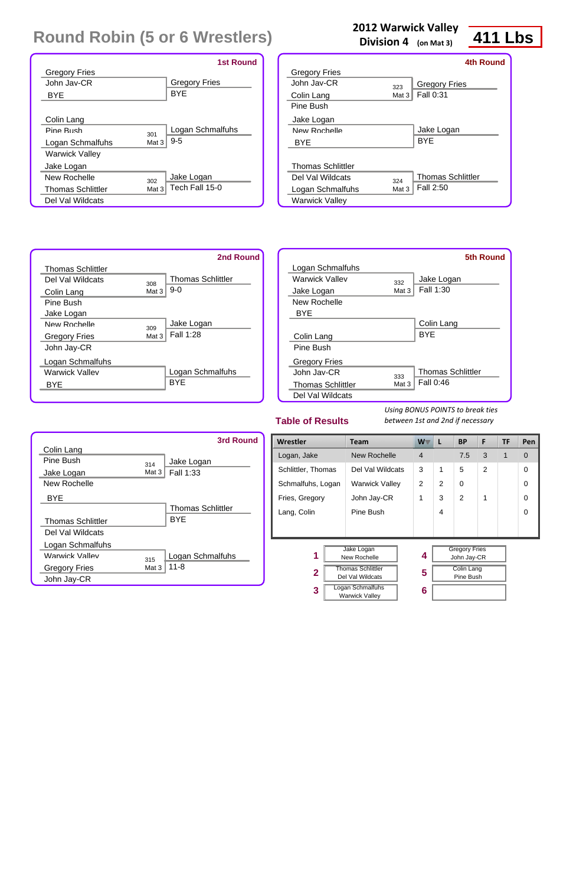# Round Robin (5 or 6 Wrestlers)

**2012 Warwick Valley Division 4** (on Mat 3) **411 Lbs**

## 1st Round

| Wrestler 1 | Wrestler 2 | Bout | Winner | Result |
|---|---|---|---|---|
| Gregory Fries (John Jay-CR) | BYE | | Gregory Fries | BYE |
| Colin Lang (Pine Bush) | Logan Schmalfuhs (Warwick Valley) | 301 Mat 3 | Logan Schmalfuhs | 9-5 |
| Jake Logan (New Rochelle) | Thomas Schlittler (Del Val Wildcats) | 302 Mat 3 | Jake Logan | Tech Fall 15-0 |

## 2nd Round

| Wrestler 1 | Wrestler 2 | Bout | Winner | Result |
|---|---|---|---|---|
| Thomas Schlittler (Del Val Wildcats) | Colin Lang (Pine Bush) | 308 Mat 3 | Thomas Schlittler | 9-0 |
| Jake Logan (New Rochelle) | Gregory Fries (John Jay-CR) | 309 Mat 3 | Jake Logan | Fall 1:28 |
| Logan Schmalfuhs (Warwick Valley) | BYE | | Logan Schmalfuhs | BYE |

## 3rd Round

| Wrestler 1 | Wrestler 2 | Bout | Winner | Result |
|---|---|---|---|---|
| Colin Lang (Pine Bush) | Jake Logan (New Rochelle) | 314 Mat 3 | Jake Logan | Fall 1:33 |
| BYE | Thomas Schlittler (Del Val Wildcats) | | Thomas Schlittler | BYE |
| Logan Schmalfuhs (Warwick Valley) | Gregory Fries (John Jay-CR) | 315 Mat 3 | Logan Schmalfuhs | 11-8 |

## 4th Round

| Wrestler 1 | Wrestler 2 | Bout | Winner | Result |
|---|---|---|---|---|
| Gregory Fries (John Jay-CR) | Colin Lang (Pine Bush) | 323 Mat 3 | Gregory Fries | Fall 0:31 |
| Jake Logan (New Rochelle) | BYE | | Jake Logan | BYE |
| Thomas Schlittler (Del Val Wildcats) | Logan Schmalfuhs (Warwick Valley) | 324 Mat 3 | Thomas Schlittler | Fall 2:50 |

## 5th Round

| Wrestler 1 | Wrestler 2 | Bout | Winner | Result |
|---|---|---|---|---|
| Logan Schmalfuhs (Warwick Valley) | Jake Logan (New Rochelle) | 332 Mat 3 | Jake Logan | Fall 1:30 |
| BYE | Colin Lang (Pine Bush) | | Colin Lang | BYE |
| Gregory Fries (John Jay-CR) | Thomas Schlittler (Del Val Wildcats) | 333 Mat 3 | Thomas Schlittler | Fall 0:46 |

## Table of Results

*Using BONUS POINTS to break ties between 1st and 2nd if necessary*

| Wrestler | Team | W | L | BP | F | TF | Pen |
|---|---|---|---|---|---|---|---|
| Logan, Jake | New Rochelle | 4 | | 7.5 | 3 | 1 | 0 |
| Schlittler, Thomas | Del Val Wildcats | 3 | 1 | 5 | 2 | | 0 |
| Schmalfuhs, Logan | Warwick Valley | 2 | 2 | 0 | | | 0 |
| Fries, Gregory | John Jay-CR | 1 | 3 | 2 | 1 | | 0 |
| Lang, Colin | Pine Bush | | 4 | | | | 0 |

| Place | Wrestler |
|---|---|
| 1 | Jake Logan, New Rochelle |
| 2 | Thomas Schlittler, Del Val Wildcats |
| 3 | Logan Schmalfuhs, Warwick Valley |
| 4 | Gregory Fries, John Jay-CR |
| 5 | Colin Lang, Pine Bush |
| 6 | |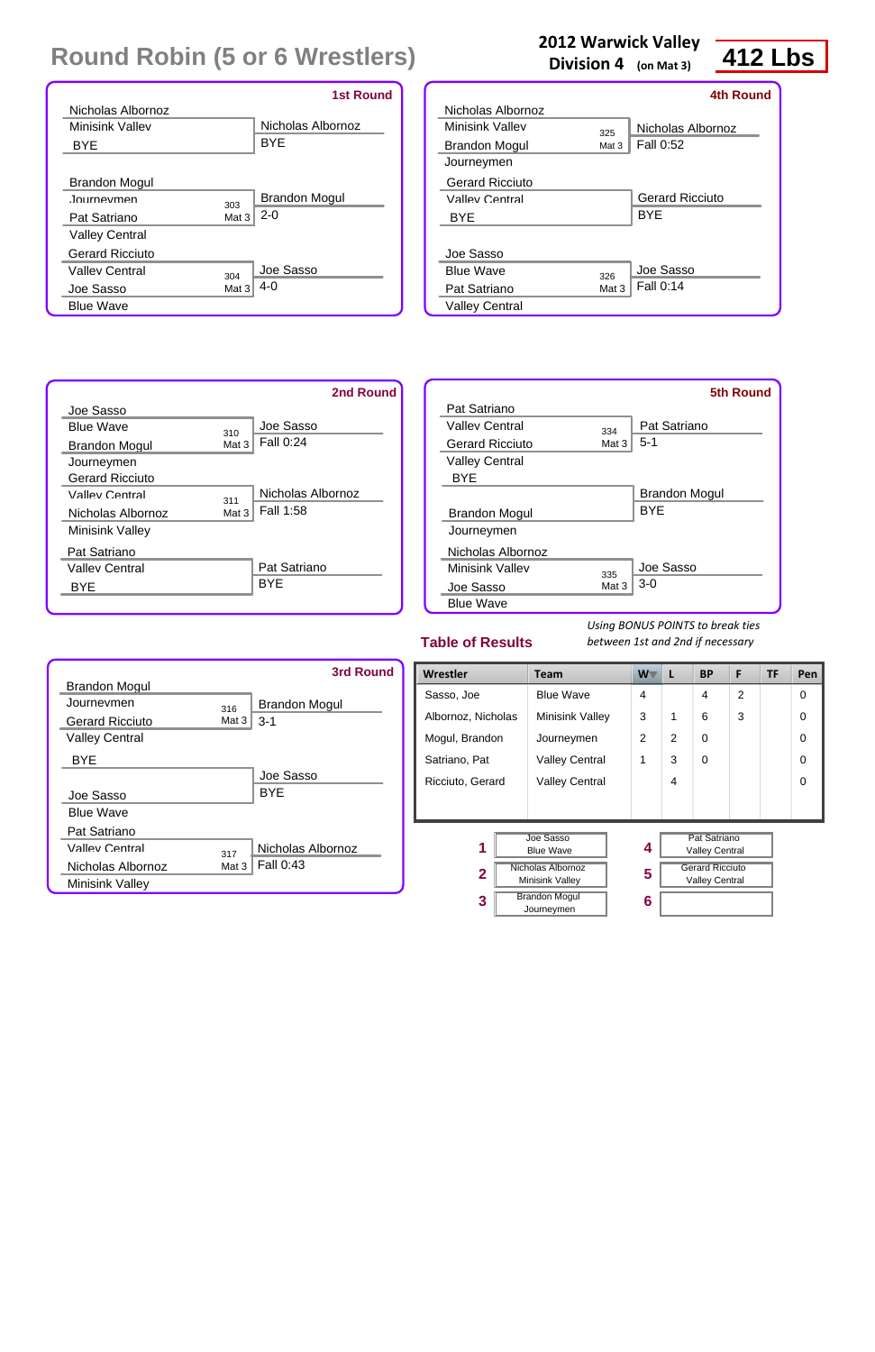# Round Robin (5 or 6 Wrestlers)

**2012 Warwick Valley**
**Division 4** (on Mat 3)

**412 Lbs**

## 1st Round

| Wrestler 1 | Wrestler 2 | Bout | Winner | Result |
|---|---|---|---|---|
| Nicholas Albornoz (Minisink Valley) | BYE | | Nicholas Albornoz | BYE |
| Brandon Mogul (Journeymen) | Pat Satriano (Valley Central) | 303 Mat 3 | Brandon Mogul | 2-0 |
| Gerard Ricciuto (Valley Central) | Joe Sasso (Blue Wave) | 304 Mat 3 | Joe Sasso | 4-0 |

## 2nd Round

| Wrestler 1 | Wrestler 2 | Bout | Winner | Result |
|---|---|---|---|---|
| Joe Sasso (Blue Wave) | Brandon Mogul (Journeymen) | 310 Mat 3 | Joe Sasso | Fall 0:24 |
| Gerard Ricciuto (Valley Central) | Nicholas Albornoz (Minisink Valley) | 311 Mat 3 | Nicholas Albornoz | Fall 1:58 |
| Pat Satriano (Valley Central) | BYE | | Pat Satriano | BYE |

## 3rd Round

| Wrestler 1 | Wrestler 2 | Bout | Winner | Result |
|---|---|---|---|---|
| Brandon Mogul (Journeymen) | Gerard Ricciuto (Valley Central) | 316 Mat 3 | Brandon Mogul | 3-1 |
| BYE | Joe Sasso (Blue Wave) | | Joe Sasso | BYE |
| Pat Satriano (Valley Central) | Nicholas Albornoz (Minisink Valley) | 317 Mat 3 | Nicholas Albornoz | Fall 0:43 |

## 4th Round

| Wrestler 1 | Wrestler 2 | Bout | Winner | Result |
|---|---|---|---|---|
| Nicholas Albornoz (Minisink Valley) | Brandon Mogul (Journeymen) | 325 Mat 3 | Nicholas Albornoz | Fall 0:52 |
| Gerard Ricciuto (Valley Central) | BYE | | Gerard Ricciuto | BYE |
| Joe Sasso (Blue Wave) | Pat Satriano (Valley Central) | 326 Mat 3 | Joe Sasso | Fall 0:14 |

## 5th Round

| Wrestler 1 | Wrestler 2 | Bout | Winner | Result |
|---|---|---|---|---|
| Pat Satriano (Valley Central) | Gerard Ricciuto (Valley Central) | 334 Mat 3 | Pat Satriano | 5-1 |
| BYE | Brandon Mogul (Journeymen) | | Brandon Mogul | BYE |
| Nicholas Albornoz (Minisink Valley) | Joe Sasso (Blue Wave) | 335 Mat 3 | Joe Sasso | 3-0 |

## Table of Results

*Using BONUS POINTS to break ties between 1st and 2nd if necessary*

| Wrestler | Team | W | L | BP | F | TF | Pen |
|---|---|---|---|---|---|---|---|
| Sasso, Joe | Blue Wave | 4 | | 4 | 2 | | 0 |
| Albornoz, Nicholas | Minisink Valley | 3 | 1 | 6 | 3 | | 0 |
| Mogul, Brandon | Journeymen | 2 | 2 | 0 | | | 0 |
| Satriano, Pat | Valley Central | 1 | 3 | 0 | | | 0 |
| Ricciuto, Gerard | Valley Central | | 4 | | | | 0 |

| Place | Wrestler | Place | Wrestler |
|---|---|---|---|
| 1 | Joe Sasso, Blue Wave | 4 | Pat Satriano, Valley Central |
| 2 | Nicholas Albornoz, Minisink Valley | 5 | Gerard Ricciuto, Valley Central |
| 3 | Brandon Mogul, Journeymen | 6 | |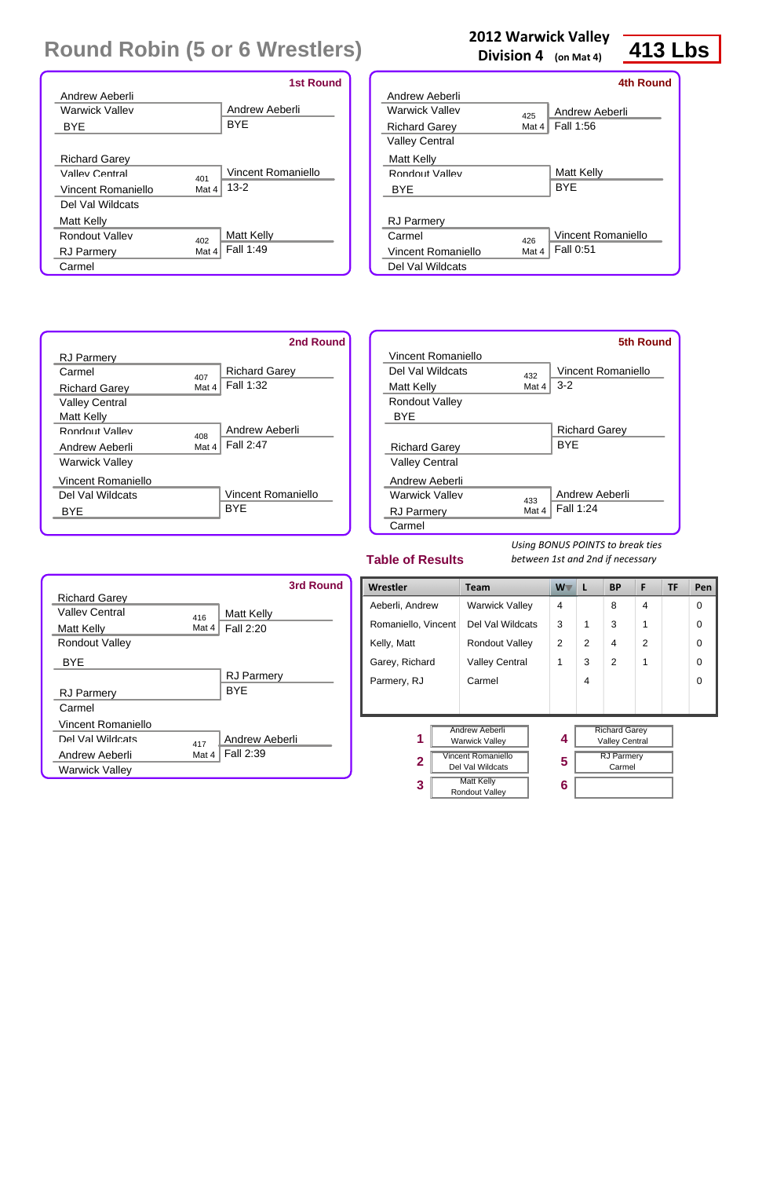# Round Robin (5 or 6 Wrestlers)

**2012 Warwick Valley**
**Division 4** (on Mat 4)

**413 Lbs**

## 1st Round

| Wrestler | Team | Bout | Winner | Result |
|---|---|---|---|---|
| Andrew Aeberli | Warwick Valley | | Andrew Aeberli | BYE |
| BYE | | | | |
| Richard Garey | Valley Central | 401 Mat 4 | Vincent Romaniello | 13-2 |
| Vincent Romaniello | Del Val Wildcats | | | |
| Matt Kelly | Rondout Valley | 402 Mat 4 | Matt Kelly | Fall 1:49 |
| RJ Parmery | Carmel | | | |

## 2nd Round

| Wrestler | Team | Bout | Winner | Result |
|---|---|---|---|---|
| RJ Parmery | Carmel | 407 Mat 4 | Richard Garey | Fall 1:32 |
| Richard Garey | Valley Central | | | |
| Matt Kelly | Rondout Valley | 408 Mat 4 | Andrew Aeberli | Fall 2:47 |
| Andrew Aeberli | Warwick Valley | | | |
| Vincent Romaniello | Del Val Wildcats | | Vincent Romaniello | BYE |
| BYE | | | | |

## 3rd Round

| Wrestler | Team | Bout | Winner | Result |
|---|---|---|---|---|
| Richard Garey | Valley Central | 416 Mat 4 | Matt Kelly | Fall 2:20 |
| Matt Kelly | Rondout Valley | | | |
| BYE | | | RJ Parmery | BYE |
| RJ Parmery | Carmel | | | |
| Vincent Romaniello | Del Val Wildcats | 417 Mat 4 | Andrew Aeberli | Fall 2:39 |
| Andrew Aeberli | Warwick Valley | | | |

## 4th Round

| Wrestler | Team | Bout | Winner | Result |
|---|---|---|---|---|
| Andrew Aeberli | Warwick Valley | 425 Mat 4 | Andrew Aeberli | Fall 1:56 |
| Richard Garey | Valley Central | | | |
| Matt Kelly | Rondout Valley | | Matt Kelly | BYE |
| BYE | | | | |
| RJ Parmery | Carmel | 426 Mat 4 | Vincent Romaniello | Fall 0:51 |
| Vincent Romaniello | Del Val Wildcats | | | |

## 5th Round

| Wrestler | Team | Bout | Winner | Result |
|---|---|---|---|---|
| Vincent Romaniello | Del Val Wildcats | 432 Mat 4 | Vincent Romaniello | 3-2 |
| Matt Kelly | Rondout Valley | | | |
| BYE | | | Richard Garey | BYE |
| Richard Garey | Valley Central | | | |
| Andrew Aeberli | Warwick Valley | 433 Mat 4 | Andrew Aeberli | Fall 1:24 |
| RJ Parmery | Carmel | | | |

## Table of Results

*Using BONUS POINTS to break ties between 1st and 2nd if necessary*

| Wrestler | Team | W | L | BP | F | TF | Pen |
|---|---|---|---|---|---|---|---|
| Aeberli, Andrew | Warwick Valley | 4 | | 8 | 4 | | 0 |
| Romaniello, Vincent | Del Val Wildcats | 3 | 1 | 3 | 1 | | 0 |
| Kelly, Matt | Rondout Valley | 2 | 2 | 4 | 2 | | 0 |
| Garey, Richard | Valley Central | 1 | 3 | 2 | 1 | | 0 |
| Parmery, RJ | Carmel | | 4 | | | | 0 |

| Place | Wrestler | Place | Wrestler |
|---|---|---|---|
| 1 | Andrew Aeberli, Warwick Valley | 4 | Richard Garey, Valley Central |
| 2 | Vincent Romaniello, Del Val Wildcats | 5 | RJ Parmery, Carmel |
| 3 | Matt Kelly, Rondout Valley | 6 | |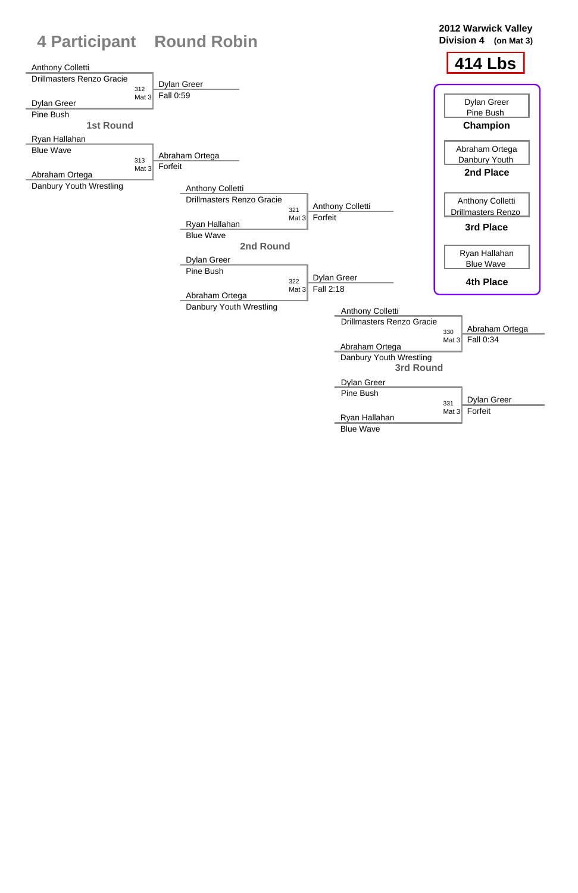# 4 Participant Round Robin

**2012 Warwick Valley**
**Division 4 (on Mat 3)**

## 414 Lbs

### 1st Round

| Match | Mat | Wrestler 1 | Wrestler 2 | Winner | Result |
|---|---|---|---|---|---|
| 312 | Mat 3 | Anthony Colletti (Drillmasters Renzo Gracie) | Dylan Greer (Pine Bush) | Dylan Greer | Fall 0:59 |
| 313 | Mat 3 | Ryan Hallahan (Blue Wave) | Abraham Ortega (Danbury Youth Wrestling) | Abraham Ortega | Forfeit |

### 2nd Round

| Match | Mat | Wrestler 1 | Wrestler 2 | Winner | Result |
|---|---|---|---|---|---|
| 321 | Mat 3 | Anthony Colletti (Drillmasters Renzo Gracie) | Ryan Hallahan (Blue Wave) | Anthony Colletti | Forfeit |
| 322 | Mat 3 | Dylan Greer (Pine Bush) | Abraham Ortega (Danbury Youth Wrestling) | Dylan Greer | Fall 2:18 |

### 3rd Round

| Match | Mat | Wrestler 1 | Wrestler 2 | Winner | Result |
|---|---|---|---|---|---|
| 330 | Mat 3 | Anthony Colletti (Drillmasters Renzo Gracie) | Abraham Ortega (Danbury Youth Wrestling) | Abraham Ortega | Fall 0:34 |
| 331 | Mat 3 | Dylan Greer (Pine Bush) | Ryan Hallahan (Blue Wave) | Dylan Greer | Forfeit |

### Placings

- **Champion:** Dylan Greer, Pine Bush
- **2nd Place:** Abraham Ortega, Danbury Youth
- **3rd Place:** Anthony Colletti, Drillmasters Renzo
- **4th Place:** Ryan Hallahan, Blue Wave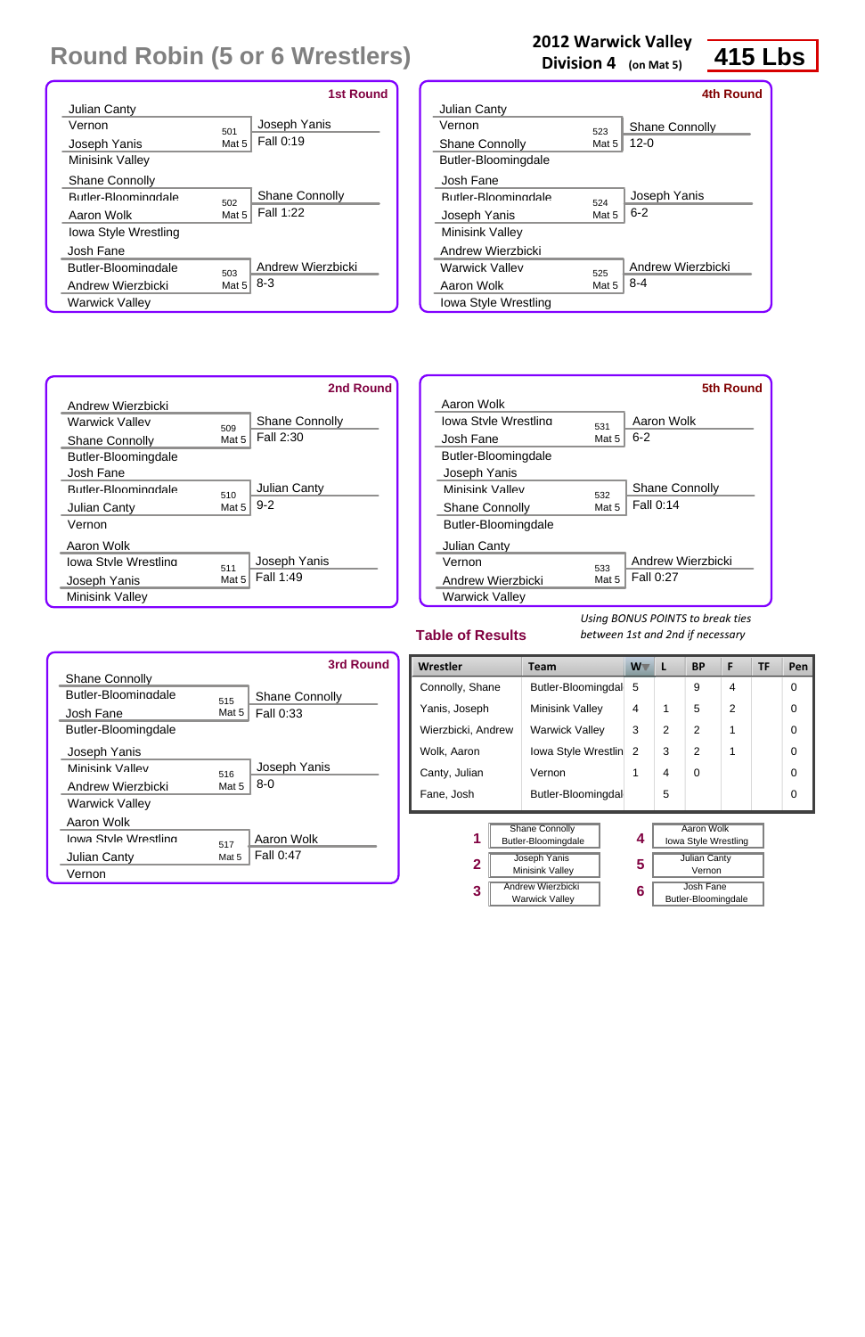# Round Robin (5 or 6 Wrestlers)

**2012 Warwick Valley Division 4** (on Mat 5)

**415 Lbs**

## 1st Round

| Wrestler | Team | Bout | Winner | Result |
|---|---|---|---|---|
| Julian Canty | Vernon | 501 Mat 5 | Joseph Yanis | Fall 0:19 |
| Joseph Yanis | Minisink Valley | | | |
| Shane Connolly | Butler-Bloomingdale | 502 Mat 5 | Shane Connolly | Fall 1:22 |
| Aaron Wolk | Iowa Style Wrestling | | | |
| Josh Fane | Butler-Bloomingdale | 503 Mat 5 | Andrew Wierzbicki | 8-3 |
| Andrew Wierzbicki | Warwick Valley | | | |

## 2nd Round

| Wrestler | Team | Bout | Winner | Result |
|---|---|---|---|---|
| Andrew Wierzbicki | Warwick Valley | 509 Mat 5 | Shane Connolly | Fall 2:30 |
| Shane Connolly | Butler-Bloomingdale | | | |
| Josh Fane | Butler-Bloomingdale | 510 Mat 5 | Julian Canty | 9-2 |
| Julian Canty | Vernon | | | |
| Aaron Wolk | Iowa Style Wrestling | 511 Mat 5 | Joseph Yanis | Fall 1:49 |
| Joseph Yanis | Minisink Valley | | | |

## 3rd Round

| Wrestler | Team | Bout | Winner | Result |
|---|---|---|---|---|
| Shane Connolly | Butler-Bloomingdale | 515 Mat 5 | Shane Connolly | Fall 0:33 |
| Josh Fane | Butler-Bloomingdale | | | |
| Joseph Yanis | Minisink Valley | 516 Mat 5 | Joseph Yanis | 8-0 |
| Andrew Wierzbicki | Warwick Valley | | | |
| Aaron Wolk | Iowa Style Wrestling | 517 Mat 5 | Aaron Wolk | Fall 0:47 |
| Julian Canty | Vernon | | | |

## 4th Round

| Wrestler | Team | Bout | Winner | Result |
|---|---|---|---|---|
| Julian Canty | Vernon | 523 Mat 5 | Shane Connolly | 12-0 |
| Shane Connolly | Butler-Bloomingdale | | | |
| Josh Fane | Butler-Bloomingdale | 524 Mat 5 | Joseph Yanis | 6-2 |
| Joseph Yanis | Minisink Valley | | | |
| Andrew Wierzbicki | Warwick Valley | 525 Mat 5 | Andrew Wierzbicki | 8-4 |
| Aaron Wolk | Iowa Style Wrestling | | | |

## 5th Round

| Wrestler | Team | Bout | Winner | Result |
|---|---|---|---|---|
| Aaron Wolk | Iowa Style Wrestling | 531 Mat 5 | Aaron Wolk | 6-2 |
| Josh Fane | Butler-Bloomingdale | | | |
| Joseph Yanis | Minisink Valley | 532 Mat 5 | Shane Connolly | Fall 0:14 |
| Shane Connolly | Butler-Bloomingdale | | | |
| Julian Canty | Vernon | 533 Mat 5 | Andrew Wierzbicki | Fall 0:27 |
| Andrew Wierzbicki | Warwick Valley | | | |

## Table of Results

*Using BONUS POINTS to break ties between 1st and 2nd if necessary*

| Wrestler | Team | W | L | BP | F | TF | Pen |
|---|---|---|---|---|---|---|---|
| Connolly, Shane | Butler-Bloomingdal | 5 | | 9 | 4 | | 0 |
| Yanis, Joseph | Minisink Valley | 4 | 1 | 5 | 2 | | 0 |
| Wierzbicki, Andrew | Warwick Valley | 3 | 2 | 2 | 1 | | 0 |
| Wolk, Aaron | Iowa Style Wrestlin | 2 | 3 | 2 | 1 | | 0 |
| Canty, Julian | Vernon | 1 | 4 | 0 | | | 0 |
| Fane, Josh | Butler-Bloomingdal | | 5 | | | | 0 |

| Place | Wrestler | Team |
|---|---|---|
| 1 | Shane Connolly | Butler-Bloomingdale |
| 2 | Joseph Yanis | Minisink Valley |
| 3 | Andrew Wierzbicki | Warwick Valley |
| 4 | Aaron Wolk | Iowa Style Wrestling |
| 5 | Julian Canty | Vernon |
| 6 | Josh Fane | Butler-Bloomingdale |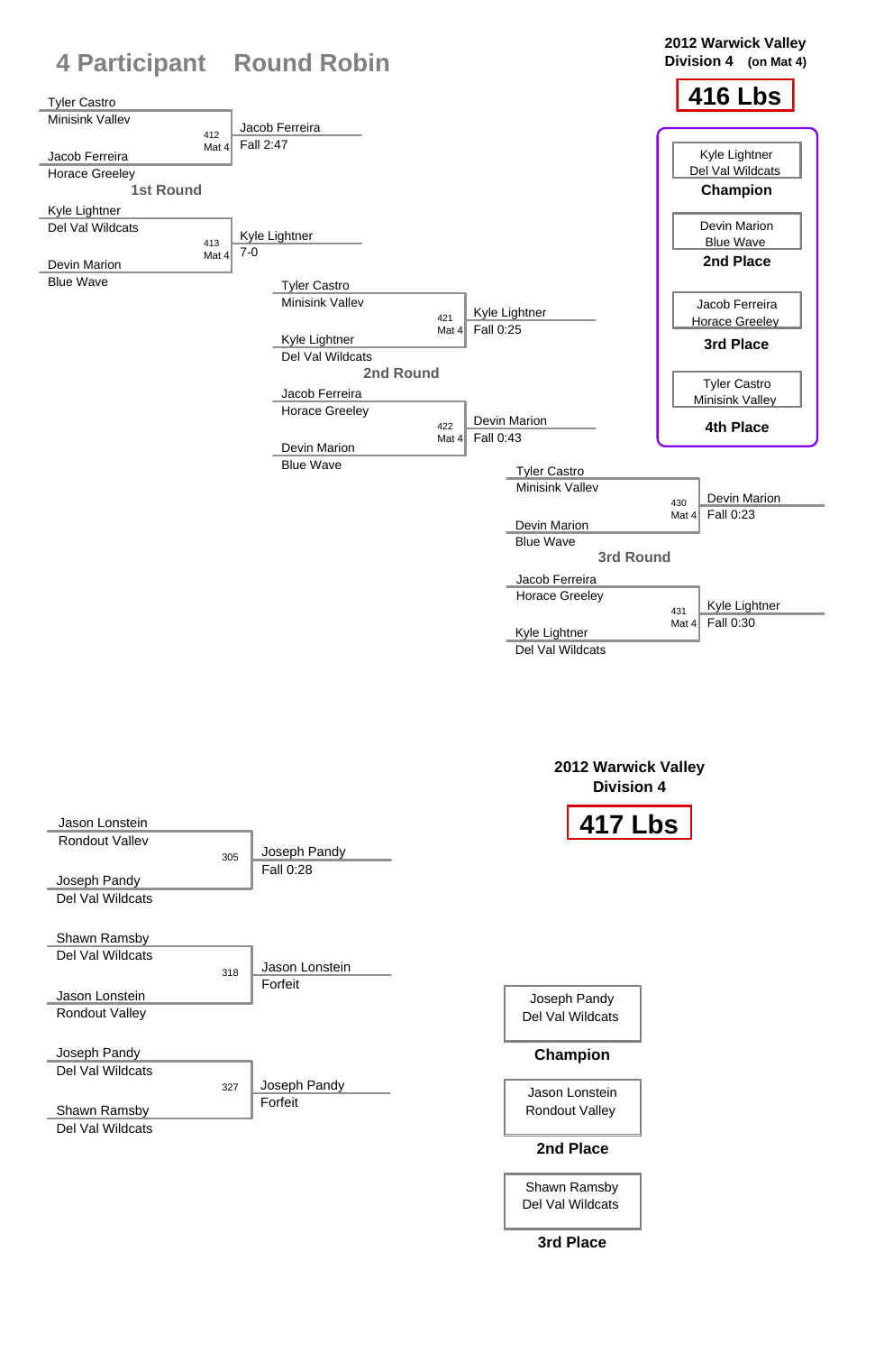# 4 Participant Round Robin

**2012 Warwick Valley**
**Division 4 (on Mat 4)**

## 416 Lbs

### 1st Round

| Wrestler 1 | Wrestler 2 | Bout | Winner | Result |
|---|---|---|---|---|
| Tyler Castro, Minisink Valley | Jacob Ferreira, Horace Greeley | 412 Mat 4 | Jacob Ferreira | Fall 2:47 |
| Kyle Lightner, Del Val Wildcats | Devin Marion, Blue Wave | 413 Mat 4 | Kyle Lightner | 7-0 |

### 2nd Round

| Wrestler 1 | Wrestler 2 | Bout | Winner | Result |
|---|---|---|---|---|
| Tyler Castro, Minisink Valley | Kyle Lightner, Del Val Wildcats | 421 Mat 4 | Kyle Lightner | Fall 0:25 |
| Jacob Ferreira, Horace Greeley | Devin Marion, Blue Wave | 422 Mat 4 | Devin Marion | Fall 0:43 |

### 3rd Round

| Wrestler 1 | Wrestler 2 | Bout | Winner | Result |
|---|---|---|---|---|
| Tyler Castro, Minisink Valley | Devin Marion, Blue Wave | 430 Mat 4 | Devin Marion | Fall 0:23 |
| Jacob Ferreira, Horace Greeley | Kyle Lightner, Del Val Wildcats | 431 Mat 4 | Kyle Lightner | Fall 0:30 |

### Placings

- **Champion**: Kyle Lightner, Del Val Wildcats
- **2nd Place**: Devin Marion, Blue Wave
- **3rd Place**: Jacob Ferreira, Horace Greeley
- **4th Place**: Tyler Castro, Minisink Valley

**2012 Warwick Valley**
**Division 4**

## 417 Lbs

| Wrestler 1 | Wrestler 2 | Bout | Winner | Result |
|---|---|---|---|---|
| Jason Lonstein, Rondout Valley | Joseph Pandy, Del Val Wildcats | 305 | Joseph Pandy | Fall 0:28 |
| Shawn Ramsby, Del Val Wildcats | Jason Lonstein, Rondout Valley | 318 | Jason Lonstein | Forfeit |
| Joseph Pandy, Del Val Wildcats | Shawn Ramsby, Del Val Wildcats | 327 | Joseph Pandy | Forfeit |

### Placings

- **Champion**: Joseph Pandy, Del Val Wildcats
- **2nd Place**: Jason Lonstein, Rondout Valley
- **3rd Place**: Shawn Ramsby, Del Val Wildcats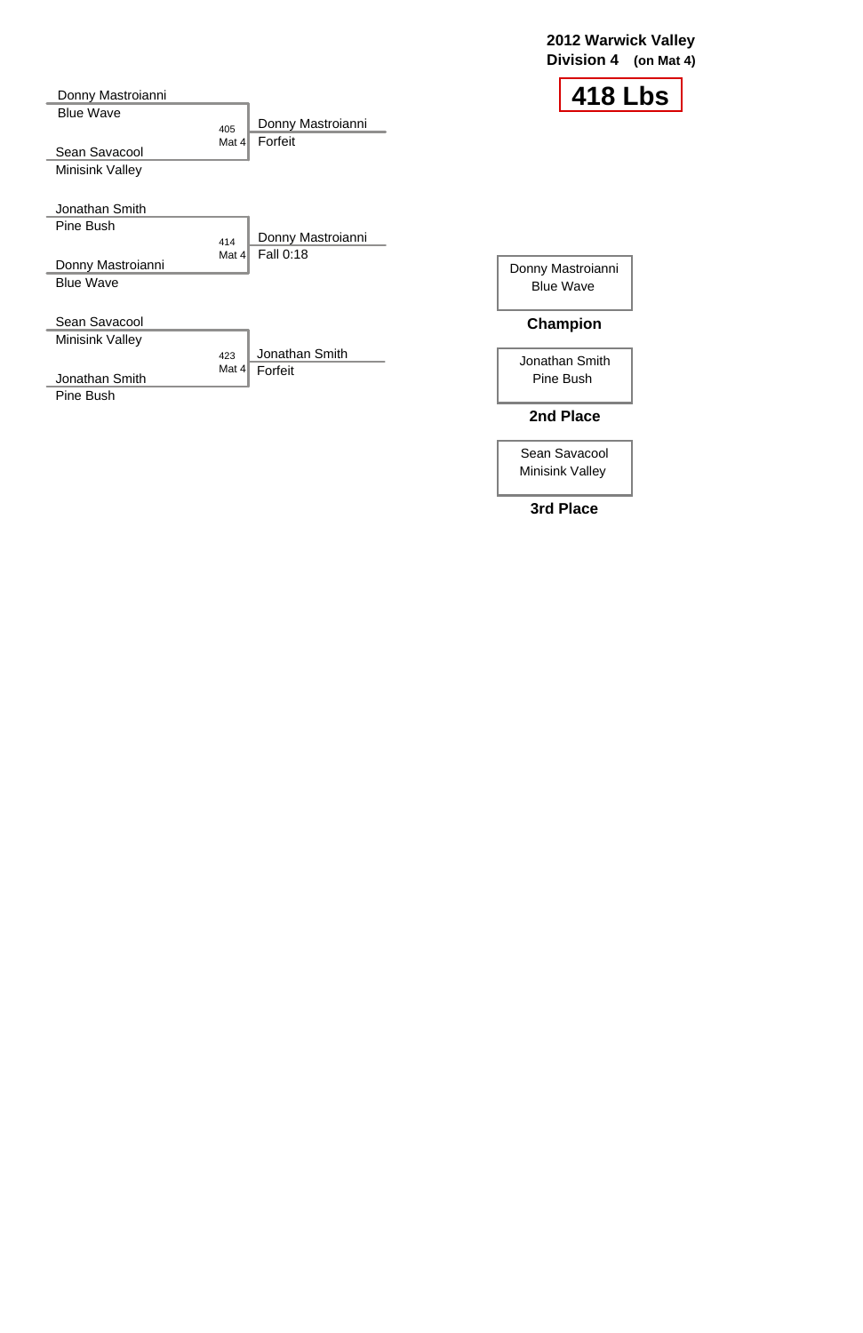**2012 Warwick Valley**
**Division 4** **(on Mat 4)**

# 418 Lbs

| Wrestler 1 | Wrestler 2 | Bout | Mat | Winner | Result |
|---|---|---|---|---|---|
| Donny Mastroianni (Blue Wave) | Sean Savacool (Minisink Valley) | 405 | Mat 4 | Donny Mastroianni | Forfeit |
| Jonathan Smith (Pine Bush) | Donny Mastroianni (Blue Wave) | 414 | Mat 4 | Donny Mastroianni | Fall 0:18 |
| Sean Savacool (Minisink Valley) | Jonathan Smith (Pine Bush) | 423 | Mat 4 | Jonathan Smith | Forfeit |

Donny Mastroianni
Blue Wave

**Champion**

Jonathan Smith
Pine Bush

**2nd Place**

Sean Savacool
Minisink Valley

**3rd Place**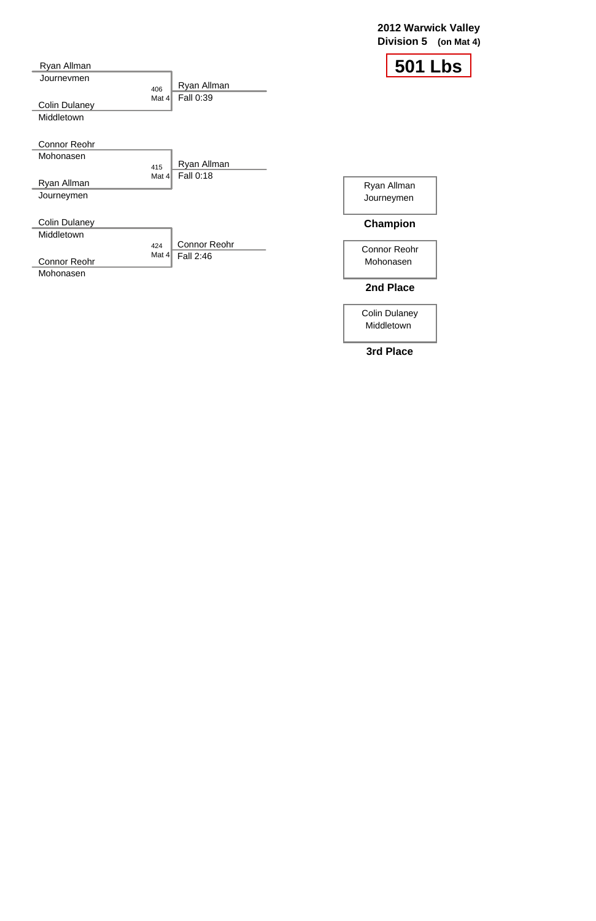**2012 Warwick Valley**
**Division 5** (on Mat 4)

# 501 Lbs

| Wrestler 1 | Wrestler 2 | Bout | Winner | Result |
|---|---|---|---|---|
| Ryan Allman (Journevmen) | Colin Dulaney (Middletown) | 406, Mat 4 | Ryan Allman | Fall 0:39 |
| Connor Reohr (Mohonasen) | Ryan Allman (Journeymen) | 415, Mat 4 | Ryan Allman | Fall 0:18 |
| Colin Dulaney (Middletown) | Connor Reohr (Mohonasen) | 424, Mat 4 | Connor Reohr | Fall 2:46 |

| Placement | Wrestler | Team |
|---|---|---|
| **Champion** | Ryan Allman | Journeymen |
| **2nd Place** | Connor Reohr | Mohonasen |
| **3rd Place** | Colin Dulaney | Middletown |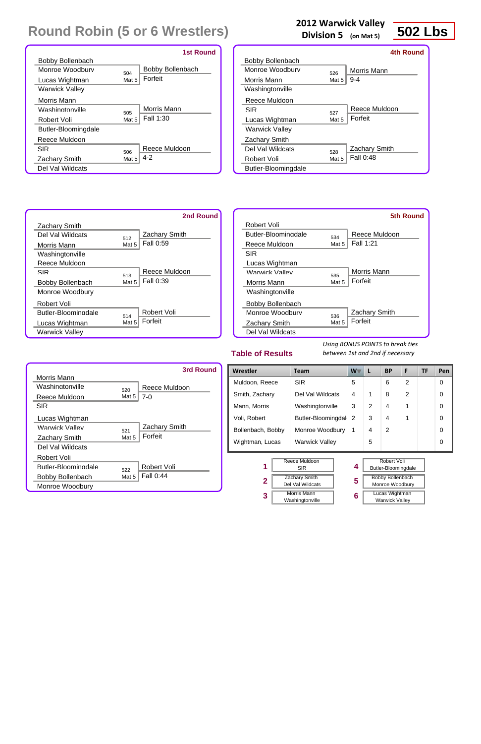# Round Robin (5 or 6 Wrestlers)

**2012 Warwick Valley Division 5** (on Mat 5)

**502 Lbs**

## 1st Round

| Wrestler | Team | Bout | Winner | Result |
|---|---|---|---|---|
| Bobby Bollenbach | Monroe Woodbury | 504 Mat 5 | Bobby Bollenbach | Forfeit |
| Lucas Wightman | Warwick Valley | | | |
| Morris Mann | Washingtonville | 505 Mat 5 | Morris Mann | Fall 1:30 |
| Robert Voli | Butler-Bloomingdale | | | |
| Reece Muldoon | SIR | 506 Mat 5 | Reece Muldoon | 4-2 |
| Zachary Smith | Del Val Wildcats | | | |

## 2nd Round

| Wrestler | Team | Bout | Winner | Result |
|---|---|---|---|---|
| Zachary Smith | Del Val Wildcats | 512 Mat 5 | Zachary Smith | Fall 0:59 |
| Morris Mann | Washingtonville | | | |
| Reece Muldoon | SIR | 513 Mat 5 | Reece Muldoon | Fall 0:39 |
| Bobby Bollenbach | Monroe Woodbury | | | |
| Robert Voli | Butler-Bloomingdale | 514 Mat 5 | Robert Voli | Forfeit |
| Lucas Wightman | Warwick Valley | | | |

## 3rd Round

| Wrestler | Team | Bout | Winner | Result |
|---|---|---|---|---|
| Morris Mann | Washingtonville | 520 Mat 5 | Reece Muldoon | 7-0 |
| Reece Muldoon | SIR | | | |
| Lucas Wightman | Warwick Valley | 521 Mat 5 | Zachary Smith | Forfeit |
| Zachary Smith | Del Val Wildcats | | | |
| Robert Voli | Butler-Bloomingdale | 522 Mat 5 | Robert Voli | Fall 0:44 |
| Bobby Bollenbach | Monroe Woodbury | | | |

## 4th Round

| Wrestler | Team | Bout | Winner | Result |
|---|---|---|---|---|
| Bobby Bollenbach | Monroe Woodbury | 526 Mat 5 | Morris Mann | 9-4 |
| Morris Mann | Washingtonville | | | |
| Reece Muldoon | SIR | 527 Mat 5 | Reece Muldoon | Forfeit |
| Lucas Wightman | Warwick Valley | | | |
| Zachary Smith | Del Val Wildcats | 528 Mat 5 | Zachary Smith | Fall 0:48 |
| Robert Voli | Butler-Bloomingdale | | | |

## 5th Round

| Wrestler | Team | Bout | Winner | Result |
|---|---|---|---|---|
| Robert Voli | Butler-Bloomingdale | 534 Mat 5 | Reece Muldoon | Fall 1:21 |
| Reece Muldoon | SIR | | | |
| Lucas Wightman | Warwick Valley | 535 Mat 5 | Morris Mann | Forfeit |
| Morris Mann | Washingtonville | | | |
| Bobby Bollenbach | Monroe Woodbury | 536 Mat 5 | Zachary Smith | Forfeit |
| Zachary Smith | Del Val Wildcats | | | |

## Table of Results

*Using BONUS POINTS to break ties between 1st and 2nd if necessary*

| Wrestler | Team | W | L | BP | F | TF | Pen |
|---|---|---|---|---|---|---|---|
| Muldoon, Reece | SIR | 5 | | 6 | 2 | | 0 |
| Smith, Zachary | Del Val Wildcats | 4 | 1 | 8 | 2 | | 0 |
| Mann, Morris | Washingtonville | 3 | 2 | 4 | 1 | | 0 |
| Voli, Robert | Butler-Bloomingdal | 2 | 3 | 4 | 1 | | 0 |
| Bollenbach, Bobby | Monroe Woodbury | 1 | 4 | 2 | | | 0 |
| Wightman, Lucas | Warwick Valley | | 5 | | | | 0 |

| Place | Wrestler | Team |
|---|---|---|
| 1 | Reece Muldoon | SIR |
| 2 | Zachary Smith | Del Val Wildcats |
| 3 | Morris Mann | Washingtonville |
| 4 | Robert Voli | Butler-Bloomingdale |
| 5 | Bobby Bollenbach | Monroe Woodbury |
| 6 | Lucas Wightman | Warwick Valley |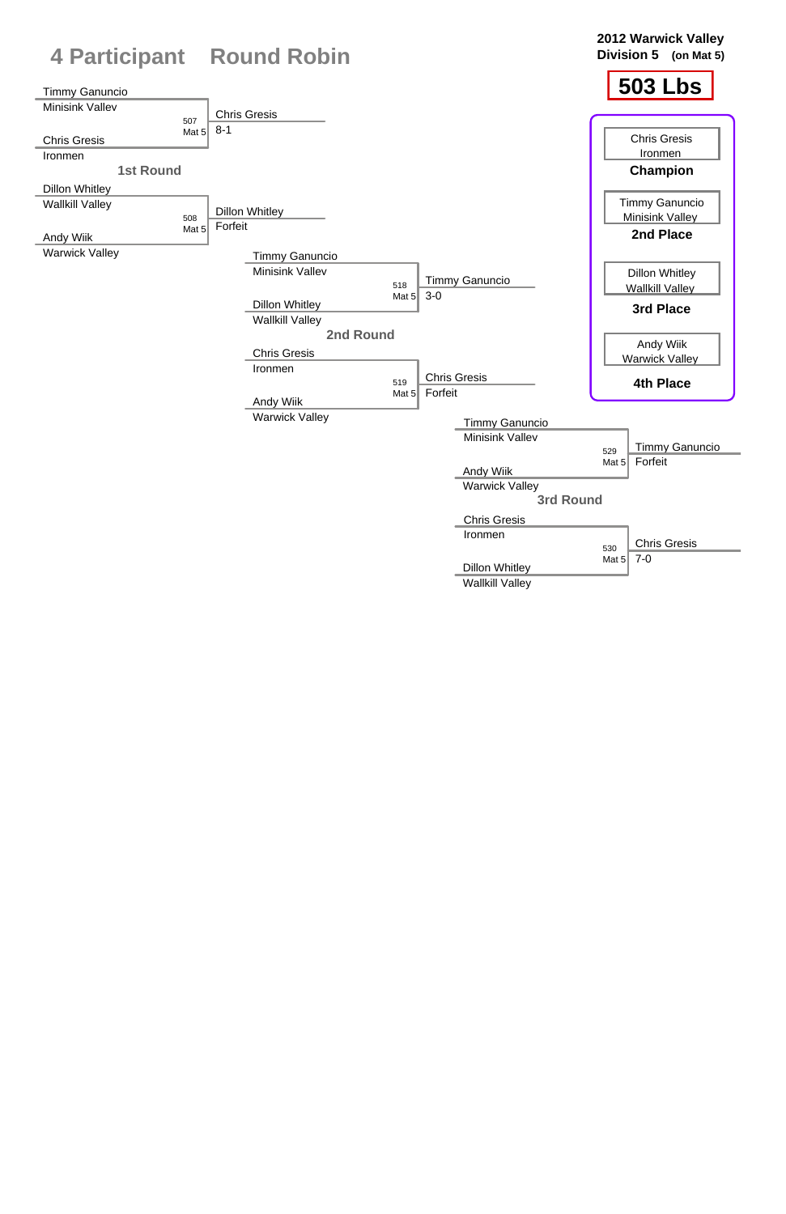# 4 Participant Round Robin

**2012 Warwick Valley Division 5 (on Mat 5)**

## 503 Lbs

### 1st Round

| Match | Wrestler 1 | Wrestler 2 | Winner | Result |
|---|---|---|---|---|
| 507 Mat 5 | Timmy Ganuncio (Minisink Valley) | Chris Gresis (Ironmen) | Chris Gresis | 8-1 |
| 508 Mat 5 | Dillon Whitley (Wallkill Valley) | Andy Wiik (Warwick Valley) | Dillon Whitley | Forfeit |

### 2nd Round

| Match | Wrestler 1 | Wrestler 2 | Winner | Result |
|---|---|---|---|---|
| 518 Mat 5 | Timmy Ganuncio (Minisink Valley) | Dillon Whitley (Wallkill Valley) | Timmy Ganuncio | 3-0 |
| 519 Mat 5 | Chris Gresis (Ironmen) | Andy Wiik (Warwick Valley) | Chris Gresis | Forfeit |

### 3rd Round

| Match | Wrestler 1 | Wrestler 2 | Winner | Result |
|---|---|---|---|---|
| 529 Mat 5 | Timmy Ganuncio (Minisink Valley) | Andy Wiik (Warwick Valley) | Timmy Ganuncio | Forfeit |
| 530 Mat 5 | Chris Gresis (Ironmen) | Dillon Whitley (Wallkill Valley) | Chris Gresis | 7-0 |

### Final Placements

| Place | Wrestler | Team |
|---|---|---|
| Champion | Chris Gresis | Ironmen |
| 2nd Place | Timmy Ganuncio | Minisink Valley |
| 3rd Place | Dillon Whitley | Wallkill Valley |
| 4th Place | Andy Wiik | Warwick Valley |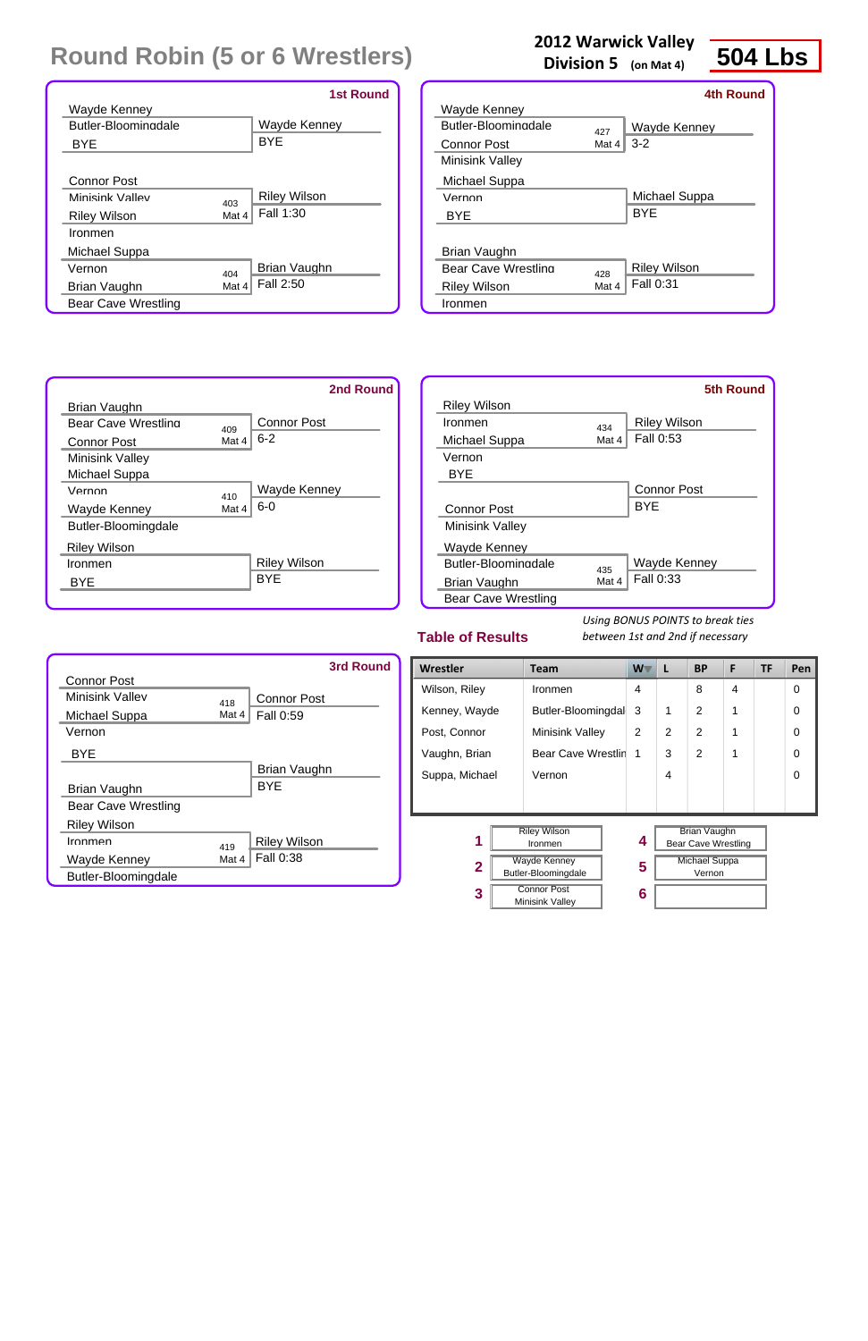# Round Robin (5 or 6 Wrestlers)

**2012 Warwick Valley Division 5** (on Mat 4)

**504 Lbs**

### 1st Round

| Wrestler | Team | Bout | Winner | Result |
|---|---|---|---|---|
| Wayde Kenney | Butler-Bloomingdale | | Wayde Kenney | |
| BYE | | | BYE | |
| Connor Post | Minisink Valley | 403 Mat 4 | Riley Wilson | Fall 1:30 |
| Riley Wilson | Ironmen | | | |
| Michael Suppa | Vernon | 404 Mat 4 | Brian Vaughn | Fall 2:50 |
| Brian Vaughn | Bear Cave Wrestling | | | |

### 2nd Round

| Wrestler | Team | Bout | Winner | Result |
|---|---|---|---|---|
| Brian Vaughn | Bear Cave Wrestling | 409 Mat 4 | Connor Post | 6-2 |
| Connor Post | Minisink Valley | | | |
| Michael Suppa | Vernon | 410 Mat 4 | Wayde Kenney | 6-0 |
| Wayde Kenney | Butler-Bloomingdale | | | |
| Riley Wilson | Ironmen | | Riley Wilson | |
| BYE | | | BYE | |

### 3rd Round

| Wrestler | Team | Bout | Winner | Result |
|---|---|---|---|---|
| Connor Post | Minisink Valley | 418 Mat 4 | Connor Post | Fall 0:59 |
| Michael Suppa | Vernon | | | |
| BYE | | | Brian Vaughn | |
| Brian Vaughn | Bear Cave Wrestling | | BYE | |
| Riley Wilson | Ironmen | 419 Mat 4 | Riley Wilson | Fall 0:38 |
| Wayde Kenney | Butler-Bloomingdale | | | |

### 4th Round

| Wrestler | Team | Bout | Winner | Result |
|---|---|---|---|---|
| Wayde Kenney | Butler-Bloomingdale | 427 Mat 4 | Wayde Kenney | 3-2 |
| Connor Post | Minisink Valley | | | |
| Michael Suppa | Vernon | | Michael Suppa | |
| BYE | | | BYE | |
| Brian Vaughn | Bear Cave Wrestling | 428 Mat 4 | Riley Wilson | Fall 0:31 |
| Riley Wilson | Ironmen | | | |

### 5th Round

| Wrestler | Team | Bout | Winner | Result |
|---|---|---|---|---|
| Riley Wilson | Ironmen | 434 Mat 4 | Riley Wilson | Fall 0:53 |
| Michael Suppa | Vernon | | | |
| BYE | | | Connor Post | |
| Connor Post | Minisink Valley | | BYE | |
| Wayde Kenney | Butler-Bloomingdale | 435 Mat 4 | Wayde Kenney | Fall 0:33 |
| Brian Vaughn | Bear Cave Wrestling | | | |

## Table of Results

*Using BONUS POINTS to break ties between 1st and 2nd if necessary*

| Wrestler | Team | W | L | BP | F | TF | Pen |
|---|---|---|---|---|---|---|---|
| Wilson, Riley | Ironmen | 4 | | 8 | 4 | | 0 |
| Kenney, Wayde | Butler-Bloomingdal | 3 | 1 | 2 | 1 | | 0 |
| Post, Connor | Minisink Valley | 2 | 2 | 2 | 1 | | 0 |
| Vaughn, Brian | Bear Cave Wrestlin | 1 | 3 | 2 | 1 | | 0 |
| Suppa, Michael | Vernon | | 4 | | | | 0 |

| Place | Wrestler | Place | Wrestler |
|---|---|---|---|
| 1 | Riley Wilson, Ironmen | 4 | Brian Vaughn, Bear Cave Wrestling |
| 2 | Wayde Kenney, Butler-Bloomingdale | 5 | Michael Suppa, Vernon |
| 3 | Connor Post, Minisink Valley | 6 | |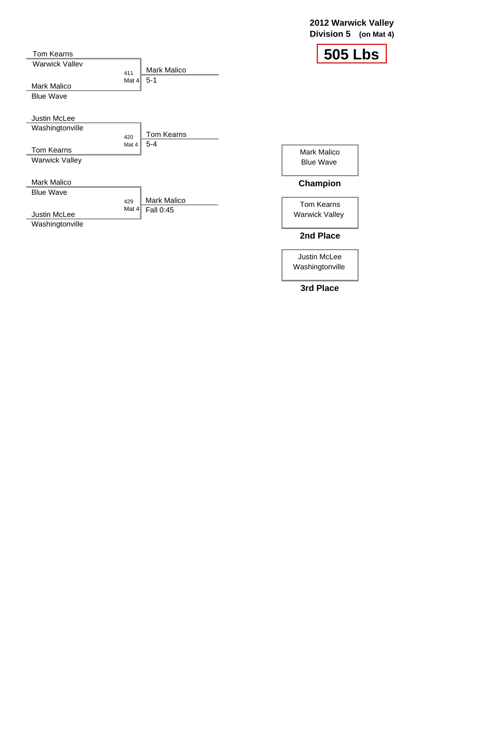**2012 Warwick Valley**
**Division 5** (on Mat 4)

# 505 Lbs

Tom Kearns
Warwick Vallev

411
Mat 4

Mark Malico
5-1

Mark Malico
Blue Wave

Justin McLee
Washingtonville

420
Mat 4

Tom Kearns
5-4

Tom Kearns
Warwick Valley

Mark Malico
Blue Wave

429
Mat 4

Mark Malico
Fall 0:45

Justin McLee
Washingtonville

Mark Malico
Blue Wave

**Champion**

Tom Kearns
Warwick Valley

**2nd Place**

Justin McLee
Washingtonville

**3rd Place**